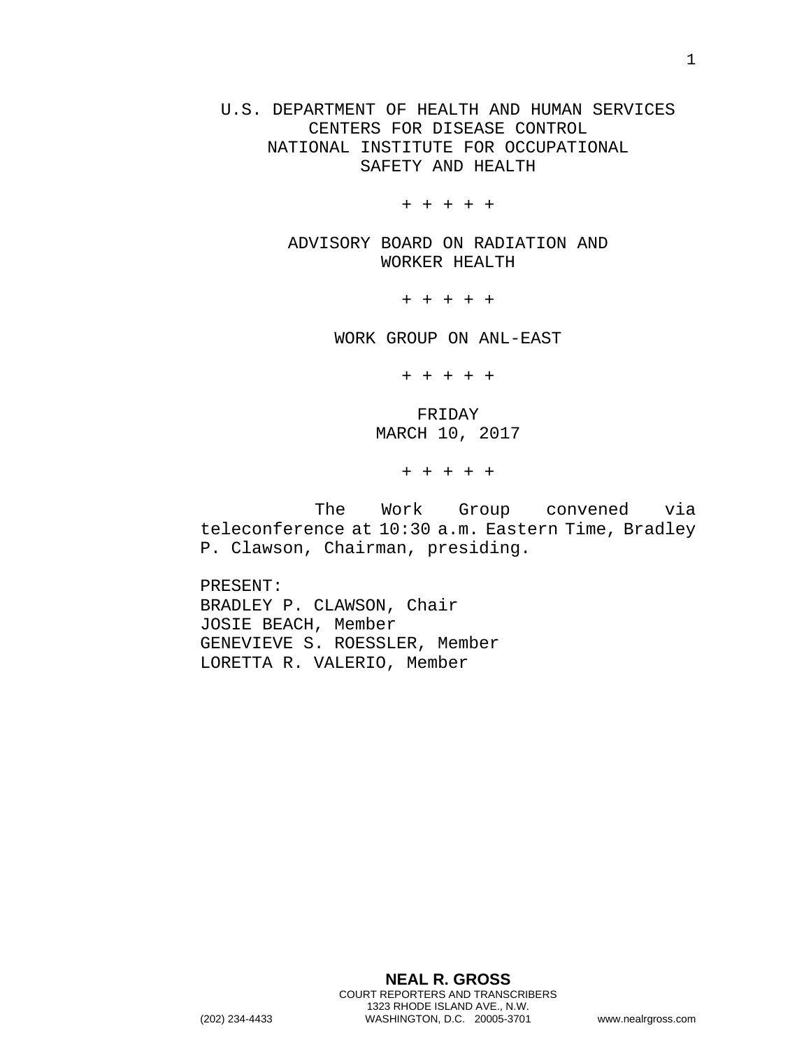U.S. DEPARTMENT OF HEALTH AND HUMAN SERVICES
CENTERS FOR DISEASE CONTROL
NATIONAL INSTITUTE FOR OCCUPATIONAL
SAFETY AND HEALTH

+ + + + +

ADVISORY BOARD ON RADIATION AND
WORKER HEALTH

+ + + + +

WORK GROUP ON ANL-EAST

+ + + + +

FRIDAY
MARCH 10, 2017

+ + + + +

The Work Group convened via teleconference at 10:30 a.m. Eastern Time, Bradley P. Clawson, Chairman, presiding.

PRESENT:
BRADLEY P. CLAWSON, Chair
JOSIE BEACH, Member
GENEVIEVE S. ROESSLER, Member
LORETTA R. VALERIO, Member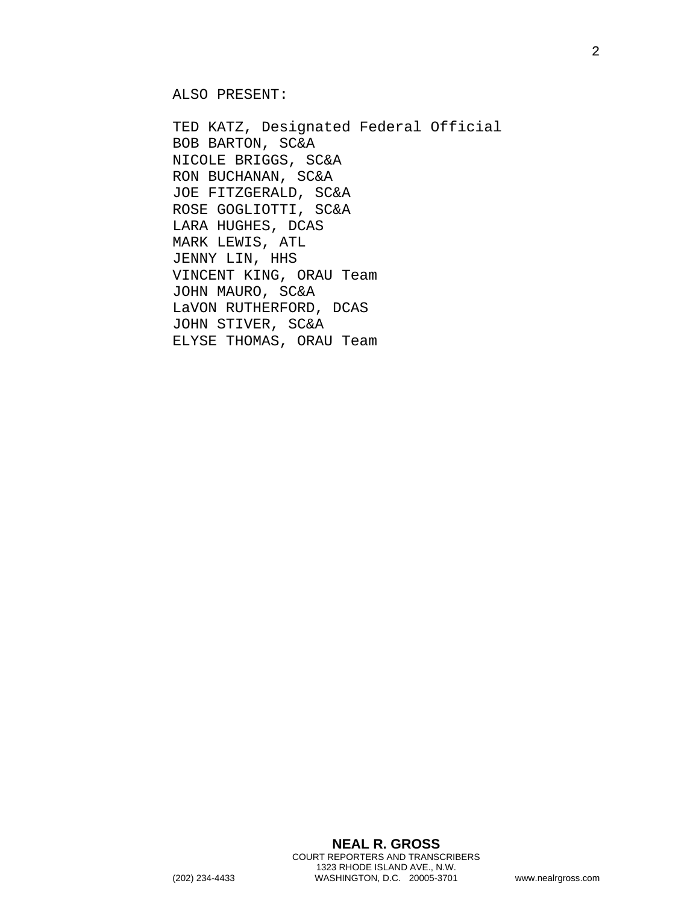ALSO PRESENT:

TED KATZ, Designated Federal Official
BOB BARTON, SC&A
NICOLE BRIGGS, SC&A
RON BUCHANAN, SC&A
JOE FITZGERALD, SC&A
ROSE GOGLIOTTI, SC&A
LARA HUGHES, DCAS
MARK LEWIS, ATL
JENNY LIN, HHS
VINCENT KING, ORAU Team
JOHN MAURO, SC&A
LaVON RUTHERFORD, DCAS
JOHN STIVER, SC&A
ELYSE THOMAS, ORAU Team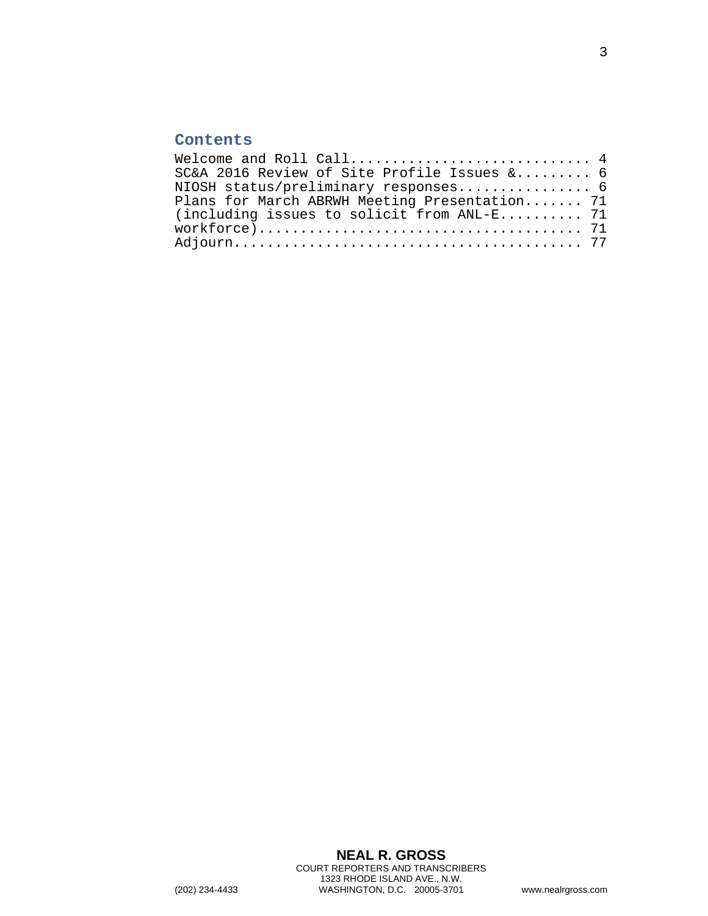## Contents

Welcome and Roll Call.............................. 4
SC&A 2016 Review of Site Profile Issues &......... 6
NIOSH status/preliminary responses................ 6
Plans for March ABRWH Meeting Presentation....... 71
(including issues to solicit from ANL-E.......... 71
workforce)....................................... 71
Adjourn.......................................... 77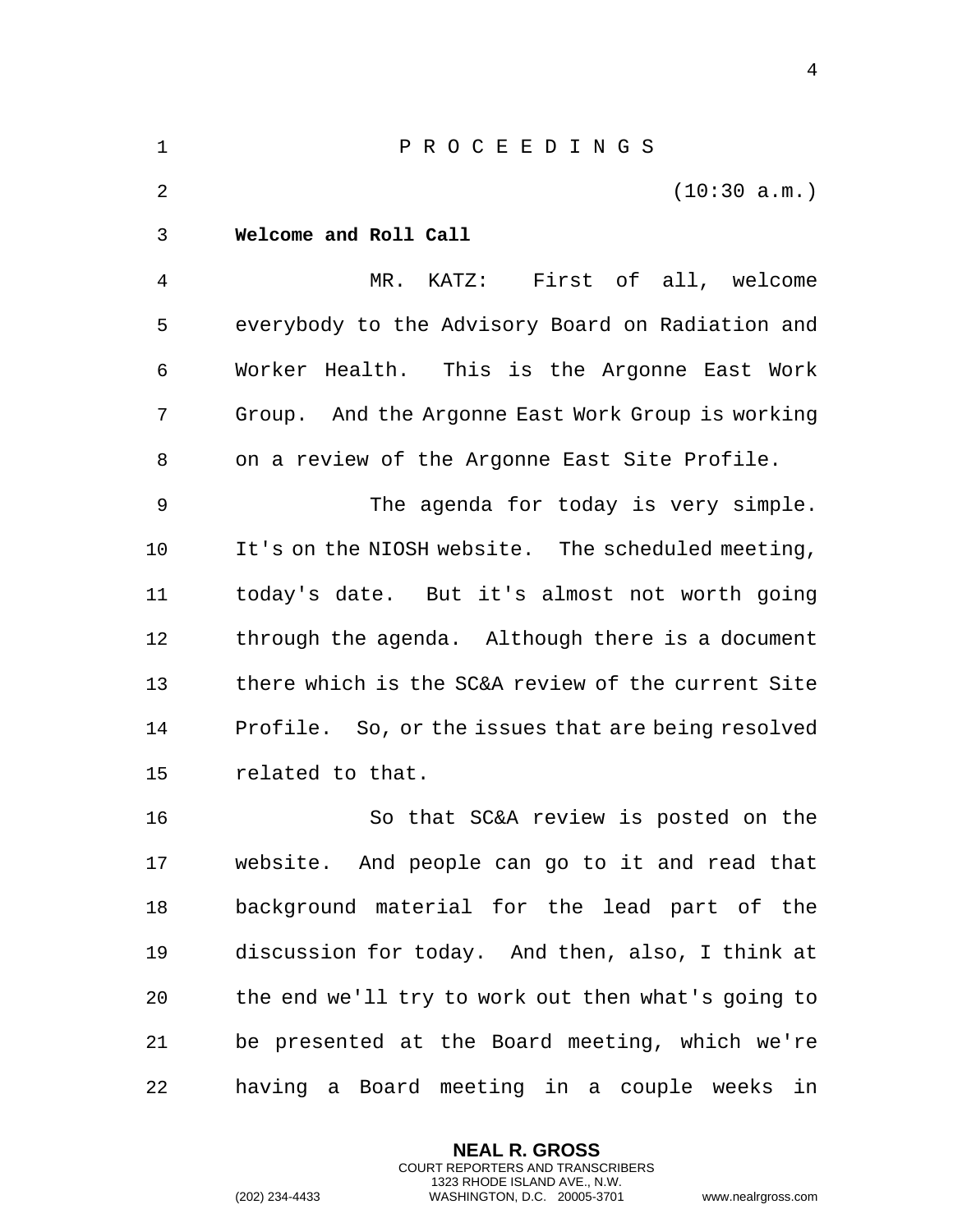P R O C E E D I N G S

(10:30 a.m.)

**Welcome and Roll Call**

MR. KATZ: First of all, welcome everybody to the Advisory Board on Radiation and Worker Health. This is the Argonne East Work Group. And the Argonne East Work Group is working on a review of the Argonne East Site Profile.

The agenda for today is very simple. It's on the NIOSH website. The scheduled meeting, today's date. But it's almost not worth going through the agenda. Although there is a document there which is the SC&A review of the current Site Profile. So, or the issues that are being resolved related to that.

So that SC&A review is posted on the website. And people can go to it and read that background material for the lead part of the discussion for today. And then, also, I think at the end we'll try to work out then what's going to be presented at the Board meeting, which we're having a Board meeting in a couple weeks in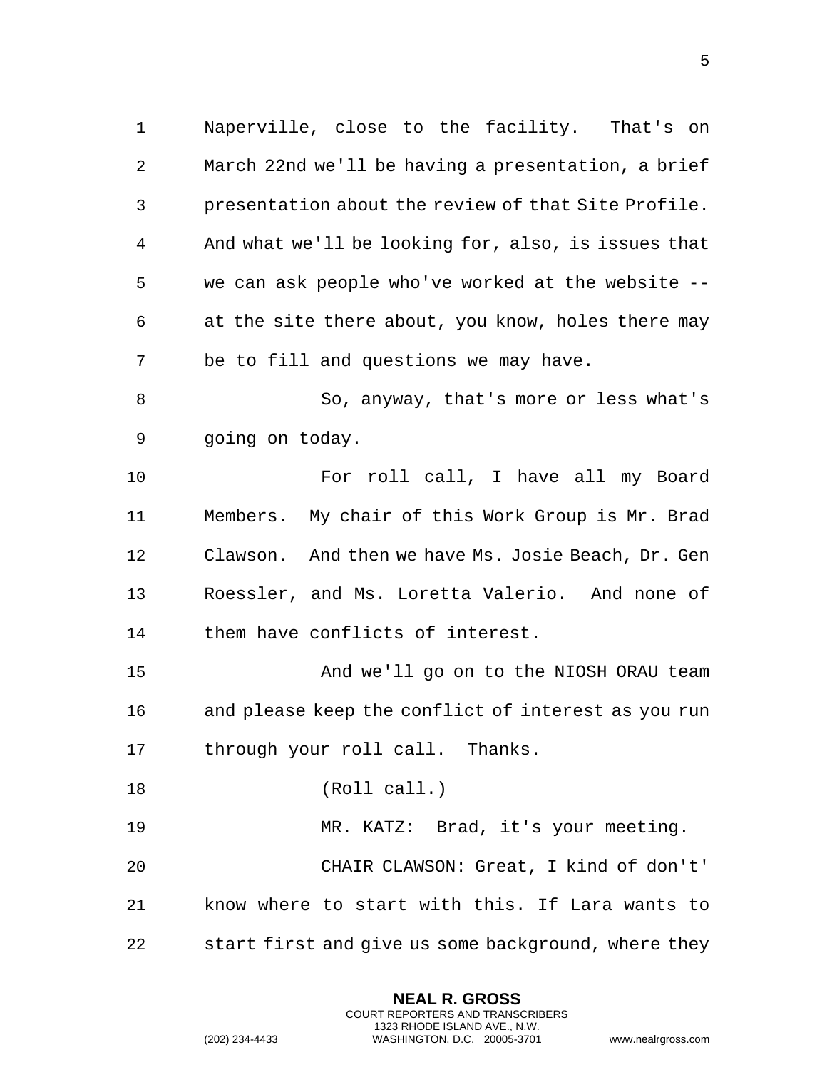Naperville, close to the facility. That's on March 22nd we'll be having a presentation, a brief presentation about the review of that Site Profile. And what we'll be looking for, also, is issues that we can ask people who've worked at the website -- at the site there about, you know, holes there may be to fill and questions we may have.

So, anyway, that's more or less what's going on today.

For roll call, I have all my Board Members. My chair of this Work Group is Mr. Brad Clawson. And then we have Ms. Josie Beach, Dr. Gen Roessler, and Ms. Loretta Valerio. And none of them have conflicts of interest.

And we'll go on to the NIOSH ORAU team and please keep the conflict of interest as you run through your roll call. Thanks.

(Roll call.)

MR. KATZ: Brad, it's your meeting.

CHAIR CLAWSON: Great, I kind of don't' know where to start with this. If Lara wants to start first and give us some background, where they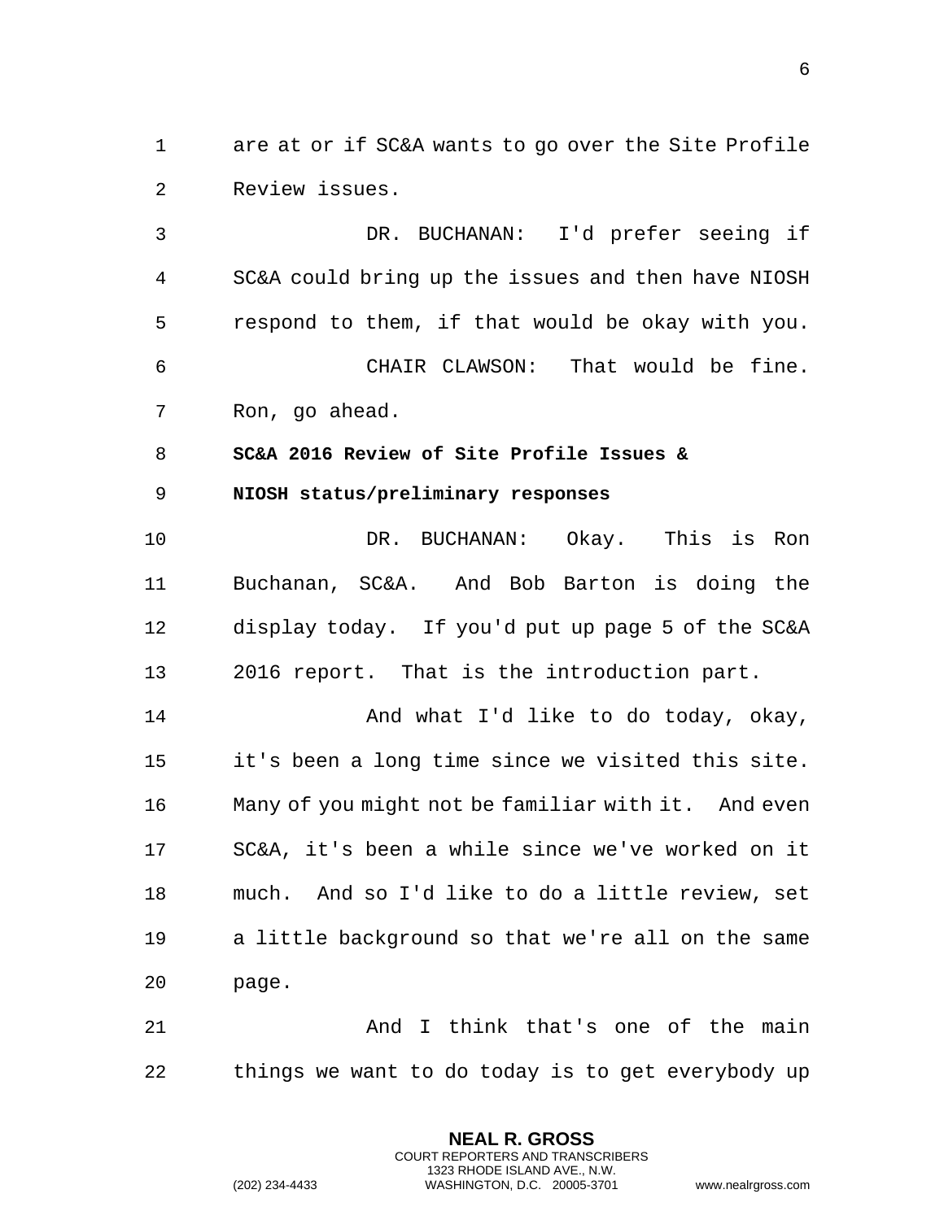are at or if SC&A wants to go over the Site Profile Review issues.

DR. BUCHANAN: I'd prefer seeing if SC&A could bring up the issues and then have NIOSH respond to them, if that would be okay with you.

CHAIR CLAWSON: That would be fine. Ron, go ahead.

**SC&A 2016 Review of Site Profile Issues & NIOSH status/preliminary responses**

DR. BUCHANAN: Okay. This is Ron Buchanan, SC&A. And Bob Barton is doing the display today. If you'd put up page 5 of the SC&A 2016 report. That is the introduction part.

And what I'd like to do today, okay, it's been a long time since we visited this site. Many of you might not be familiar with it. And even SC&A, it's been a while since we've worked on it much. And so I'd like to do a little review, set a little background so that we're all on the same page.

And I think that's one of the main things we want to do today is to get everybody up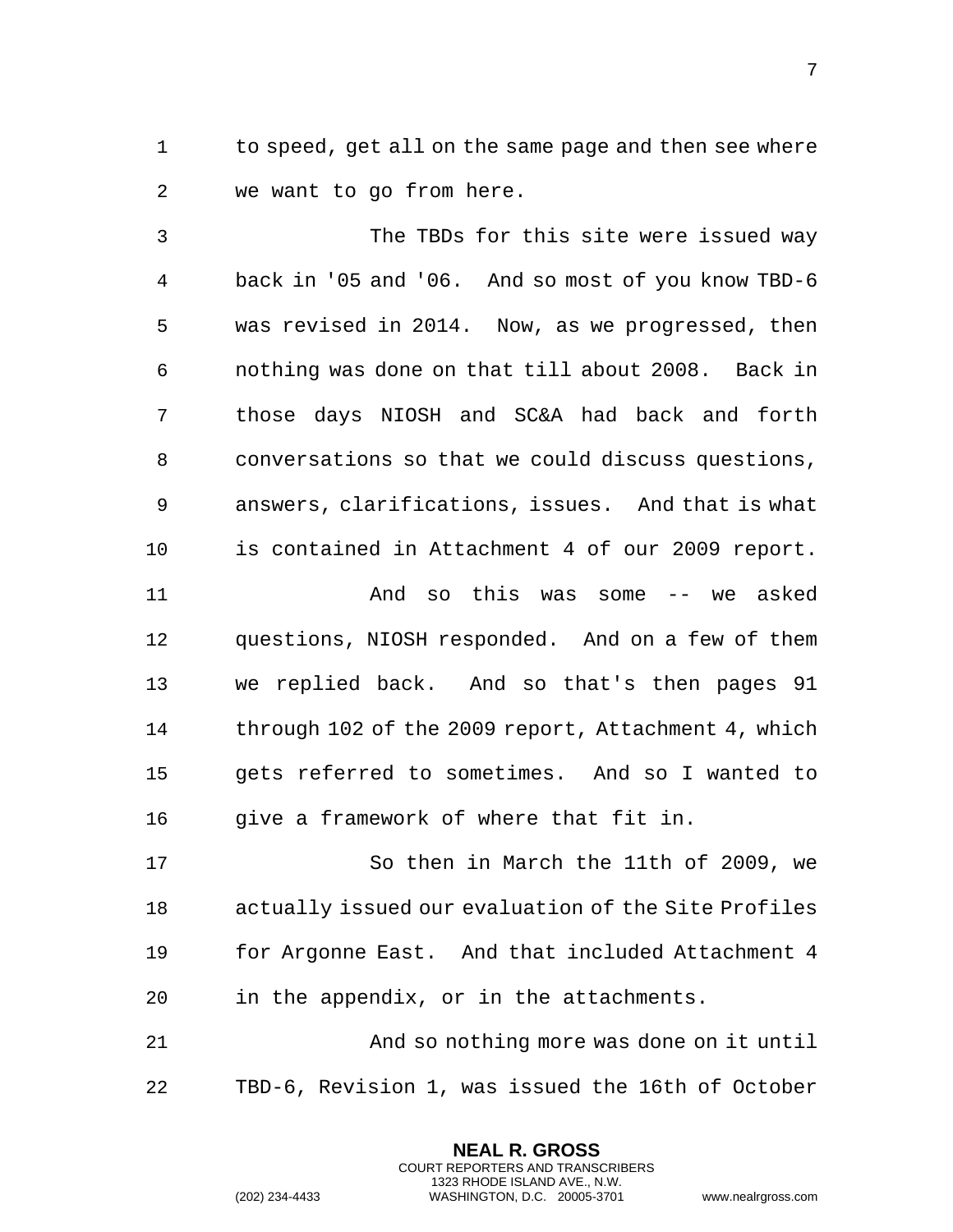to speed, get all on the same page and then see where we want to go from here.

The TBDs for this site were issued way back in '05 and '06. And so most of you know TBD-6 was revised in 2014. Now, as we progressed, then nothing was done on that till about 2008. Back in those days NIOSH and SC&A had back and forth conversations so that we could discuss questions, answers, clarifications, issues. And that is what is contained in Attachment 4 of our 2009 report.

And so this was some -- we asked questions, NIOSH responded. And on a few of them we replied back. And so that's then pages 91 through 102 of the 2009 report, Attachment 4, which gets referred to sometimes. And so I wanted to give a framework of where that fit in.

So then in March the 11th of 2009, we actually issued our evaluation of the Site Profiles for Argonne East. And that included Attachment 4 in the appendix, or in the attachments.

And so nothing more was done on it until TBD-6, Revision 1, was issued the 16th of October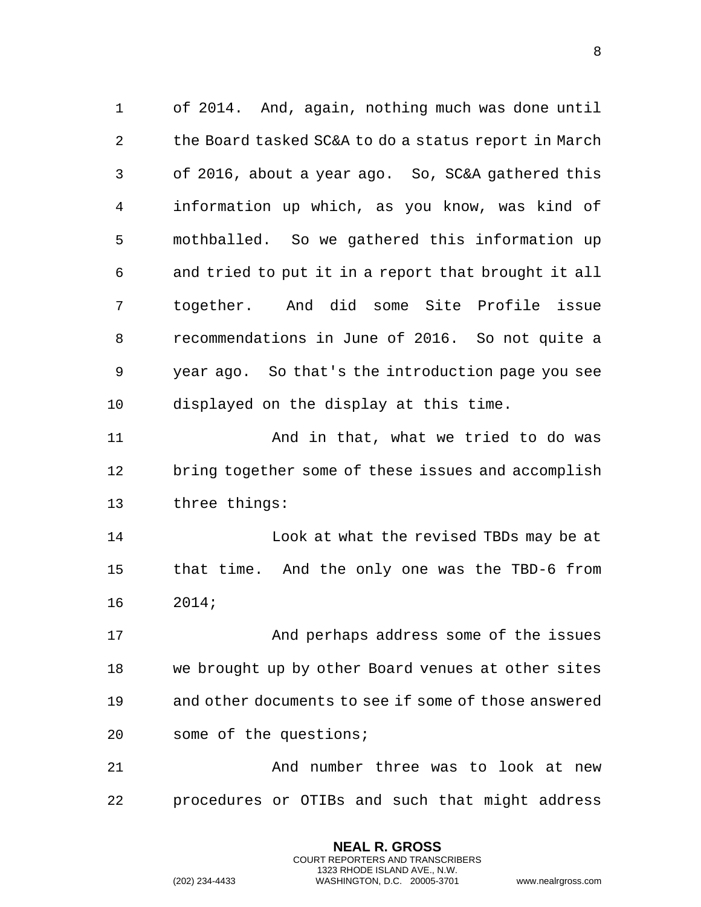of 2014. And, again, nothing much was done until the Board tasked SC&A to do a status report in March of 2016, about a year ago. So, SC&A gathered this information up which, as you know, was kind of mothballed. So we gathered this information up and tried to put it in a report that brought it all together. And did some Site Profile issue recommendations in June of 2016. So not quite a year ago. So that's the introduction page you see displayed on the display at this time.

And in that, what we tried to do was bring together some of these issues and accomplish three things:

Look at what the revised TBDs may be at that time. And the only one was the TBD-6 from 2014;

And perhaps address some of the issues we brought up by other Board venues at other sites and other documents to see if some of those answered some of the questions;

And number three was to look at new procedures or OTIBs and such that might address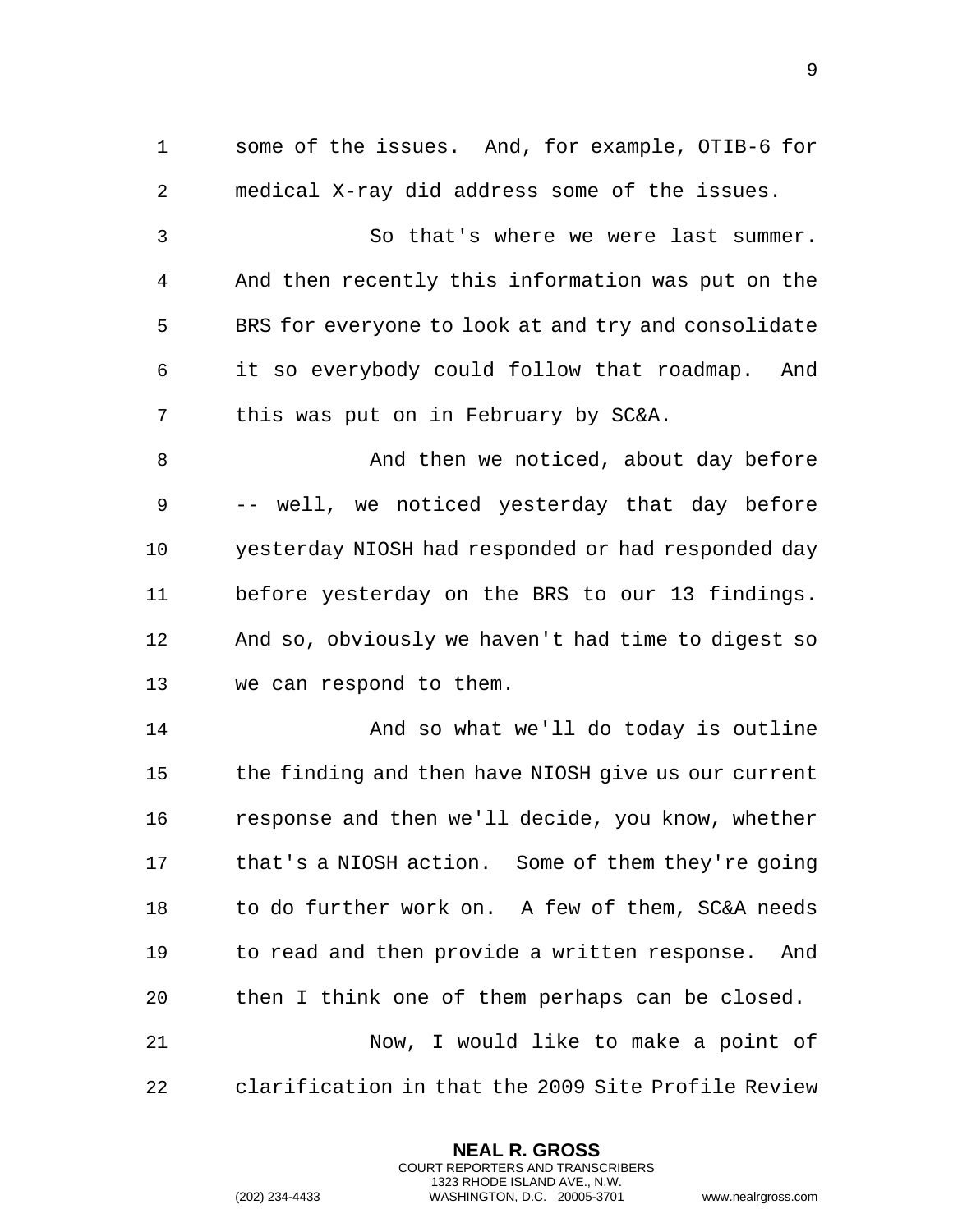some of the issues. And, for example, OTIB-6 for medical X-ray did address some of the issues.

So that's where we were last summer. And then recently this information was put on the BRS for everyone to look at and try and consolidate it so everybody could follow that roadmap. And this was put on in February by SC&A.

And then we noticed, about day before -- well, we noticed yesterday that day before yesterday NIOSH had responded or had responded day before yesterday on the BRS to our 13 findings. And so, obviously we haven't had time to digest so we can respond to them.

And so what we'll do today is outline the finding and then have NIOSH give us our current response and then we'll decide, you know, whether that's a NIOSH action. Some of them they're going to do further work on. A few of them, SC&A needs to read and then provide a written response. And then I think one of them perhaps can be closed.

Now, I would like to make a point of clarification in that the 2009 Site Profile Review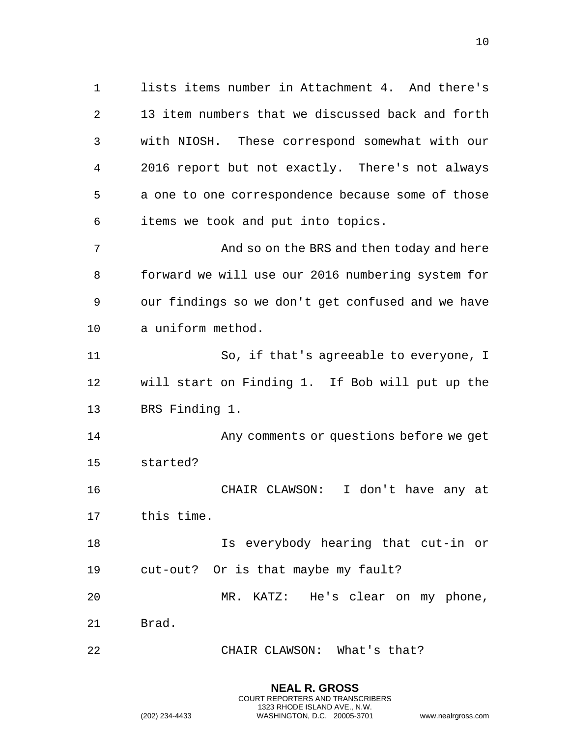lists items number in Attachment 4. And there's 13 item numbers that we discussed back and forth with NIOSH. These correspond somewhat with our 2016 report but not exactly. There's not always a one to one correspondence because some of those items we took and put into topics.

And so on the BRS and then today and here forward we will use our 2016 numbering system for our findings so we don't get confused and we have a uniform method.

So, if that's agreeable to everyone, I will start on Finding 1. If Bob will put up the BRS Finding 1.

Any comments or questions before we get started?

CHAIR CLAWSON: I don't have any at this time.

Is everybody hearing that cut-in or cut-out? Or is that maybe my fault?

MR. KATZ: He's clear on my phone, Brad.

CHAIR CLAWSON: What's that?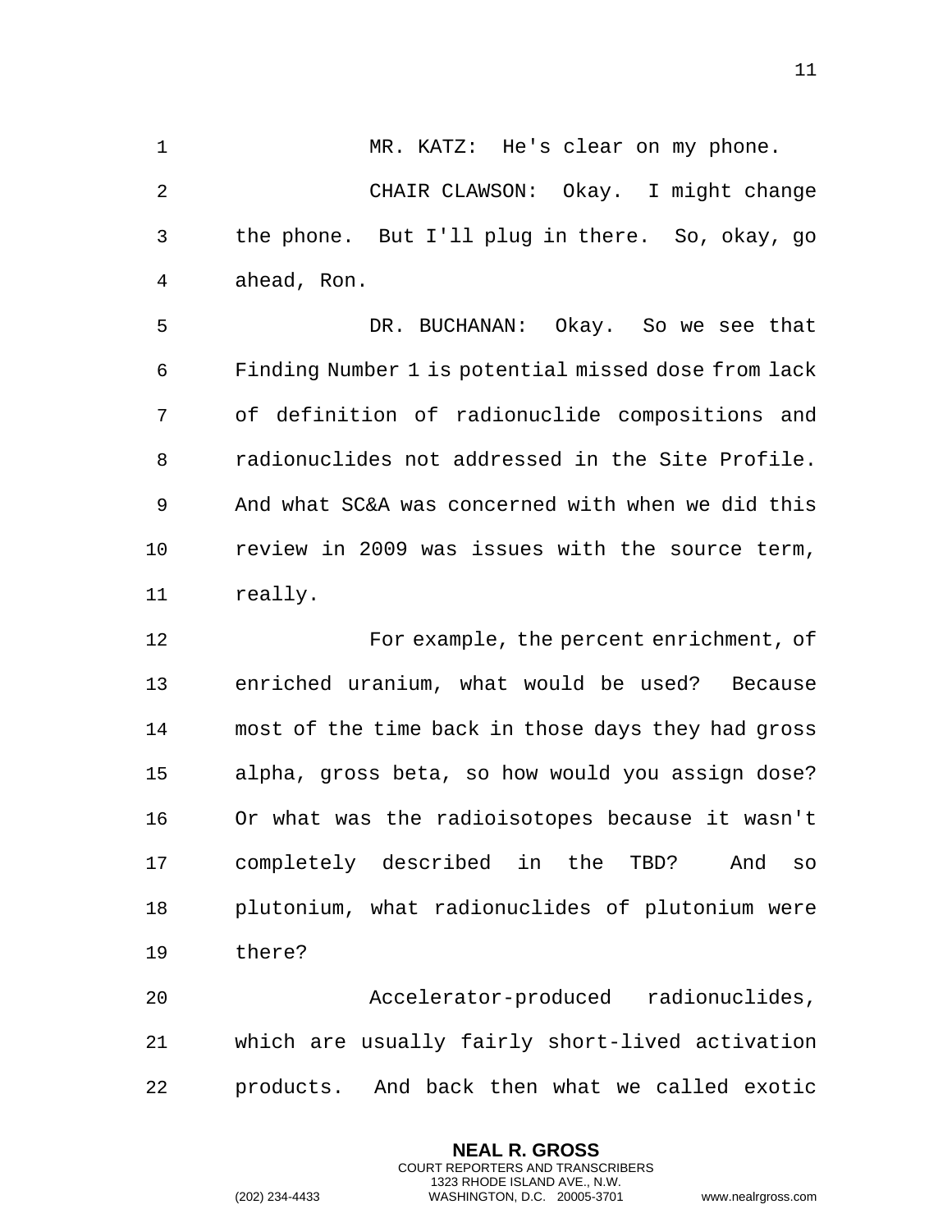MR. KATZ: He's clear on my phone.

CHAIR CLAWSON: Okay. I might change the phone. But I'll plug in there. So, okay, go ahead, Ron.

DR. BUCHANAN: Okay. So we see that Finding Number 1 is potential missed dose from lack of definition of radionuclide compositions and radionuclides not addressed in the Site Profile. And what SC&A was concerned with when we did this review in 2009 was issues with the source term, really.

For example, the percent enrichment, of enriched uranium, what would be used? Because most of the time back in those days they had gross alpha, gross beta, so how would you assign dose? Or what was the radioisotopes because it wasn't completely described in the TBD? And so plutonium, what radionuclides of plutonium were there?

Accelerator-produced radionuclides, which are usually fairly short-lived activation products. And back then what we called exotic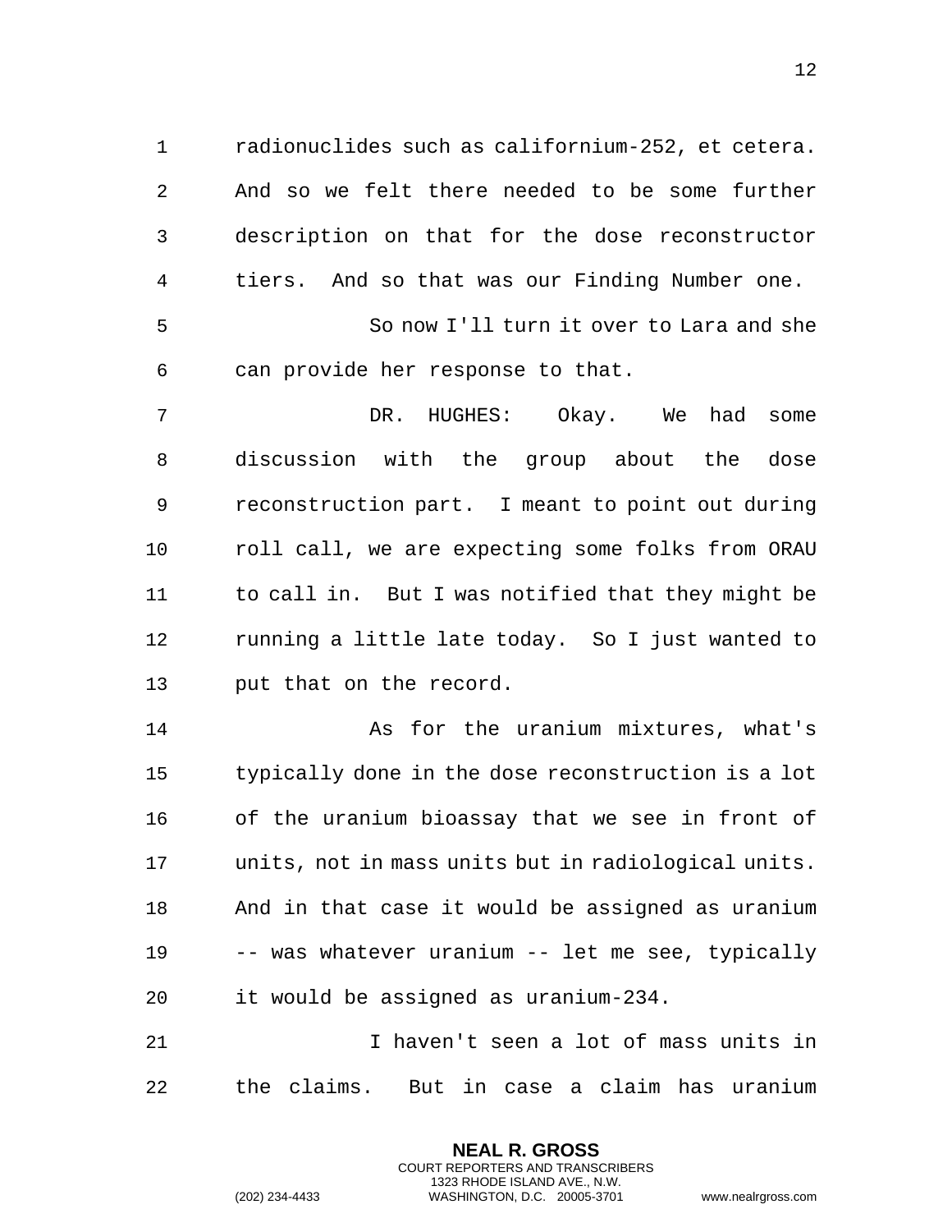radionuclides such as californium-252, et cetera. And so we felt there needed to be some further description on that for the dose reconstructor tiers. And so that was our Finding Number one.

So now I'll turn it over to Lara and she can provide her response to that.

DR. HUGHES: Okay. We had some discussion with the group about the dose reconstruction part. I meant to point out during roll call, we are expecting some folks from ORAU to call in. But I was notified that they might be running a little late today. So I just wanted to put that on the record.

As for the uranium mixtures, what's typically done in the dose reconstruction is a lot of the uranium bioassay that we see in front of units, not in mass units but in radiological units. And in that case it would be assigned as uranium -- was whatever uranium -- let me see, typically it would be assigned as uranium-234.

I haven't seen a lot of mass units in the claims. But in case a claim has uranium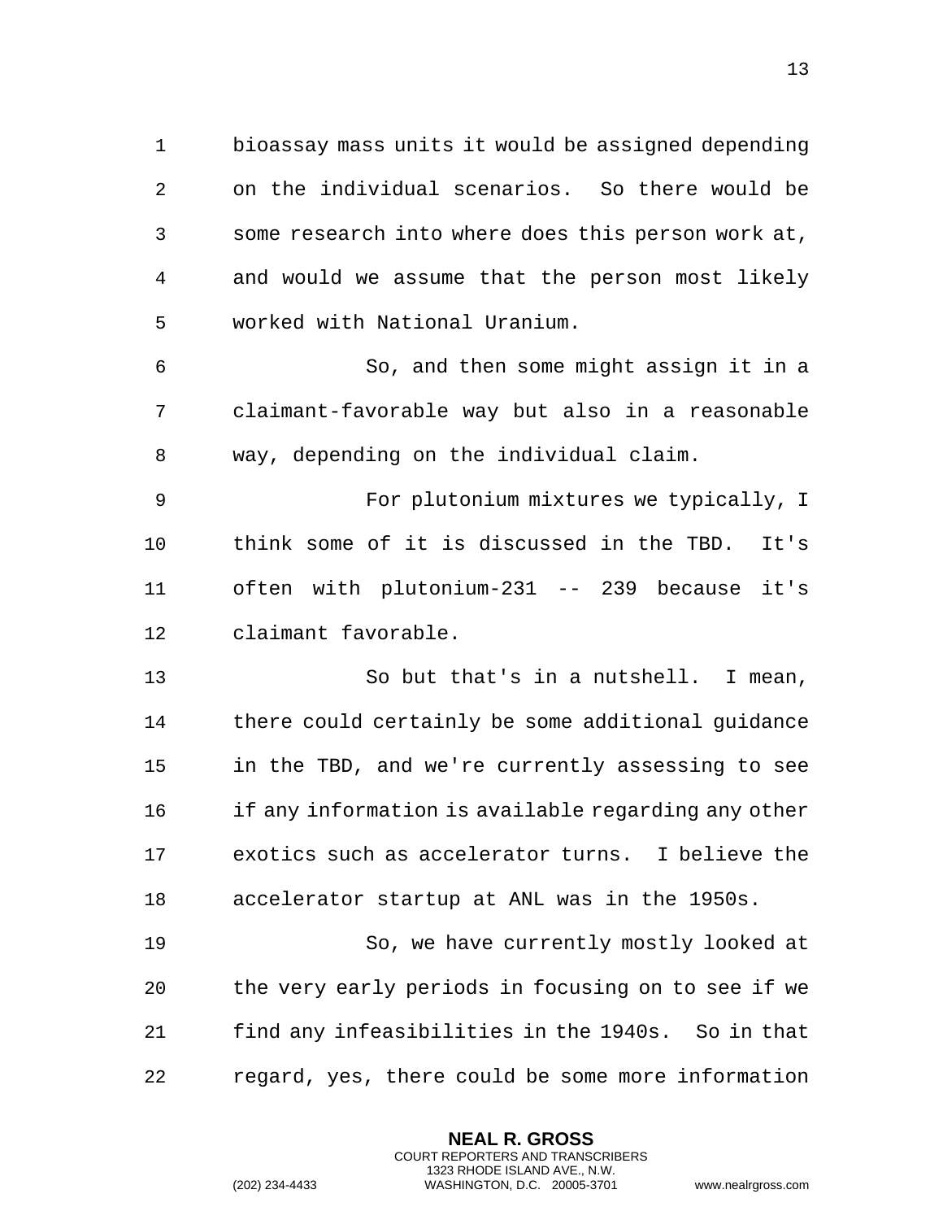bioassay mass units it would be assigned depending on the individual scenarios. So there would be some research into where does this person work at, and would we assume that the person most likely worked with National Uranium.

So, and then some might assign it in a claimant-favorable way but also in a reasonable way, depending on the individual claim.

For plutonium mixtures we typically, I think some of it is discussed in the TBD. It's often with plutonium-231 -- 239 because it's claimant favorable.

So but that's in a nutshell. I mean, there could certainly be some additional guidance in the TBD, and we're currently assessing to see if any information is available regarding any other exotics such as accelerator turns. I believe the accelerator startup at ANL was in the 1950s.

So, we have currently mostly looked at the very early periods in focusing on to see if we find any infeasibilities in the 1940s. So in that regard, yes, there could be some more information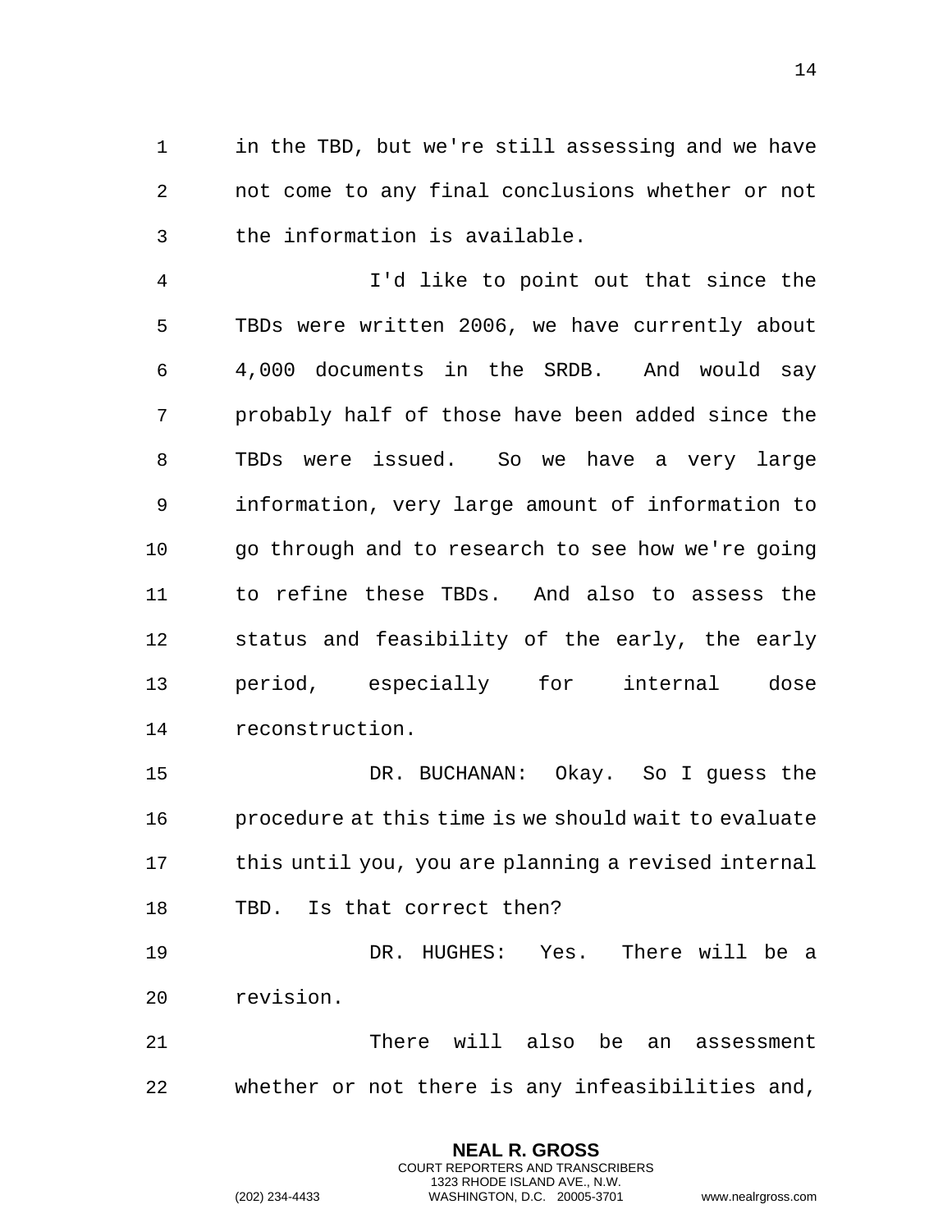in the TBD, but we're still assessing and we have not come to any final conclusions whether or not the information is available.

I'd like to point out that since the TBDs were written 2006, we have currently about 4,000 documents in the SRDB. And would say probably half of those have been added since the TBDs were issued. So we have a very large information, very large amount of information to go through and to research to see how we're going to refine these TBDs. And also to assess the status and feasibility of the early, the early period, especially for internal dose reconstruction.

DR. BUCHANAN: Okay. So I guess the procedure at this time is we should wait to evaluate this until you, you are planning a revised internal TBD. Is that correct then?

DR. HUGHES: Yes. There will be a revision.

There will also be an assessment whether or not there is any infeasibilities and,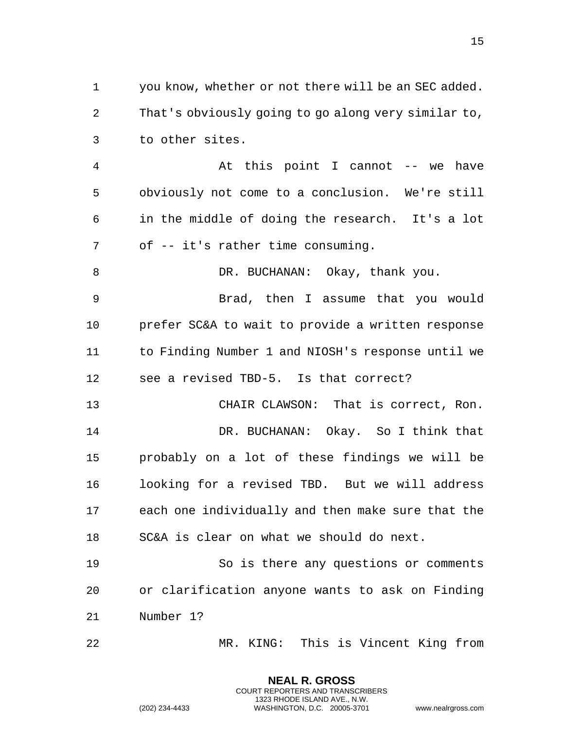you know, whether or not there will be an SEC added. That's obviously going to go along very similar to, to other sites.

At this point I cannot -- we have obviously not come to a conclusion. We're still in the middle of doing the research. It's a lot of -- it's rather time consuming.

DR. BUCHANAN: Okay, thank you.

Brad, then I assume that you would prefer SC&A to wait to provide a written response to Finding Number 1 and NIOSH's response until we see a revised TBD-5. Is that correct?

CHAIR CLAWSON: That is correct, Ron.

DR. BUCHANAN: Okay. So I think that probably on a lot of these findings we will be looking for a revised TBD. But we will address each one individually and then make sure that the SC&A is clear on what we should do next.

So is there any questions or comments or clarification anyone wants to ask on Finding Number 1?

MR. KING: This is Vincent King from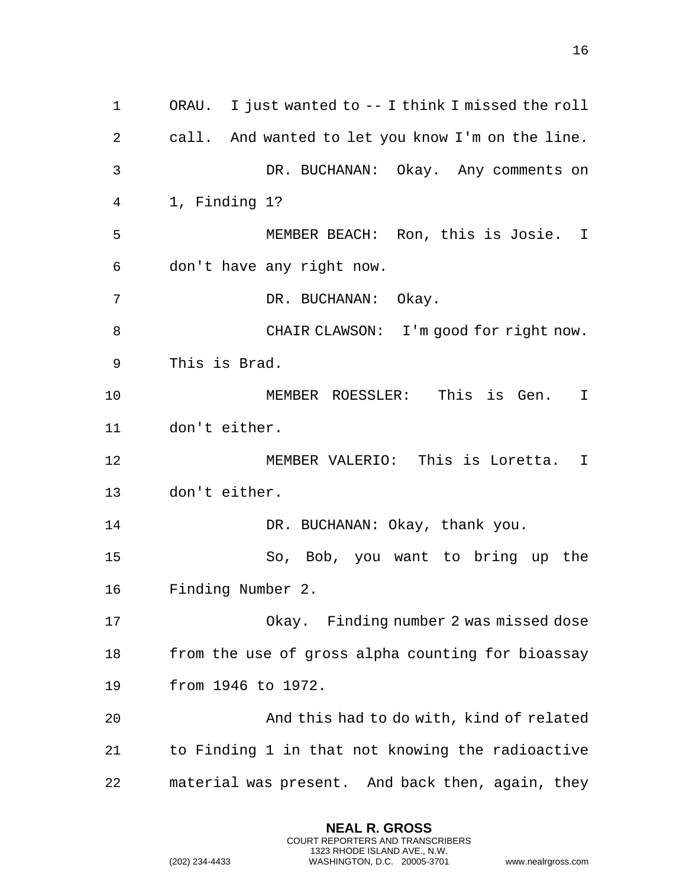ORAU. I just wanted to -- I think I missed the roll call. And wanted to let you know I'm on the line.

DR. BUCHANAN: Okay. Any comments on 1, Finding 1?

MEMBER BEACH: Ron, this is Josie. I don't have any right now.

DR. BUCHANAN: Okay.

CHAIR CLAWSON: I'm good for right now. This is Brad.

MEMBER ROESSLER: This is Gen. I don't either.

MEMBER VALERIO: This is Loretta. I don't either.

DR. BUCHANAN: Okay, thank you.

So, Bob, you want to bring up the Finding Number 2.

Okay. Finding number 2 was missed dose from the use of gross alpha counting for bioassay from 1946 to 1972.

And this had to do with, kind of related to Finding 1 in that not knowing the radioactive material was present. And back then, again, they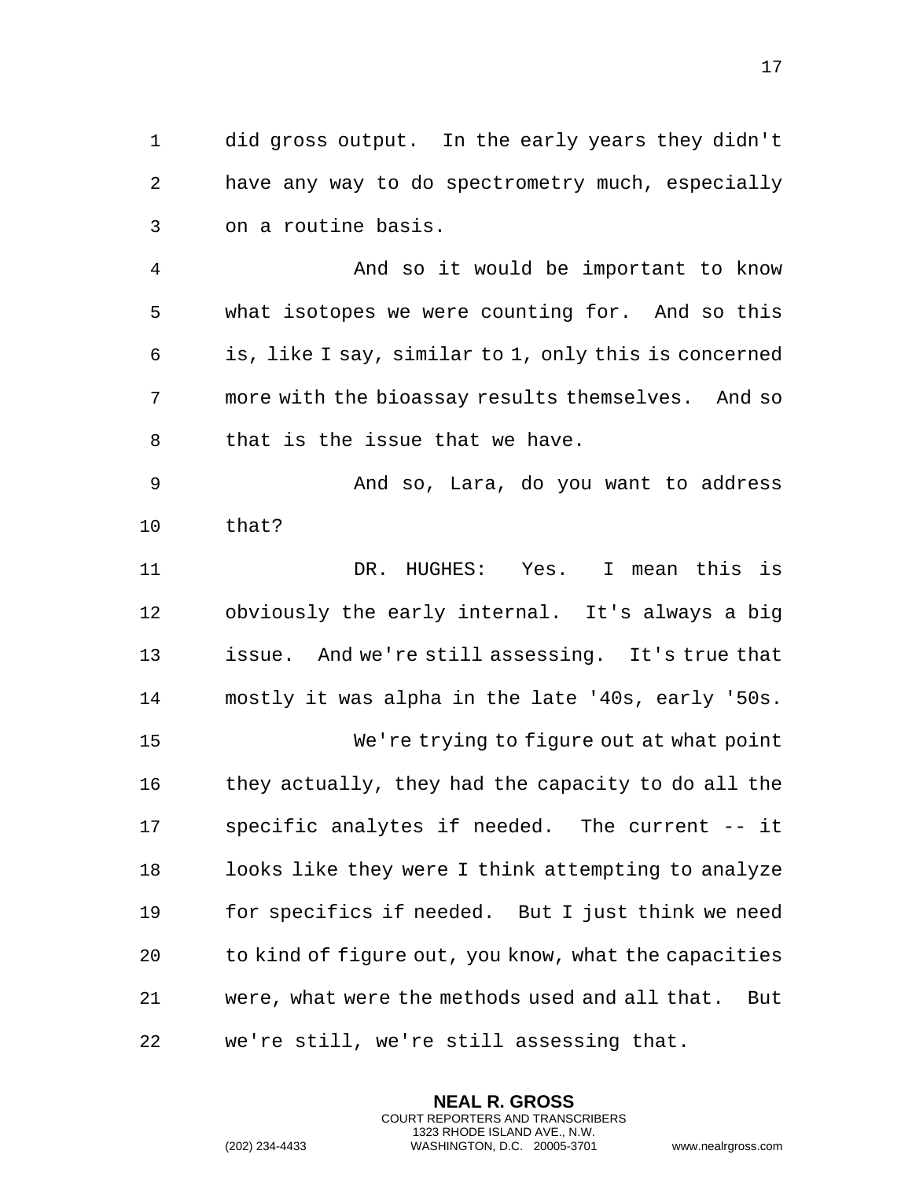did gross output. In the early years they didn't have any way to do spectrometry much, especially on a routine basis.

And so it would be important to know what isotopes we were counting for. And so this is, like I say, similar to 1, only this is concerned more with the bioassay results themselves. And so that is the issue that we have.

And so, Lara, do you want to address that?

DR. HUGHES: Yes. I mean this is obviously the early internal. It's always a big issue. And we're still assessing. It's true that mostly it was alpha in the late '40s, early '50s.

We're trying to figure out at what point they actually, they had the capacity to do all the specific analytes if needed. The current -- it looks like they were I think attempting to analyze for specifics if needed. But I just think we need to kind of figure out, you know, what the capacities were, what were the methods used and all that. But we're still, we're still assessing that.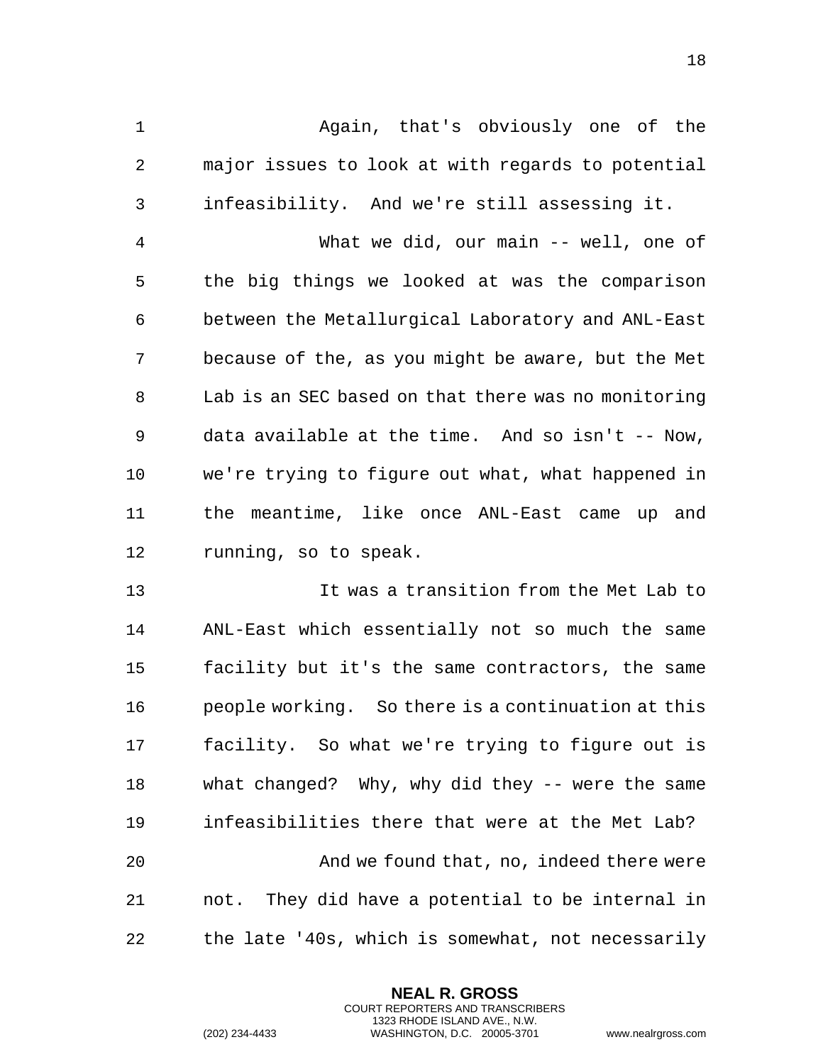Again, that's obviously one of the major issues to look at with regards to potential infeasibility. And we're still assessing it.

What we did, our main -- well, one of the big things we looked at was the comparison between the Metallurgical Laboratory and ANL-East because of the, as you might be aware, but the Met Lab is an SEC based on that there was no monitoring data available at the time. And so isn't -- Now, we're trying to figure out what, what happened in the meantime, like once ANL-East came up and running, so to speak.

It was a transition from the Met Lab to ANL-East which essentially not so much the same facility but it's the same contractors, the same people working. So there is a continuation at this facility. So what we're trying to figure out is what changed? Why, why did they -- were the same infeasibilities there that were at the Met Lab?

And we found that, no, indeed there were not. They did have a potential to be internal in the late '40s, which is somewhat, not necessarily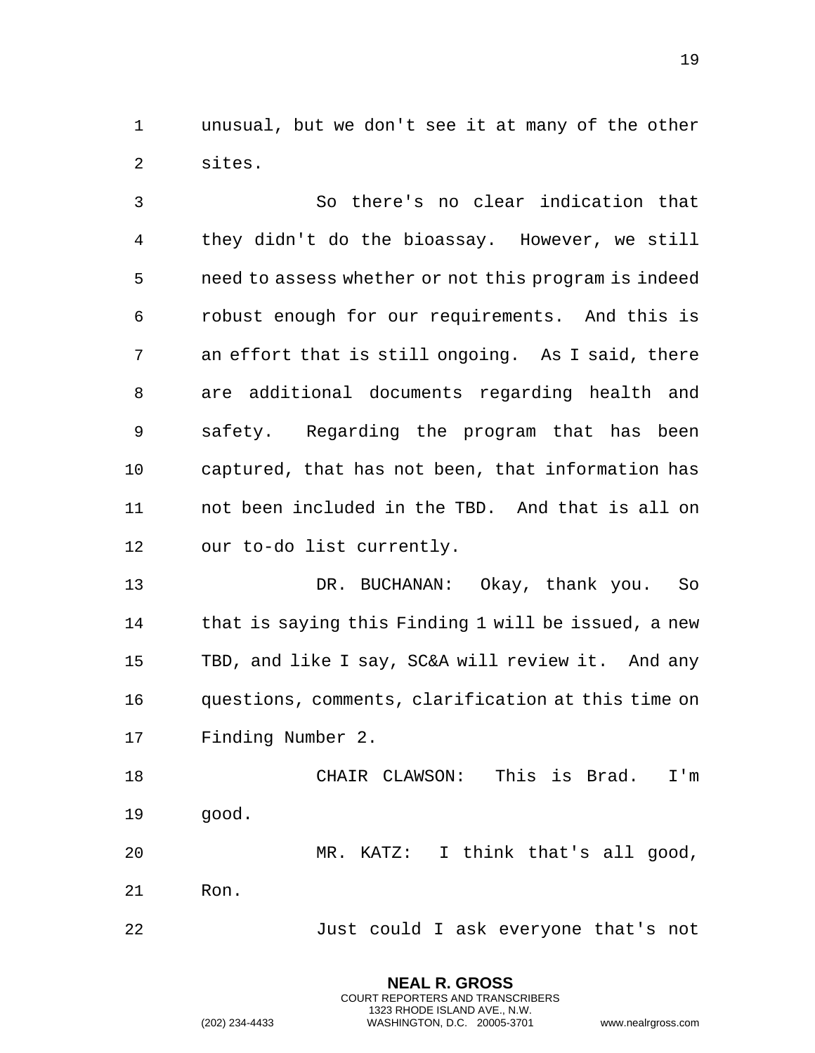unusual, but we don't see it at many of the other sites.

So there's no clear indication that they didn't do the bioassay. However, we still need to assess whether or not this program is indeed robust enough for our requirements. And this is an effort that is still ongoing. As I said, there are additional documents regarding health and safety. Regarding the program that has been captured, that has not been, that information has not been included in the TBD. And that is all on our to-do list currently.

DR. BUCHANAN: Okay, thank you. So that is saying this Finding 1 will be issued, a new TBD, and like I say, SC&A will review it. And any questions, comments, clarification at this time on Finding Number 2.

CHAIR CLAWSON: This is Brad. I'm good.

MR. KATZ: I think that's all good, Ron.

Just could I ask everyone that's not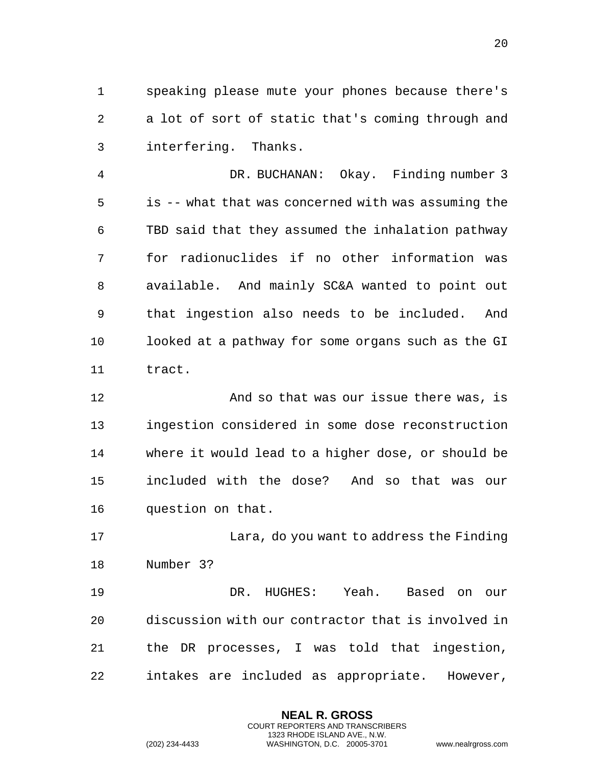speaking please mute your phones because there's a lot of sort of static that's coming through and interfering. Thanks.

DR. BUCHANAN: Okay. Finding number 3 is -- what that was concerned with was assuming the TBD said that they assumed the inhalation pathway for radionuclides if no other information was available. And mainly SC&A wanted to point out that ingestion also needs to be included. And looked at a pathway for some organs such as the GI tract.

And so that was our issue there was, is ingestion considered in some dose reconstruction where it would lead to a higher dose, or should be included with the dose? And so that was our question on that.

Lara, do you want to address the Finding Number 3?

DR. HUGHES: Yeah. Based on our discussion with our contractor that is involved in the DR processes, I was told that ingestion, intakes are included as appropriate. However,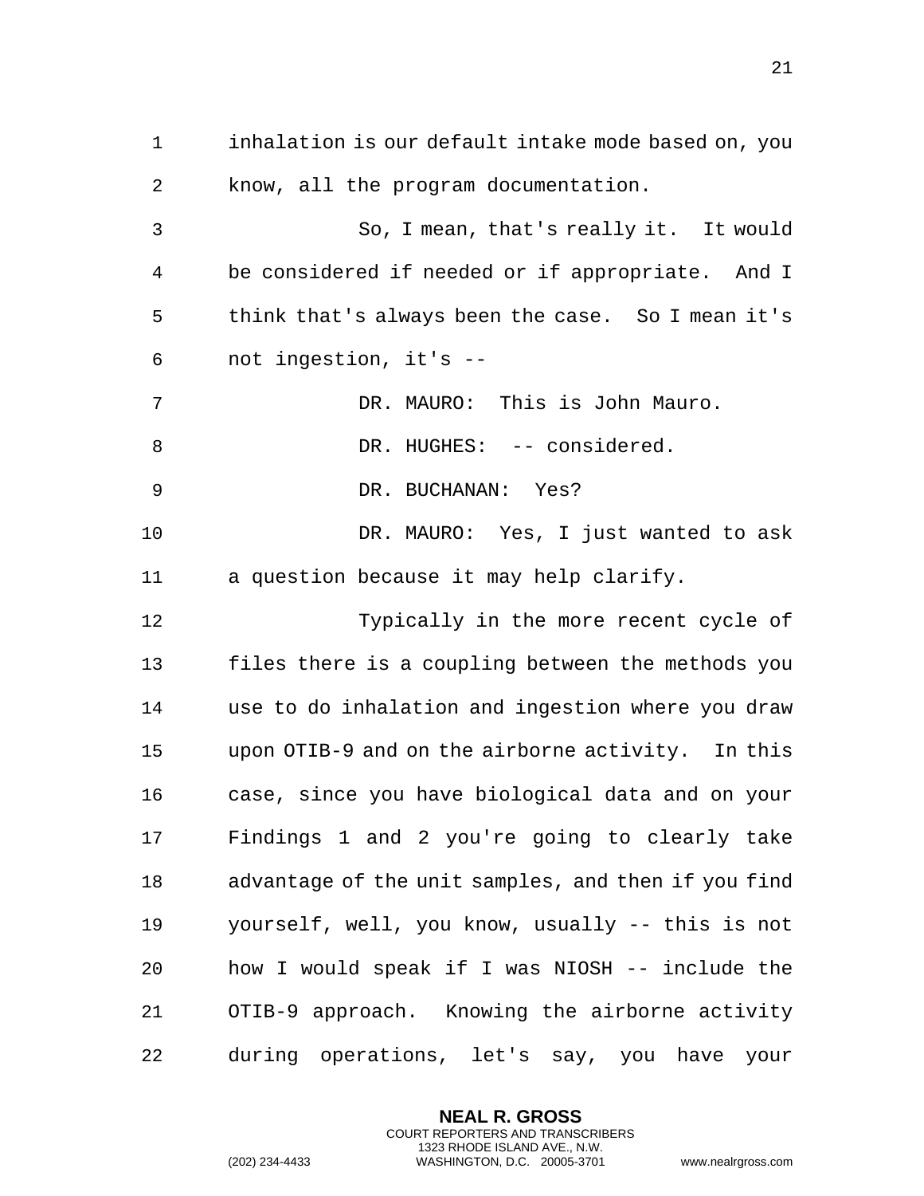inhalation is our default intake mode based on, you know, all the program documentation.

So, I mean, that's really it. It would be considered if needed or if appropriate. And I think that's always been the case. So I mean it's not ingestion, it's --

DR. MAURO: This is John Mauro.

DR. HUGHES: -- considered.

DR. BUCHANAN: Yes?

DR. MAURO: Yes, I just wanted to ask a question because it may help clarify.

Typically in the more recent cycle of files there is a coupling between the methods you use to do inhalation and ingestion where you draw upon OTIB-9 and on the airborne activity. In this case, since you have biological data and on your Findings 1 and 2 you're going to clearly take advantage of the unit samples, and then if you find yourself, well, you know, usually -- this is not how I would speak if I was NIOSH -- include the OTIB-9 approach. Knowing the airborne activity during operations, let's say, you have your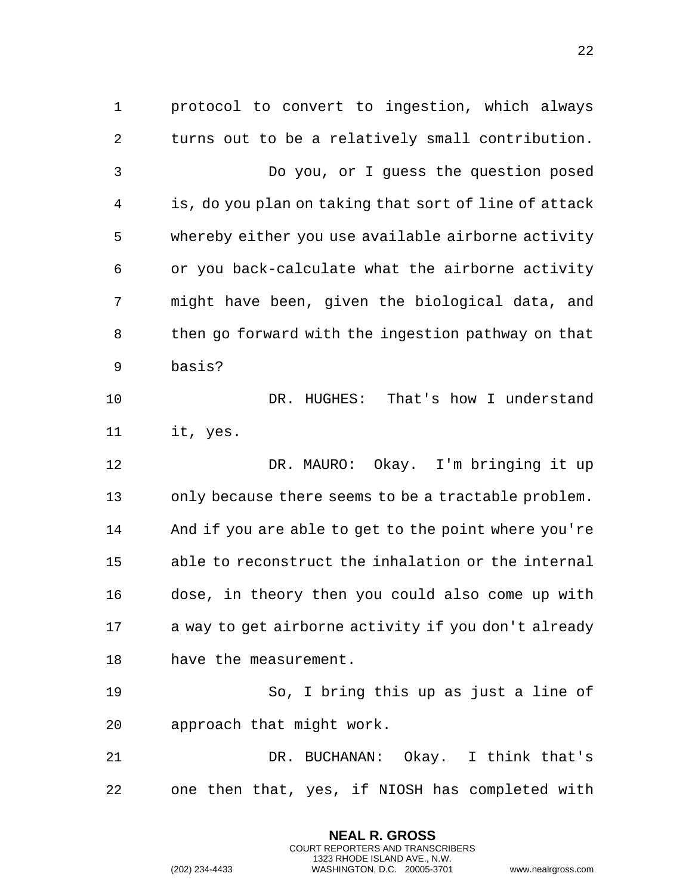protocol to convert to ingestion, which always turns out to be a relatively small contribution.

Do you, or I guess the question posed is, do you plan on taking that sort of line of attack whereby either you use available airborne activity or you back-calculate what the airborne activity might have been, given the biological data, and then go forward with the ingestion pathway on that basis?

DR. HUGHES: That's how I understand it, yes.

DR. MAURO: Okay. I'm bringing it up only because there seems to be a tractable problem. And if you are able to get to the point where you're able to reconstruct the inhalation or the internal dose, in theory then you could also come up with a way to get airborne activity if you don't already have the measurement.

So, I bring this up as just a line of approach that might work.

DR. BUCHANAN: Okay. I think that's one then that, yes, if NIOSH has completed with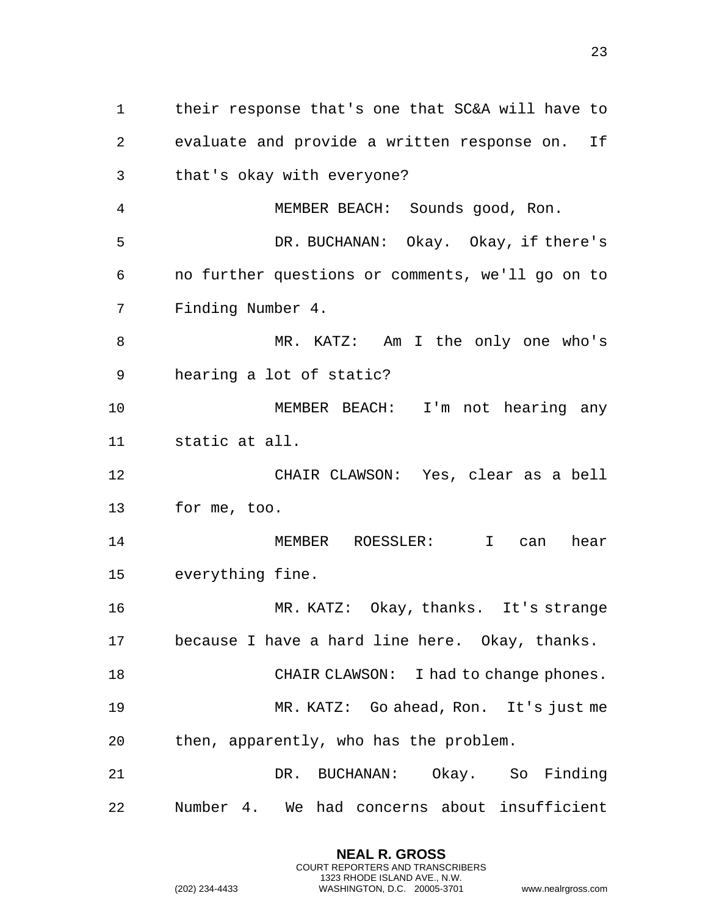their response that's one that SC&A will have to evaluate and provide a written response on. If that's okay with everyone?

MEMBER BEACH: Sounds good, Ron.

DR. BUCHANAN: Okay. Okay, if there's no further questions or comments, we'll go on to Finding Number 4.

MR. KATZ: Am I the only one who's hearing a lot of static?

MEMBER BEACH: I'm not hearing any static at all.

CHAIR CLAWSON: Yes, clear as a bell for me, too.

MEMBER ROESSLER: I can hear everything fine.

MR. KATZ: Okay, thanks. It's strange because I have a hard line here. Okay, thanks.

CHAIR CLAWSON: I had to change phones.

MR. KATZ: Go ahead, Ron. It's just me then, apparently, who has the problem.

DR. BUCHANAN: Okay. So Finding Number 4. We had concerns about insufficient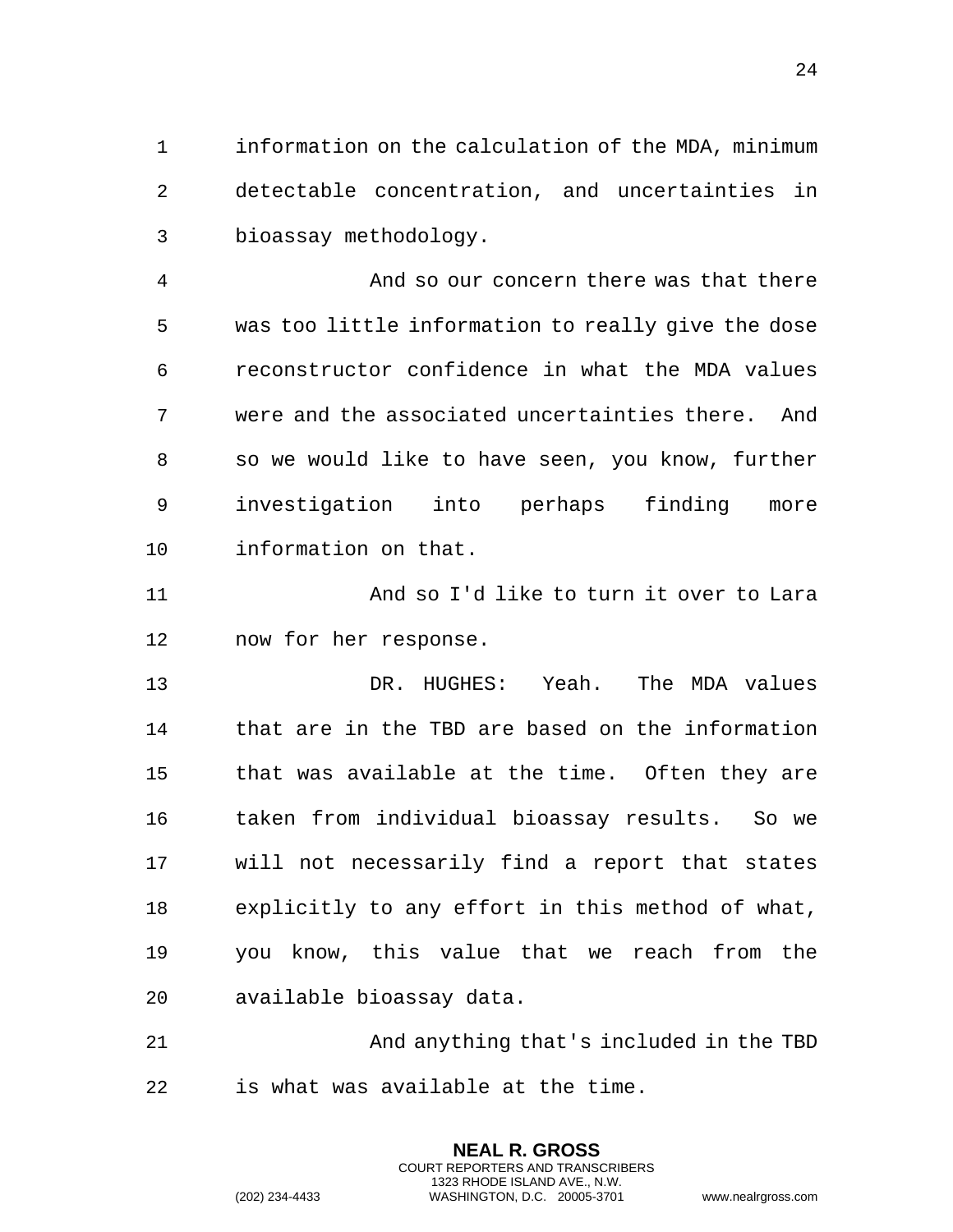information on the calculation of the MDA, minimum detectable concentration, and uncertainties in bioassay methodology.

And so our concern there was that there was too little information to really give the dose reconstructor confidence in what the MDA values were and the associated uncertainties there. And so we would like to have seen, you know, further investigation into perhaps finding more information on that.

And so I'd like to turn it over to Lara now for her response.

DR. HUGHES: Yeah. The MDA values that are in the TBD are based on the information that was available at the time. Often they are taken from individual bioassay results. So we will not necessarily find a report that states explicitly to any effort in this method of what, you know, this value that we reach from the available bioassay data.

And anything that's included in the TBD is what was available at the time.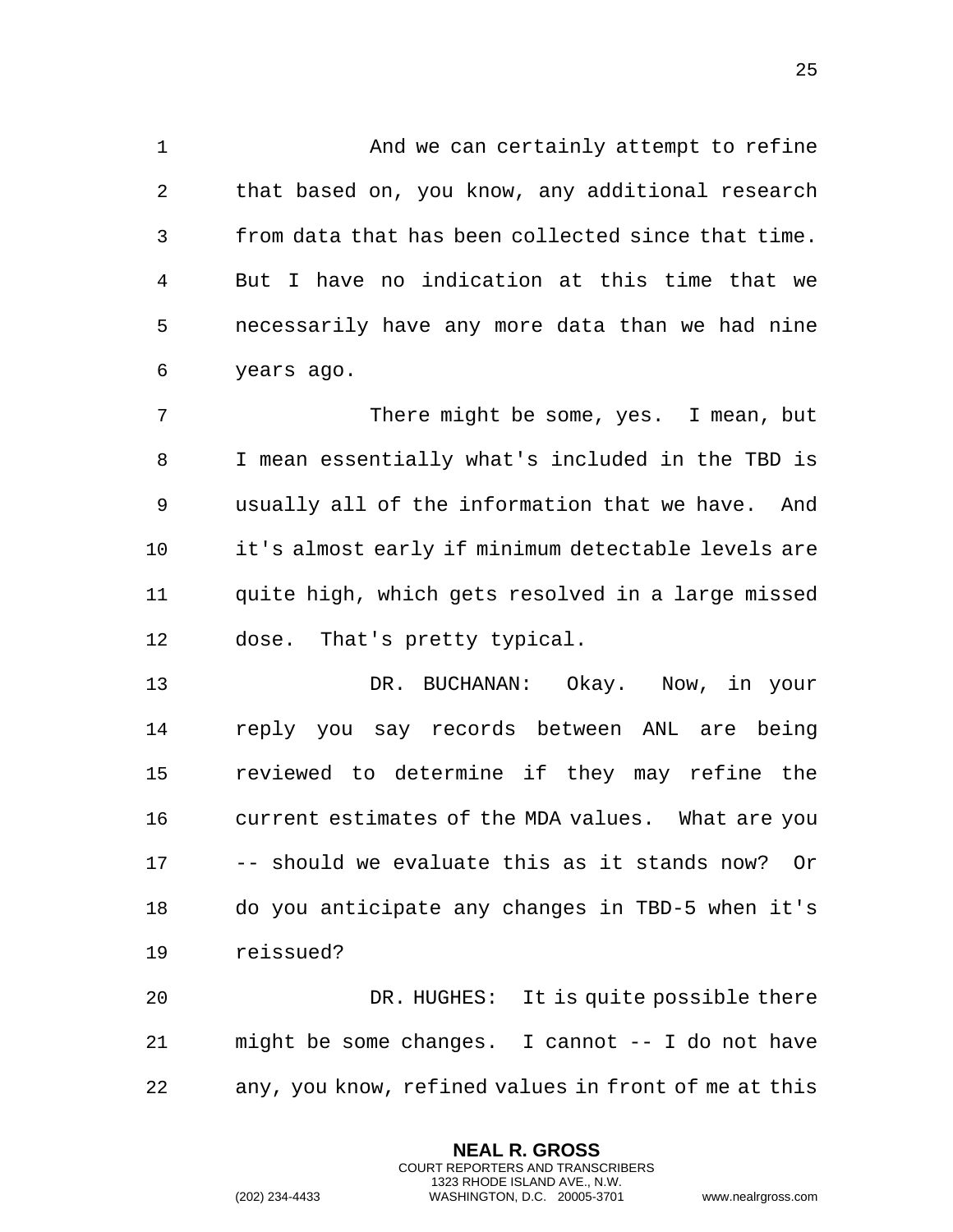And we can certainly attempt to refine that based on, you know, any additional research from data that has been collected since that time. But I have no indication at this time that we necessarily have any more data than we had nine years ago.

There might be some, yes. I mean, but I mean essentially what's included in the TBD is usually all of the information that we have. And it's almost early if minimum detectable levels are quite high, which gets resolved in a large missed dose. That's pretty typical.

DR. BUCHANAN: Okay. Now, in your reply you say records between ANL are being reviewed to determine if they may refine the current estimates of the MDA values. What are you -- should we evaluate this as it stands now? Or do you anticipate any changes in TBD-5 when it's reissued?

DR. HUGHES: It is quite possible there might be some changes. I cannot -- I do not have any, you know, refined values in front of me at this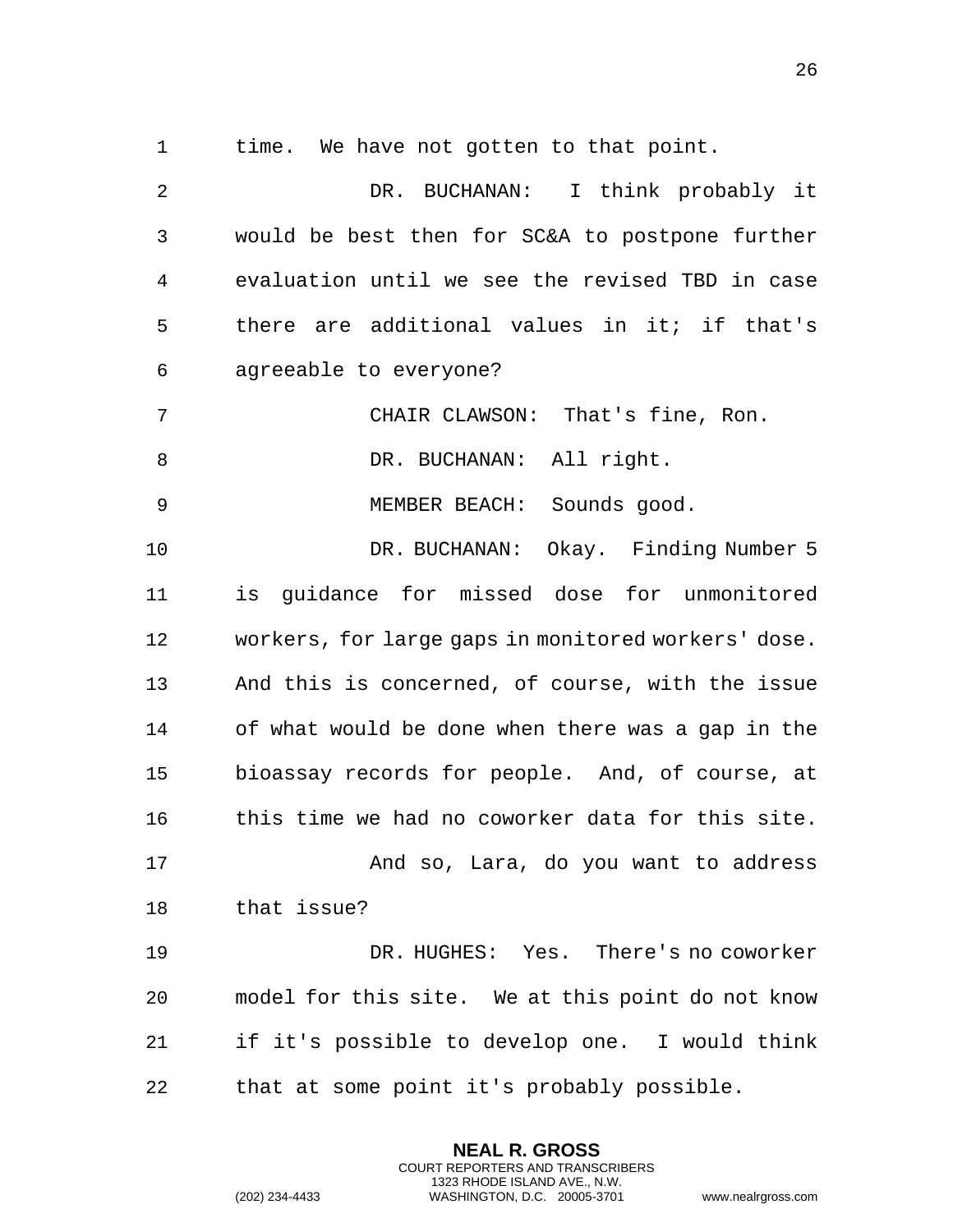time. We have not gotten to that point.

DR. BUCHANAN: I think probably it would be best then for SC&A to postpone further evaluation until we see the revised TBD in case there are additional values in it; if that's agreeable to everyone?

CHAIR CLAWSON: That's fine, Ron.

DR. BUCHANAN: All right.

MEMBER BEACH: Sounds good.

DR. BUCHANAN: Okay. Finding Number 5 is guidance for missed dose for unmonitored workers, for large gaps in monitored workers' dose. And this is concerned, of course, with the issue of what would be done when there was a gap in the bioassay records for people. And, of course, at this time we had no coworker data for this site.

And so, Lara, do you want to address that issue?

DR. HUGHES: Yes. There's no coworker model for this site. We at this point do not know if it's possible to develop one. I would think that at some point it's probably possible.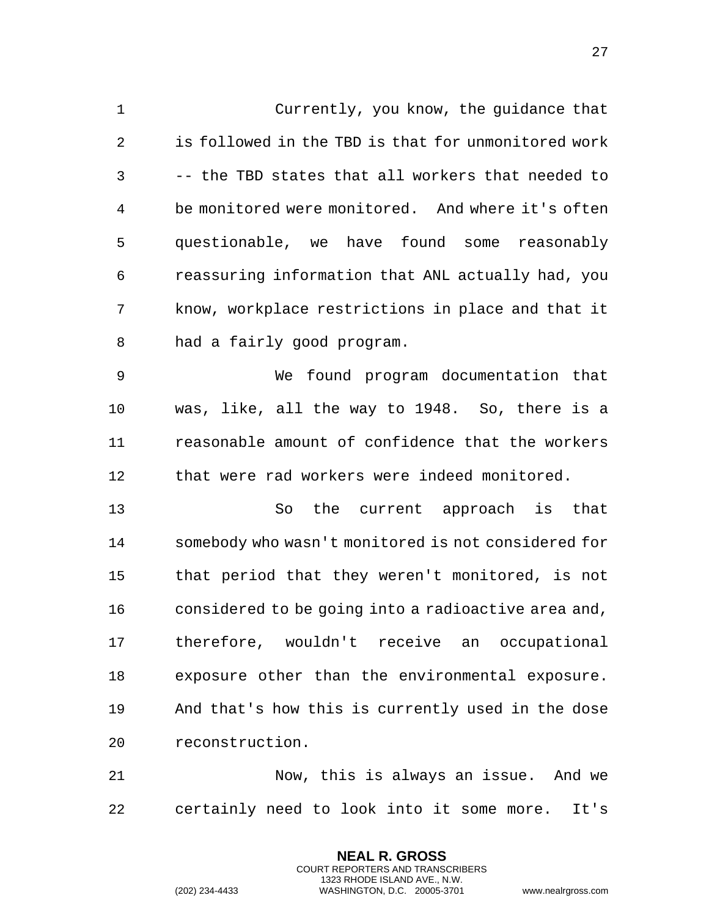Currently, you know, the guidance that is followed in the TBD is that for unmonitored work -- the TBD states that all workers that needed to be monitored were monitored. And where it's often questionable, we have found some reasonably reassuring information that ANL actually had, you know, workplace restrictions in place and that it had a fairly good program.

We found program documentation that was, like, all the way to 1948. So, there is a reasonable amount of confidence that the workers that were rad workers were indeed monitored.

So the current approach is that somebody who wasn't monitored is not considered for that period that they weren't monitored, is not considered to be going into a radioactive area and, therefore, wouldn't receive an occupational exposure other than the environmental exposure. And that's how this is currently used in the dose reconstruction.

Now, this is always an issue. And we certainly need to look into it some more. It's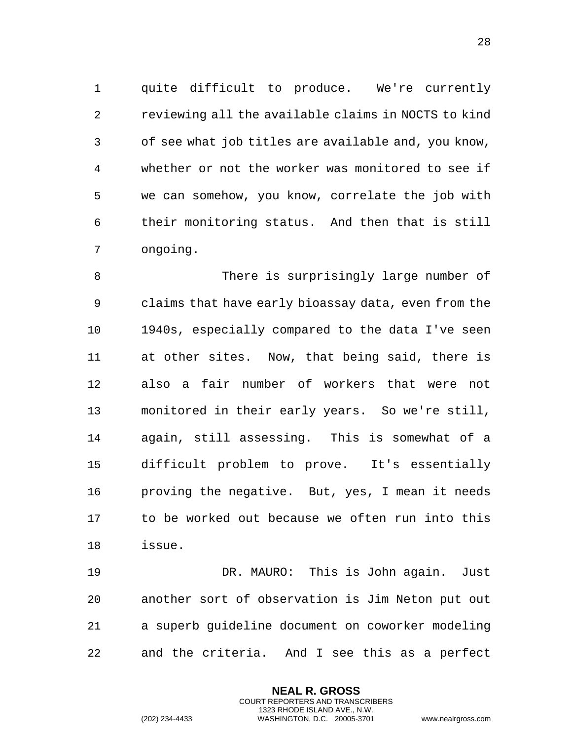quite difficult to produce. We're currently reviewing all the available claims in NOCTS to kind of see what job titles are available and, you know, whether or not the worker was monitored to see if we can somehow, you know, correlate the job with their monitoring status. And then that is still ongoing.

There is surprisingly large number of claims that have early bioassay data, even from the 1940s, especially compared to the data I've seen at other sites. Now, that being said, there is also a fair number of workers that were not monitored in their early years. So we're still, again, still assessing. This is somewhat of a difficult problem to prove. It's essentially proving the negative. But, yes, I mean it needs to be worked out because we often run into this issue.

DR. MAURO: This is John again. Just another sort of observation is Jim Neton put out a superb guideline document on coworker modeling and the criteria. And I see this as a perfect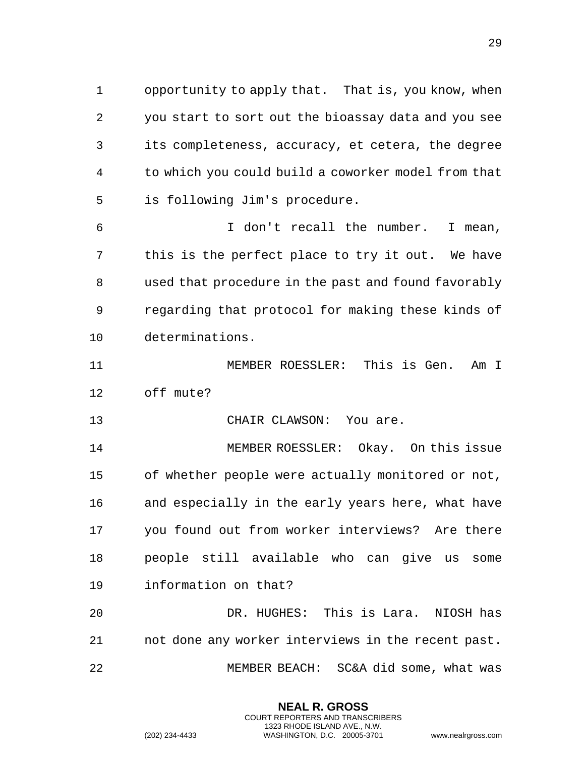opportunity to apply that. That is, you know, when you start to sort out the bioassay data and you see its completeness, accuracy, et cetera, the degree to which you could build a coworker model from that is following Jim's procedure.

I don't recall the number. I mean, this is the perfect place to try it out. We have used that procedure in the past and found favorably regarding that protocol for making these kinds of determinations.

MEMBER ROESSLER: This is Gen. Am I off mute?

CHAIR CLAWSON: You are.

MEMBER ROESSLER: Okay. On this issue of whether people were actually monitored or not, and especially in the early years here, what have you found out from worker interviews? Are there people still available who can give us some information on that?

DR. HUGHES: This is Lara. NIOSH has not done any worker interviews in the recent past.

MEMBER BEACH: SC&A did some, what was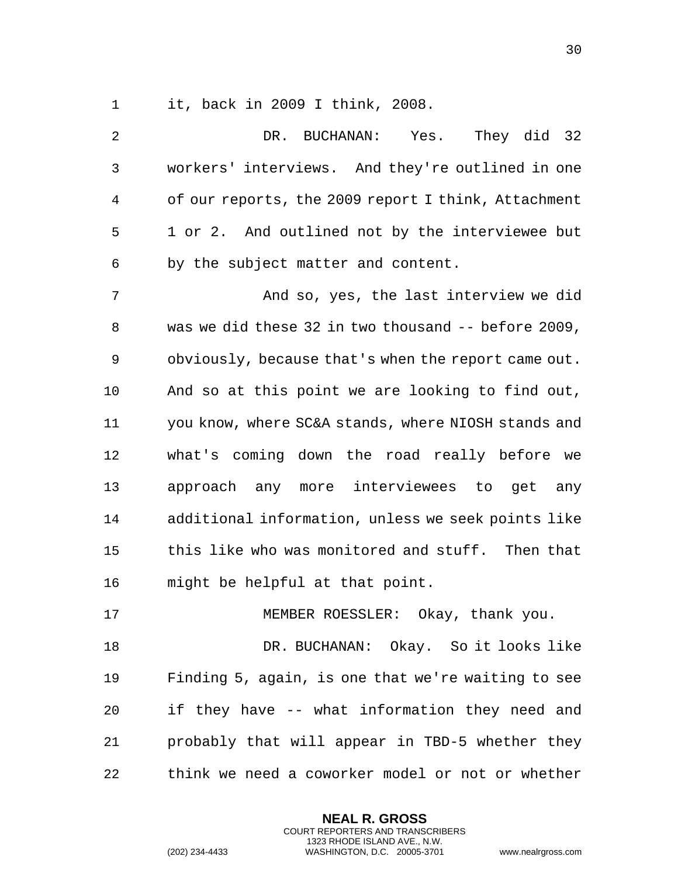it, back in 2009 I think, 2008.

DR. BUCHANAN: Yes. They did 32 workers' interviews. And they're outlined in one of our reports, the 2009 report I think, Attachment 1 or 2. And outlined not by the interviewee but by the subject matter and content.

And so, yes, the last interview we did was we did these 32 in two thousand -- before 2009, obviously, because that's when the report came out. And so at this point we are looking to find out, you know, where SC&A stands, where NIOSH stands and what's coming down the road really before we approach any more interviewees to get any additional information, unless we seek points like this like who was monitored and stuff. Then that might be helpful at that point.

MEMBER ROESSLER: Okay, thank you.

DR. BUCHANAN: Okay. So it looks like Finding 5, again, is one that we're waiting to see if they have -- what information they need and probably that will appear in TBD-5 whether they think we need a coworker model or not or whether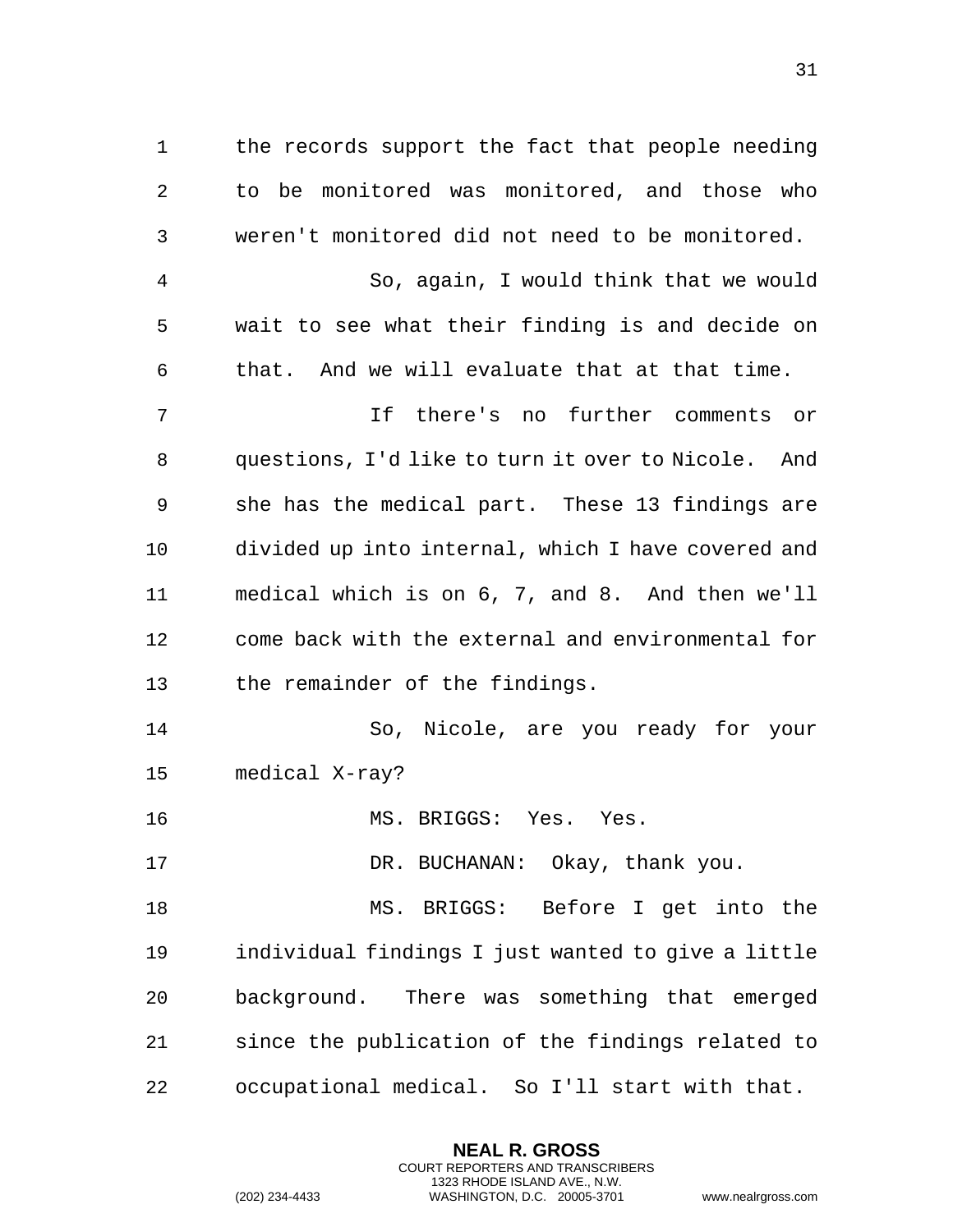the records support the fact that people needing to be monitored was monitored, and those who weren't monitored did not need to be monitored.

So, again, I would think that we would wait to see what their finding is and decide on that. And we will evaluate that at that time.

If there's no further comments or questions, I'd like to turn it over to Nicole. And she has the medical part. These 13 findings are divided up into internal, which I have covered and medical which is on 6, 7, and 8. And then we'll come back with the external and environmental for the remainder of the findings.

So, Nicole, are you ready for your medical X-ray?

MS. BRIGGS: Yes. Yes.

DR. BUCHANAN: Okay, thank you.

MS. BRIGGS: Before I get into the individual findings I just wanted to give a little background. There was something that emerged since the publication of the findings related to occupational medical. So I'll start with that.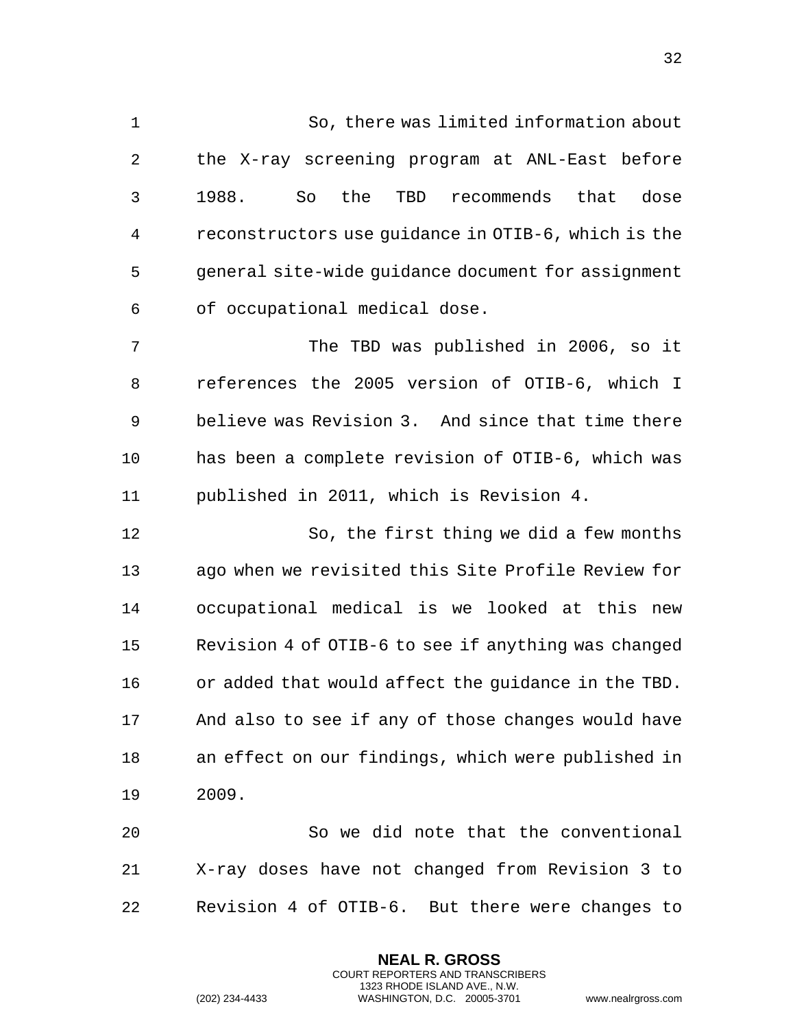So, there was limited information about the X-ray screening program at ANL-East before 1988. So the TBD recommends that dose reconstructors use guidance in OTIB-6, which is the general site-wide guidance document for assignment of occupational medical dose.

The TBD was published in 2006, so it references the 2005 version of OTIB-6, which I believe was Revision 3. And since that time there has been a complete revision of OTIB-6, which was published in 2011, which is Revision 4.

So, the first thing we did a few months ago when we revisited this Site Profile Review for occupational medical is we looked at this new Revision 4 of OTIB-6 to see if anything was changed or added that would affect the guidance in the TBD. And also to see if any of those changes would have an effect on our findings, which were published in 2009.

So we did note that the conventional X-ray doses have not changed from Revision 3 to Revision 4 of OTIB-6. But there were changes to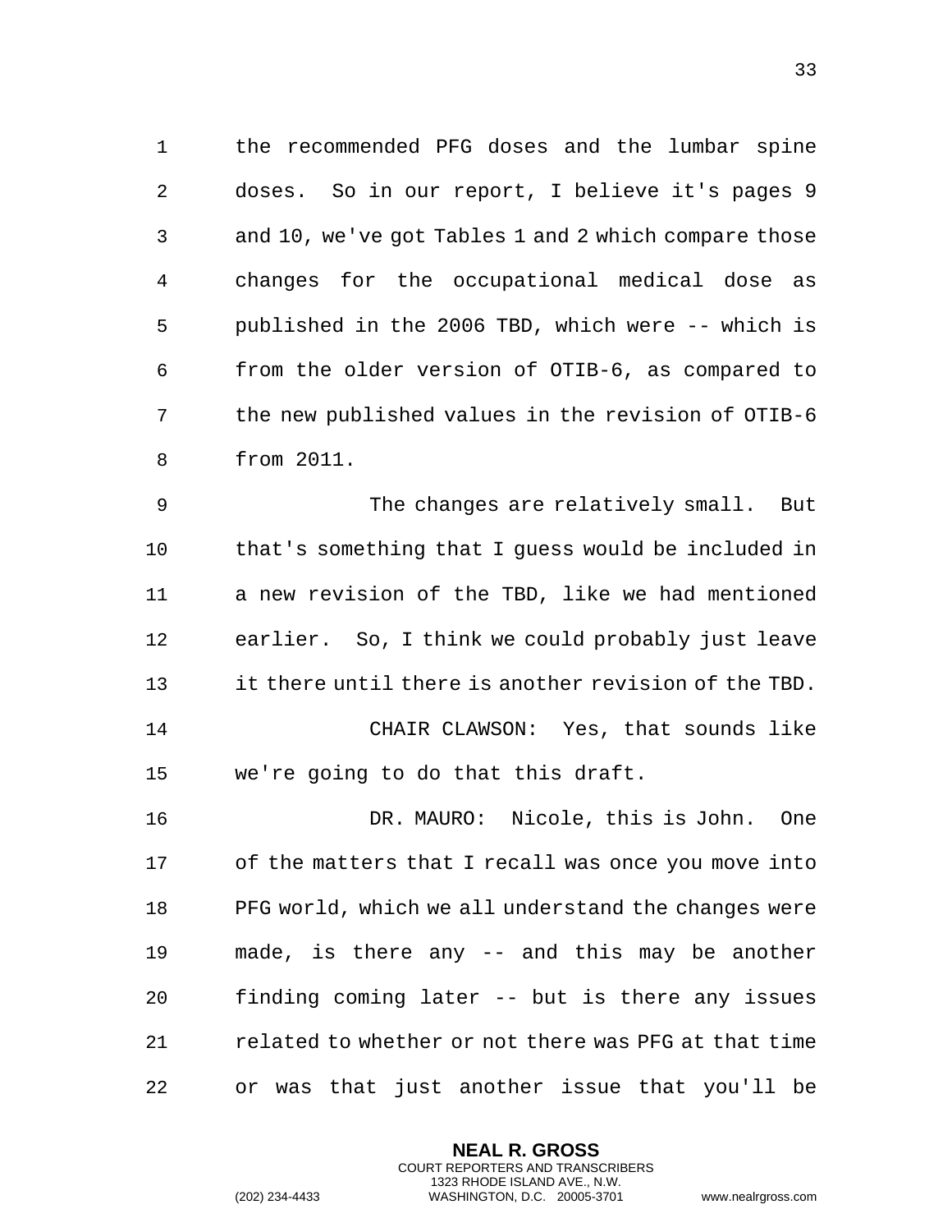the recommended PFG doses and the lumbar spine doses. So in our report, I believe it's pages 9 and 10, we've got Tables 1 and 2 which compare those changes for the occupational medical dose as published in the 2006 TBD, which were -- which is from the older version of OTIB-6, as compared to the new published values in the revision of OTIB-6 from 2011.

The changes are relatively small. But that's something that I guess would be included in a new revision of the TBD, like we had mentioned earlier. So, I think we could probably just leave it there until there is another revision of the TBD.

CHAIR CLAWSON: Yes, that sounds like we're going to do that this draft.

DR. MAURO: Nicole, this is John. One of the matters that I recall was once you move into PFG world, which we all understand the changes were made, is there any -- and this may be another finding coming later -- but is there any issues related to whether or not there was PFG at that time or was that just another issue that you'll be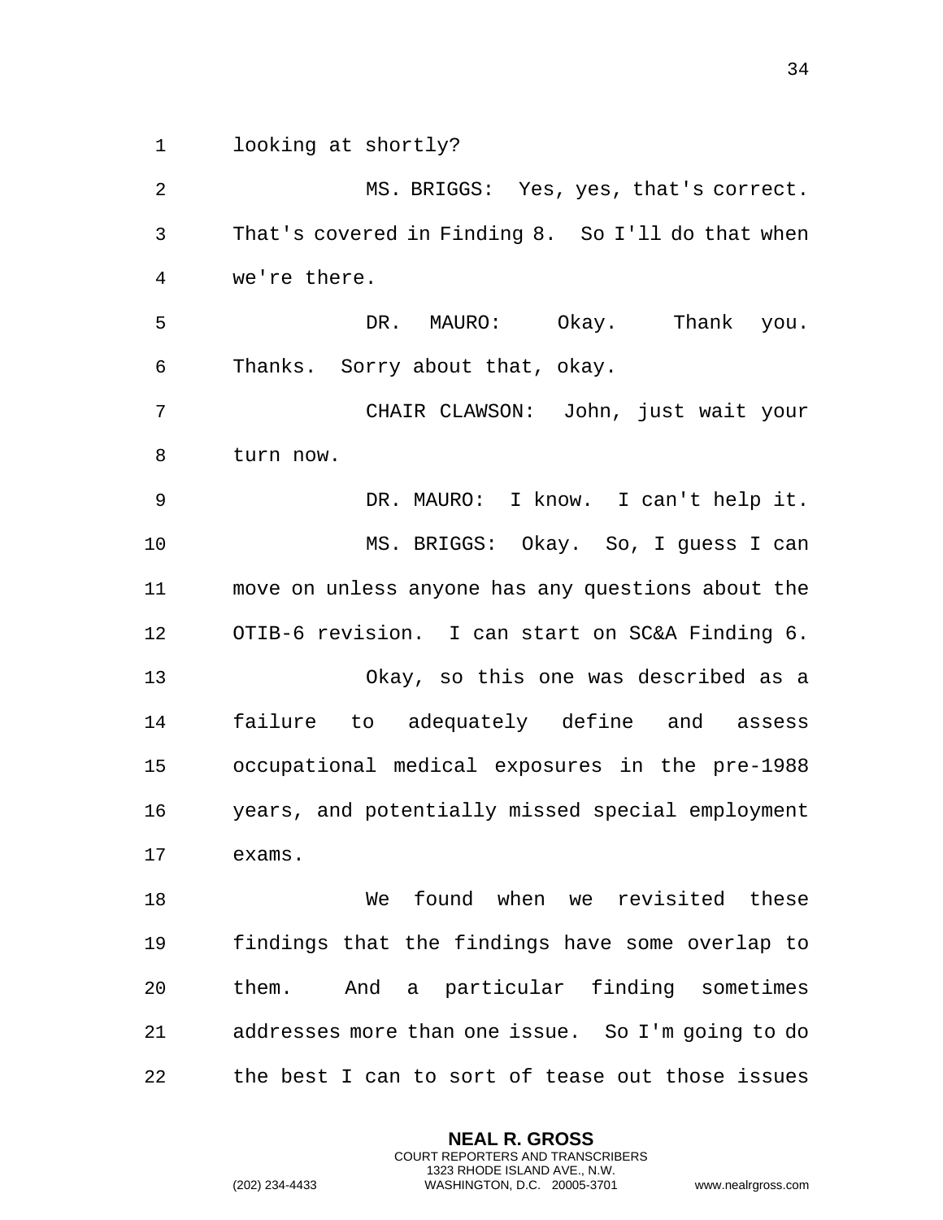looking at shortly?

MS. BRIGGS: Yes, yes, that's correct. That's covered in Finding 8. So I'll do that when we're there.

DR. MAURO: Okay. Thank you. Thanks. Sorry about that, okay.

CHAIR CLAWSON: John, just wait your turn now.

DR. MAURO: I know. I can't help it.

MS. BRIGGS: Okay. So, I guess I can move on unless anyone has any questions about the OTIB-6 revision. I can start on SC&A Finding 6.

Okay, so this one was described as a failure to adequately define and assess occupational medical exposures in the pre-1988 years, and potentially missed special employment exams.

We found when we revisited these findings that the findings have some overlap to them. And a particular finding sometimes addresses more than one issue. So I'm going to do the best I can to sort of tease out those issues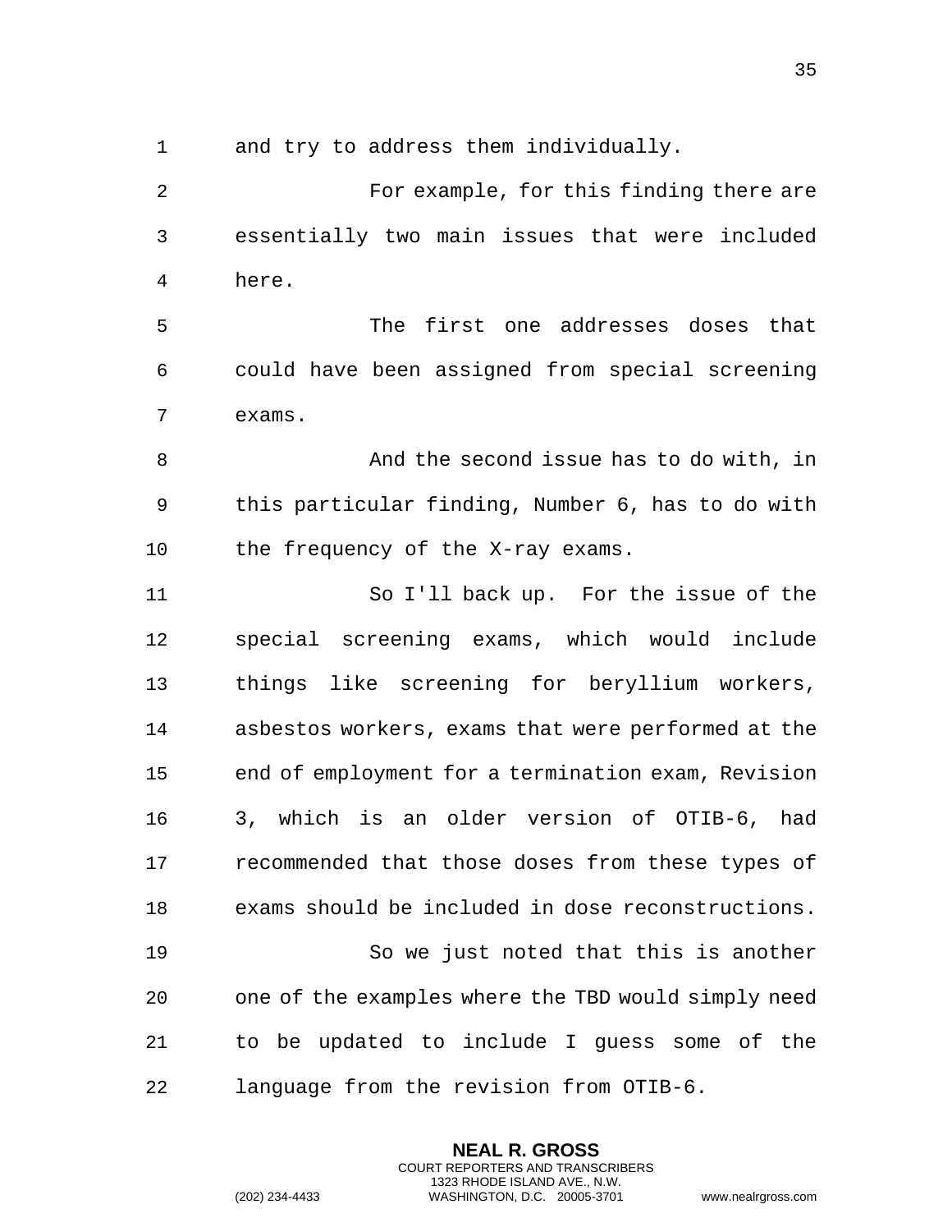and try to address them individually.

For example, for this finding there are essentially two main issues that were included here.

The first one addresses doses that could have been assigned from special screening exams.

And the second issue has to do with, in this particular finding, Number 6, has to do with the frequency of the X-ray exams.

So I'll back up. For the issue of the special screening exams, which would include things like screening for beryllium workers, asbestos workers, exams that were performed at the end of employment for a termination exam, Revision 3, which is an older version of OTIB-6, had recommended that those doses from these types of exams should be included in dose reconstructions.

So we just noted that this is another one of the examples where the TBD would simply need to be updated to include I guess some of the language from the revision from OTIB-6.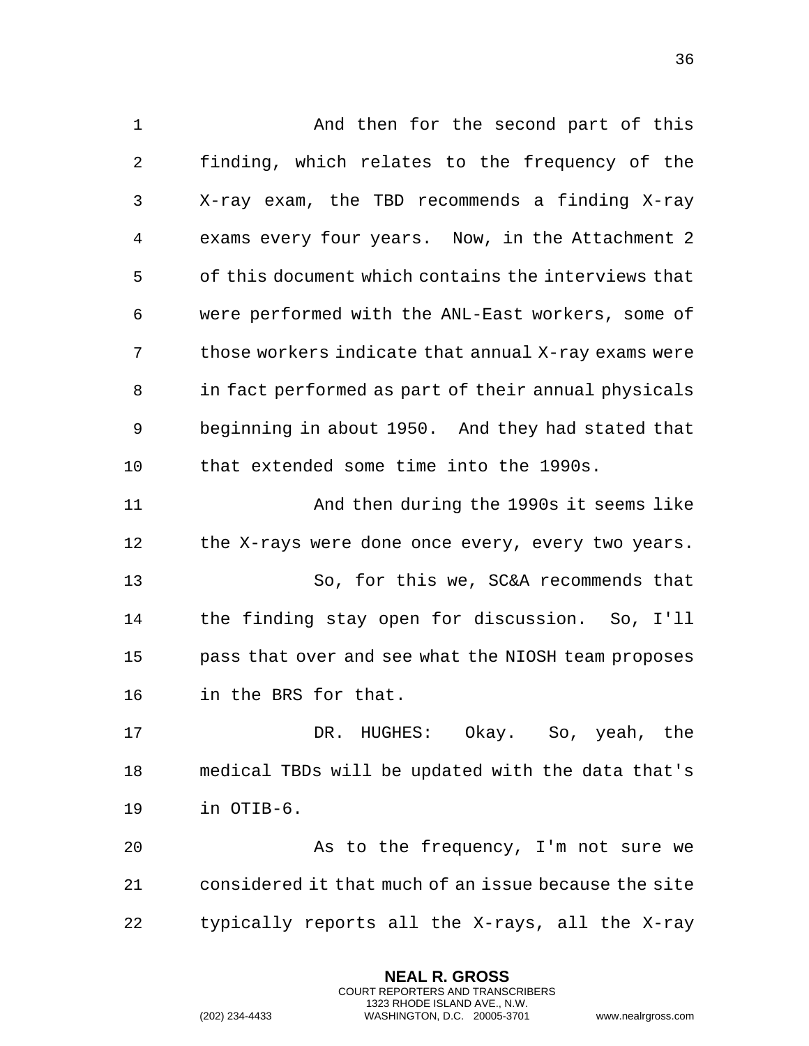And then for the second part of this finding, which relates to the frequency of the X-ray exam, the TBD recommends a finding X-ray exams every four years. Now, in the Attachment 2 of this document which contains the interviews that were performed with the ANL-East workers, some of those workers indicate that annual X-ray exams were in fact performed as part of their annual physicals beginning in about 1950. And they had stated that that extended some time into the 1990s.

And then during the 1990s it seems like the X-rays were done once every, every two years.

So, for this we, SC&A recommends that the finding stay open for discussion. So, I'll pass that over and see what the NIOSH team proposes in the BRS for that.

DR. HUGHES: Okay. So, yeah, the medical TBDs will be updated with the data that's in OTIB-6.

As to the frequency, I'm not sure we considered it that much of an issue because the site typically reports all the X-rays, all the X-ray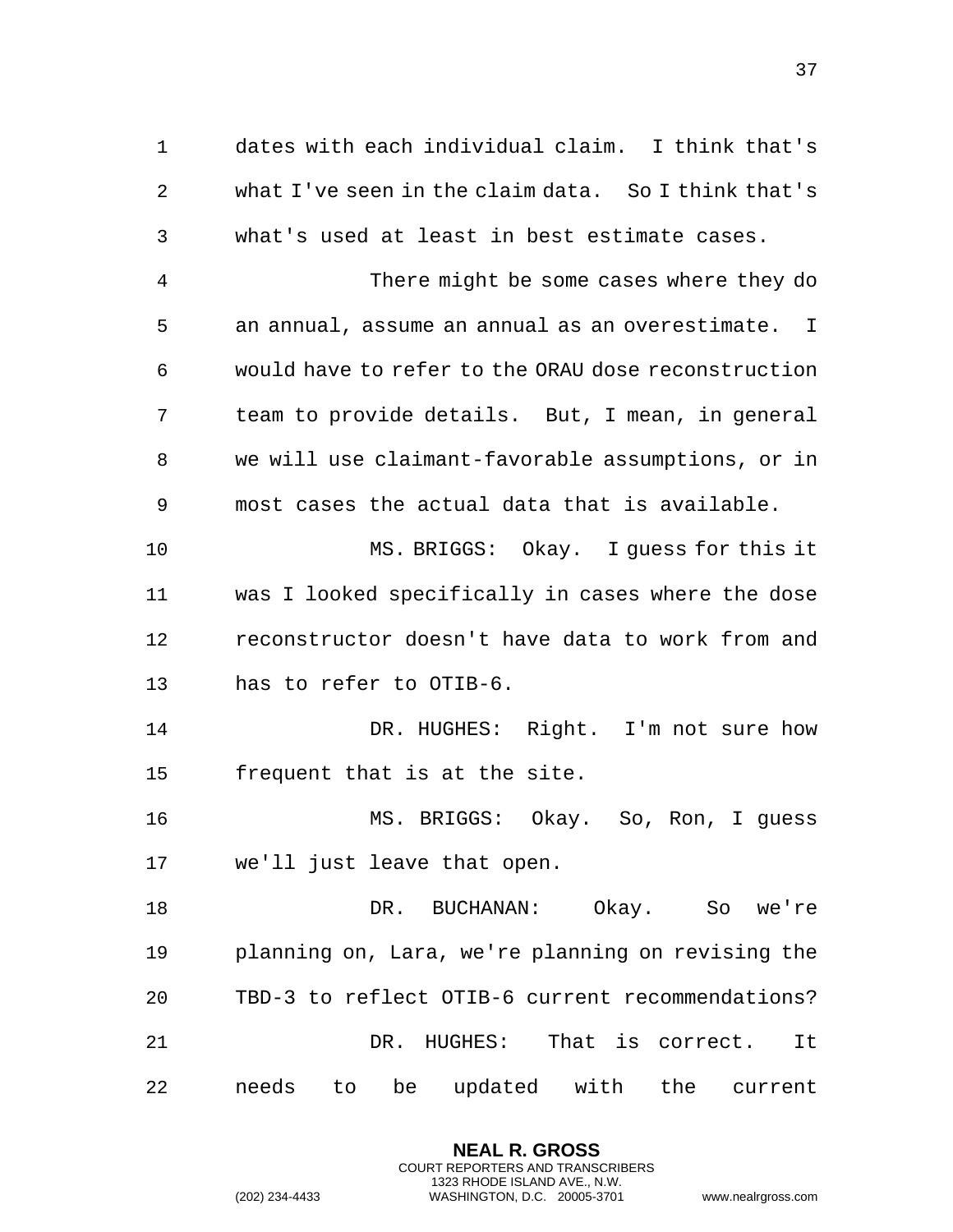dates with each individual claim. I think that's what I've seen in the claim data. So I think that's what's used at least in best estimate cases.

There might be some cases where they do an annual, assume an annual as an overestimate. I would have to refer to the ORAU dose reconstruction team to provide details. But, I mean, in general we will use claimant-favorable assumptions, or in most cases the actual data that is available.

MS. BRIGGS: Okay. I guess for this it was I looked specifically in cases where the dose reconstructor doesn't have data to work from and has to refer to OTIB-6.

DR. HUGHES: Right. I'm not sure how frequent that is at the site.

MS. BRIGGS: Okay. So, Ron, I guess we'll just leave that open.

DR. BUCHANAN: Okay. So we're planning on, Lara, we're planning on revising the TBD-3 to reflect OTIB-6 current recommendations?

DR. HUGHES: That is correct. It needs to be updated with the current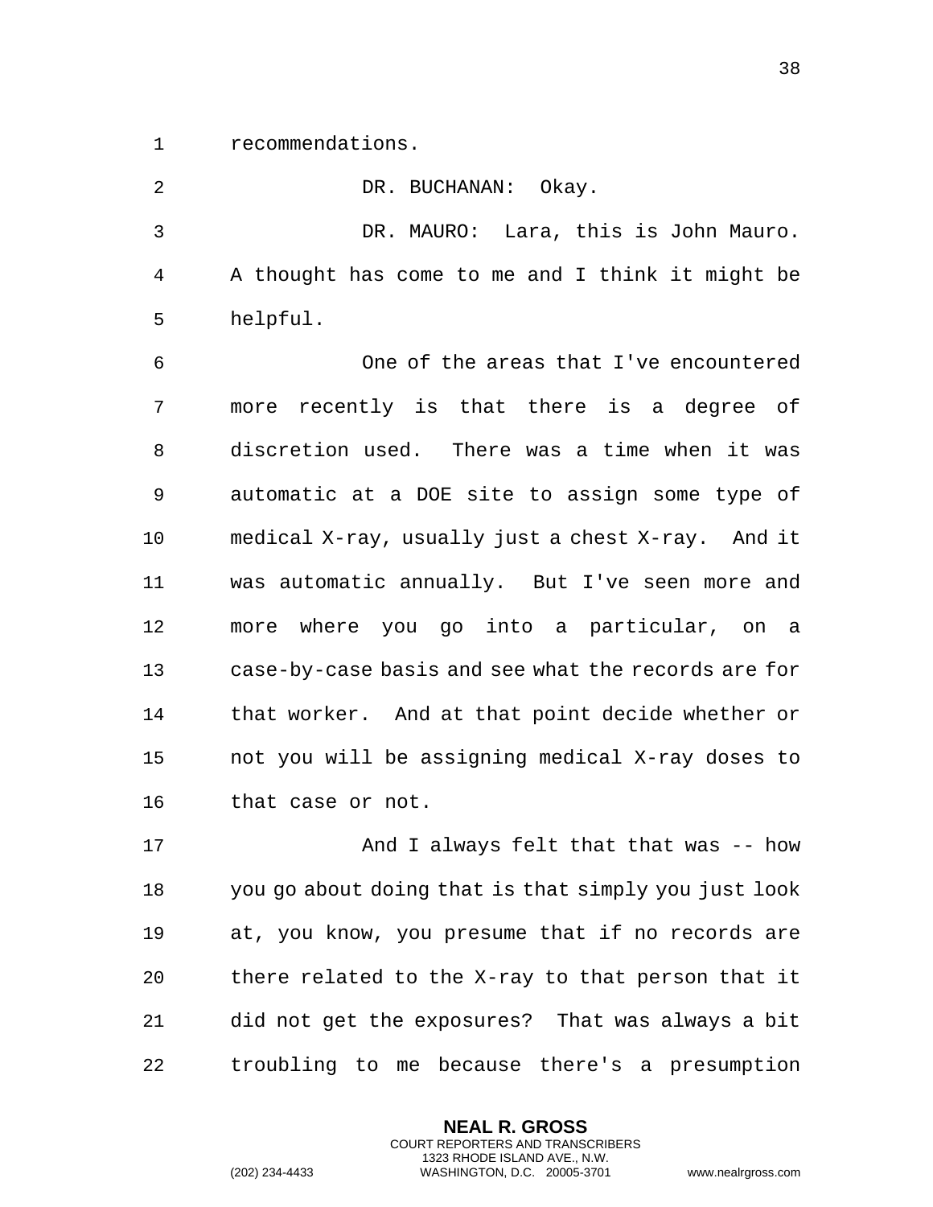recommendations.

DR. BUCHANAN: Okay.

DR. MAURO: Lara, this is John Mauro. A thought has come to me and I think it might be helpful.

One of the areas that I've encountered more recently is that there is a degree of discretion used. There was a time when it was automatic at a DOE site to assign some type of medical X-ray, usually just a chest X-ray. And it was automatic annually. But I've seen more and more where you go into a particular, on a case-by-case basis and see what the records are for that worker. And at that point decide whether or not you will be assigning medical X-ray doses to that case or not.

And I always felt that that was -- how you go about doing that is that simply you just look at, you know, you presume that if no records are there related to the X-ray to that person that it did not get the exposures? That was always a bit troubling to me because there's a presumption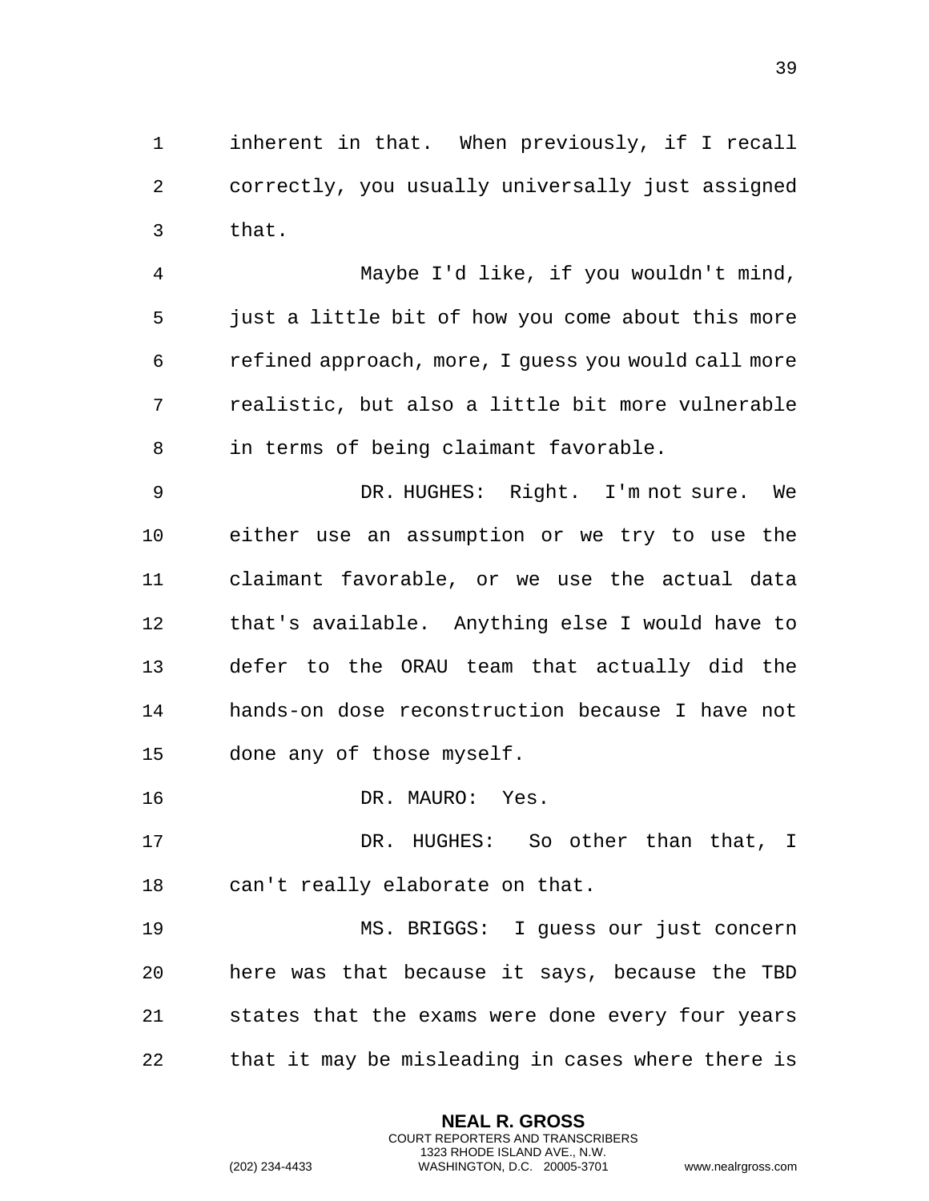inherent in that. When previously, if I recall correctly, you usually universally just assigned that.

Maybe I'd like, if you wouldn't mind, just a little bit of how you come about this more refined approach, more, I guess you would call more realistic, but also a little bit more vulnerable in terms of being claimant favorable.

DR. HUGHES: Right. I'm not sure. We either use an assumption or we try to use the claimant favorable, or we use the actual data that's available. Anything else I would have to defer to the ORAU team that actually did the hands-on dose reconstruction because I have not done any of those myself.

DR. MAURO: Yes.

DR. HUGHES: So other than that, I can't really elaborate on that.

MS. BRIGGS: I guess our just concern here was that because it says, because the TBD states that the exams were done every four years that it may be misleading in cases where there is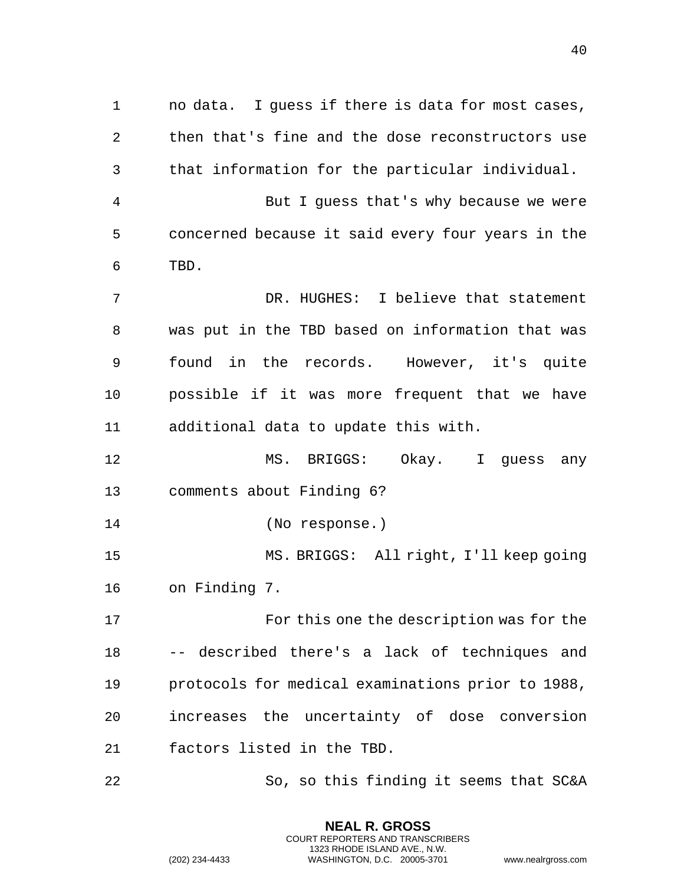no data. I guess if there is data for most cases, then that's fine and the dose reconstructors use that information for the particular individual.

But I guess that's why because we were concerned because it said every four years in the TBD.

DR. HUGHES: I believe that statement was put in the TBD based on information that was found in the records. However, it's quite possible if it was more frequent that we have additional data to update this with.

MS. BRIGGS: Okay. I guess any comments about Finding 6?

(No response.)

MS. BRIGGS: All right, I'll keep going on Finding 7.

For this one the description was for the -- described there's a lack of techniques and protocols for medical examinations prior to 1988, increases the uncertainty of dose conversion factors listed in the TBD.

So, so this finding it seems that SC&A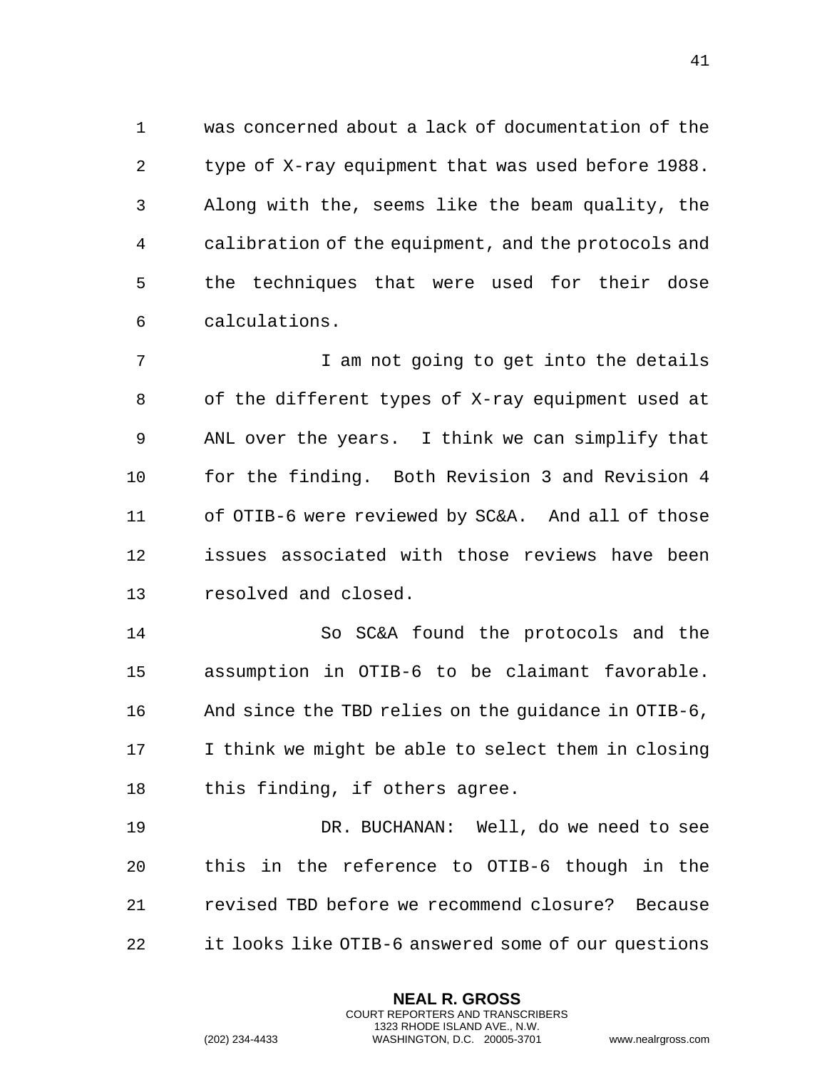was concerned about a lack of documentation of the type of X-ray equipment that was used before 1988. Along with the, seems like the beam quality, the calibration of the equipment, and the protocols and the techniques that were used for their dose calculations.

I am not going to get into the details of the different types of X-ray equipment used at ANL over the years. I think we can simplify that for the finding. Both Revision 3 and Revision 4 of OTIB-6 were reviewed by SC&A. And all of those issues associated with those reviews have been resolved and closed.

So SC&A found the protocols and the assumption in OTIB-6 to be claimant favorable. And since the TBD relies on the guidance in OTIB-6, I think we might be able to select them in closing this finding, if others agree.

DR. BUCHANAN: Well, do we need to see this in the reference to OTIB-6 though in the revised TBD before we recommend closure? Because it looks like OTIB-6 answered some of our questions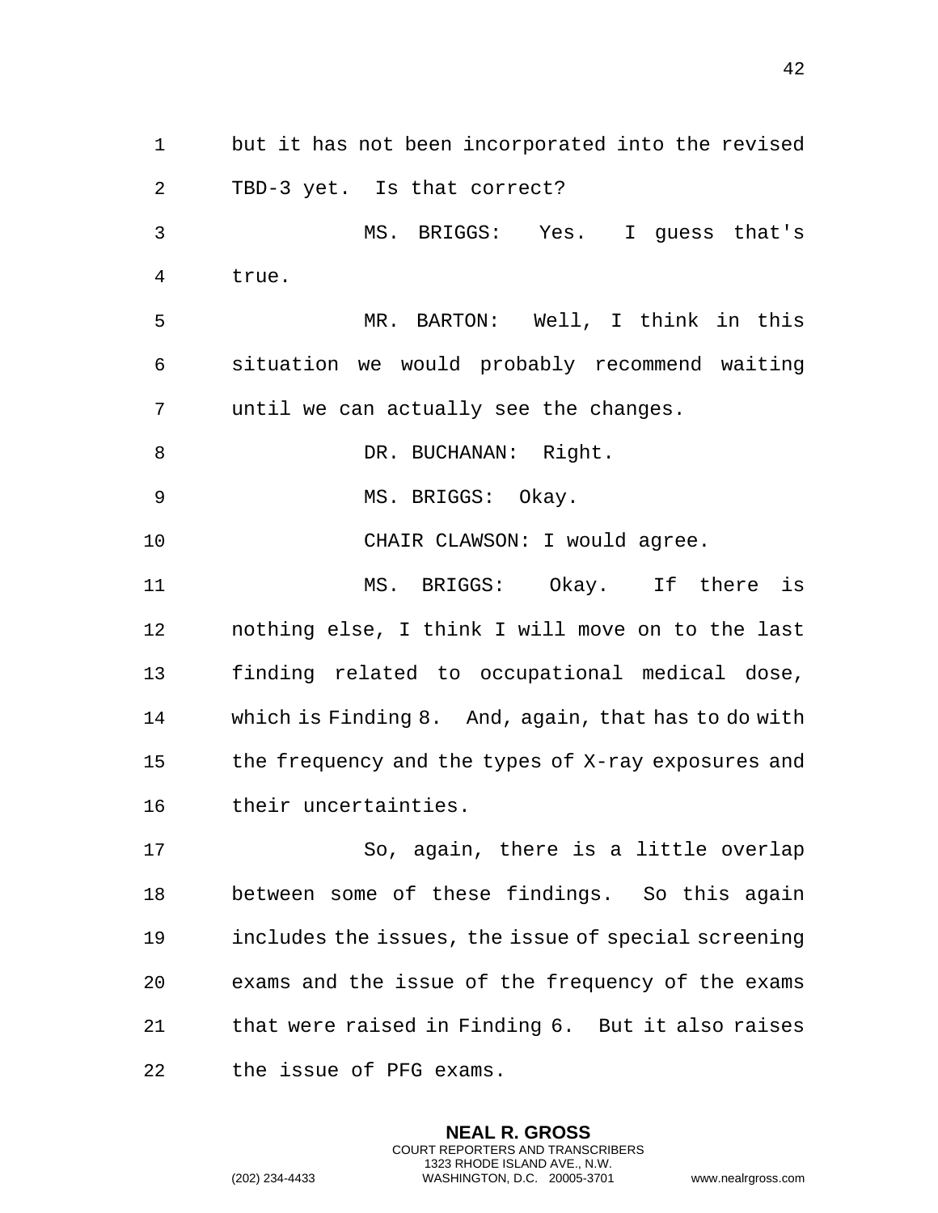but it has not been incorporated into the revised TBD-3 yet. Is that correct?

MS. BRIGGS: Yes. I guess that's true.

MR. BARTON: Well, I think in this situation we would probably recommend waiting until we can actually see the changes.

DR. BUCHANAN: Right.

MS. BRIGGS: Okay.

CHAIR CLAWSON: I would agree.

MS. BRIGGS: Okay. If there is nothing else, I think I will move on to the last finding related to occupational medical dose, which is Finding 8. And, again, that has to do with the frequency and the types of X-ray exposures and their uncertainties.

So, again, there is a little overlap between some of these findings. So this again includes the issues, the issue of special screening exams and the issue of the frequency of the exams that were raised in Finding 6. But it also raises the issue of PFG exams.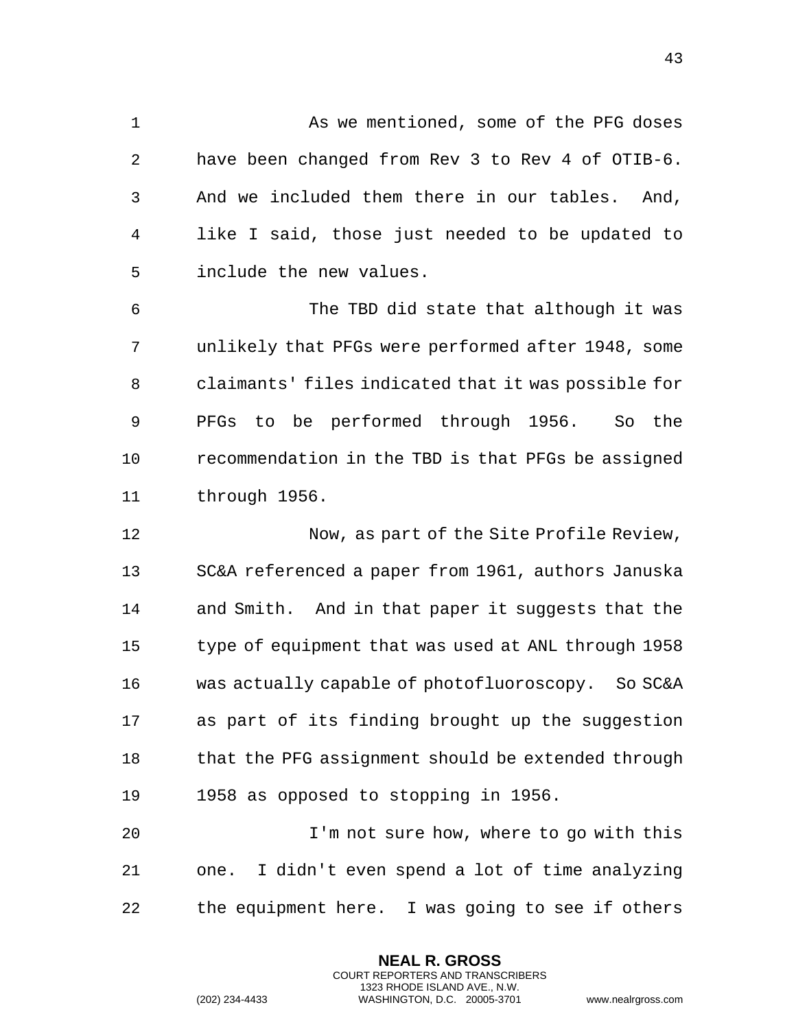As we mentioned, some of the PFG doses have been changed from Rev 3 to Rev 4 of OTIB-6. And we included them there in our tables. And, like I said, those just needed to be updated to include the new values.

The TBD did state that although it was unlikely that PFGs were performed after 1948, some claimants' files indicated that it was possible for PFGs to be performed through 1956. So the recommendation in the TBD is that PFGs be assigned through 1956.

Now, as part of the Site Profile Review, SC&A referenced a paper from 1961, authors Januska and Smith. And in that paper it suggests that the type of equipment that was used at ANL through 1958 was actually capable of photofluoroscopy. So SC&A as part of its finding brought up the suggestion that the PFG assignment should be extended through 1958 as opposed to stopping in 1956.

I'm not sure how, where to go with this one. I didn't even spend a lot of time analyzing the equipment here. I was going to see if others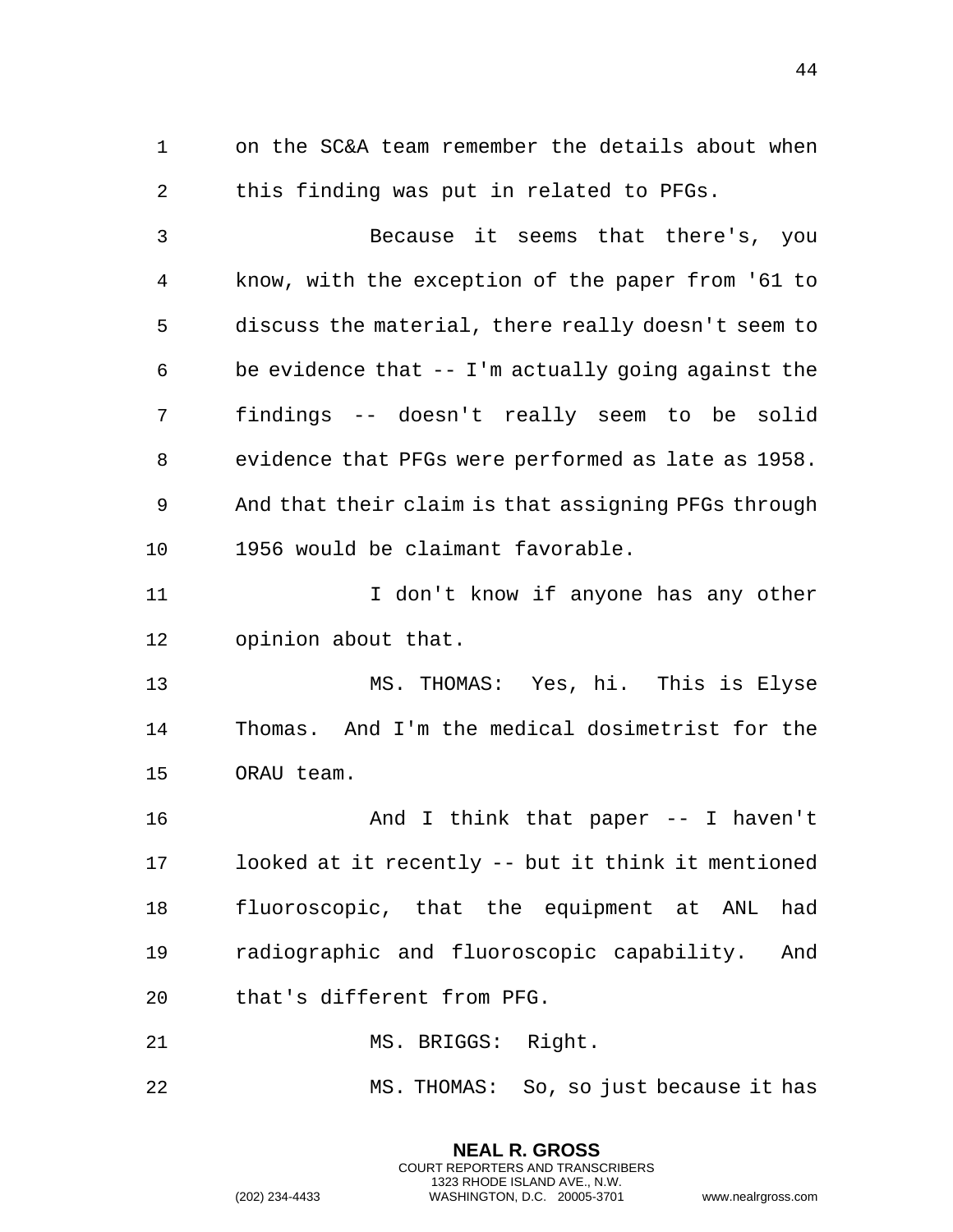on the SC&A team remember the details about when this finding was put in related to PFGs.

Because it seems that there's, you know, with the exception of the paper from '61 to discuss the material, there really doesn't seem to be evidence that -- I'm actually going against the findings -- doesn't really seem to be solid evidence that PFGs were performed as late as 1958. And that their claim is that assigning PFGs through 1956 would be claimant favorable.

I don't know if anyone has any other opinion about that.

MS. THOMAS: Yes, hi. This is Elyse Thomas. And I'm the medical dosimetrist for the ORAU team.

And I think that paper -- I haven't looked at it recently -- but it think it mentioned fluoroscopic, that the equipment at ANL had radiographic and fluoroscopic capability. And that's different from PFG.

MS. BRIGGS: Right.

MS. THOMAS: So, so just because it has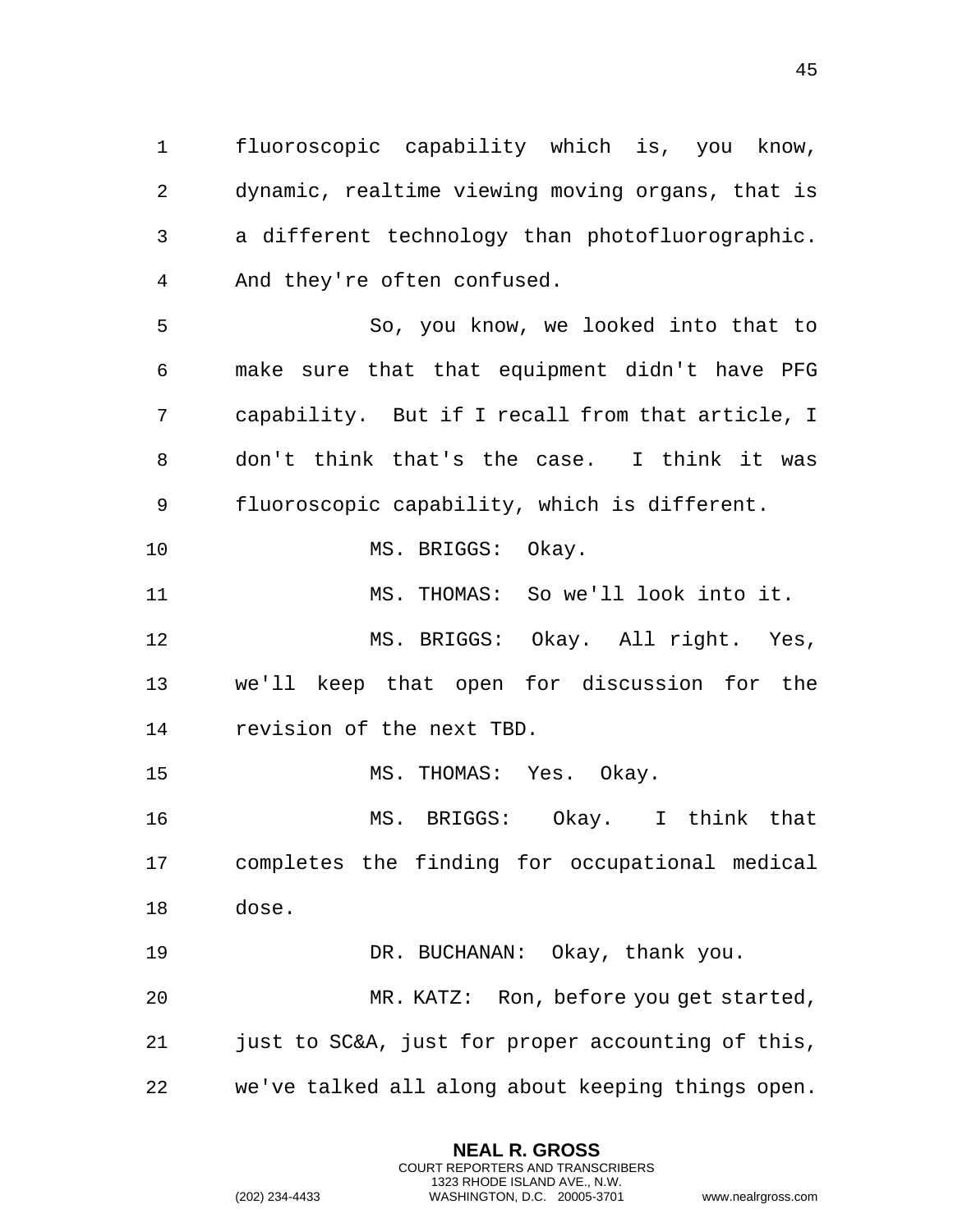fluoroscopic capability which is, you know, dynamic, realtime viewing moving organs, that is a different technology than photofluorographic. And they're often confused.

So, you know, we looked into that to make sure that that equipment didn't have PFG capability. But if I recall from that article, I don't think that's the case. I think it was fluoroscopic capability, which is different.

MS. BRIGGS: Okay.

MS. THOMAS: So we'll look into it.

MS. BRIGGS: Okay. All right. Yes, we'll keep that open for discussion for the revision of the next TBD.

MS. THOMAS: Yes. Okay.

MS. BRIGGS: Okay. I think that completes the finding for occupational medical dose.

DR. BUCHANAN: Okay, thank you.

MR. KATZ: Ron, before you get started, just to SC&A, just for proper accounting of this, we've talked all along about keeping things open.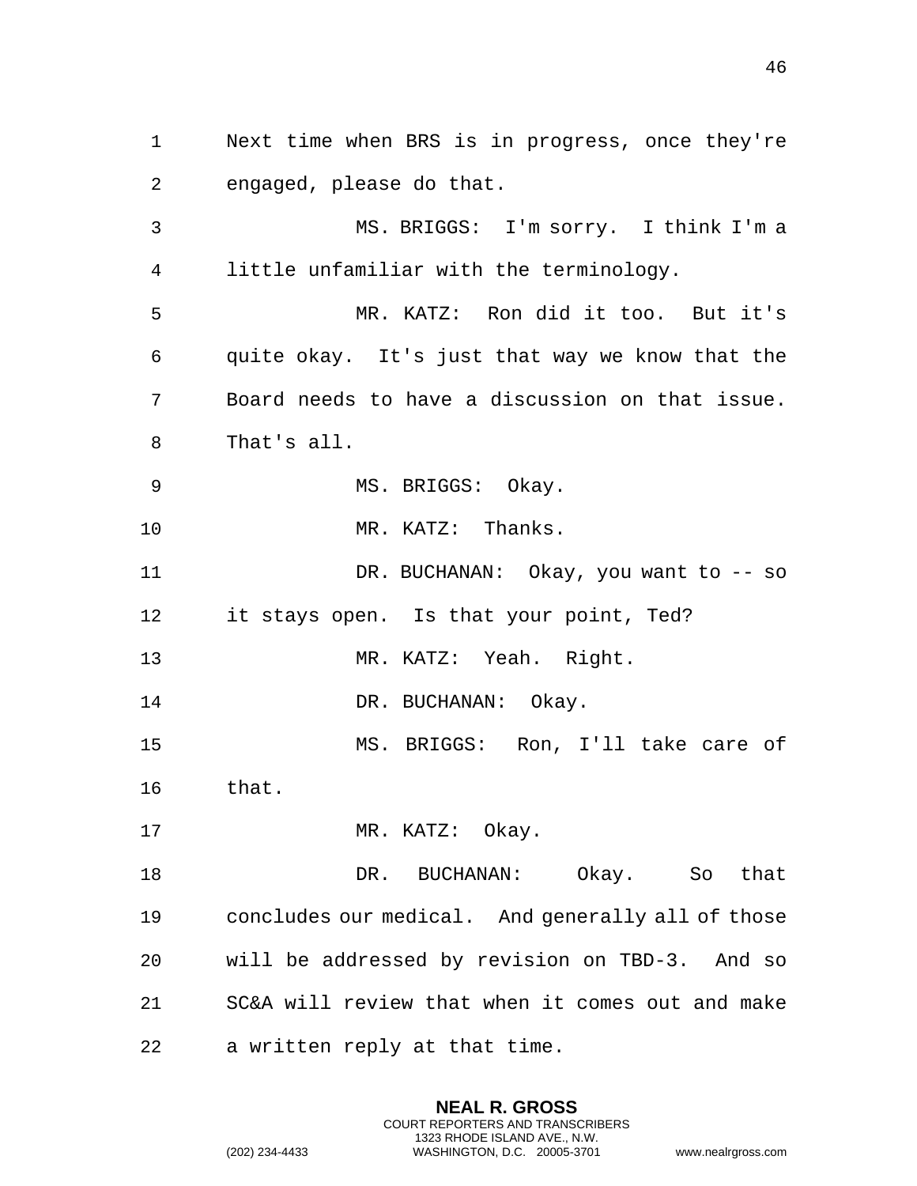Next time when BRS is in progress, once they're engaged, please do that.

MS. BRIGGS: I'm sorry. I think I'm a little unfamiliar with the terminology.

MR. KATZ: Ron did it too. But it's quite okay. It's just that way we know that the Board needs to have a discussion on that issue. That's all.

MS. BRIGGS: Okay.

MR. KATZ: Thanks.

DR. BUCHANAN: Okay, you want to -- so it stays open. Is that your point, Ted?

MR. KATZ: Yeah. Right.

DR. BUCHANAN: Okay.

MS. BRIGGS: Ron, I'll take care of that.

MR. KATZ: Okay.

DR. BUCHANAN: Okay. So that concludes our medical. And generally all of those will be addressed by revision on TBD-3. And so SC&A will review that when it comes out and make a written reply at that time.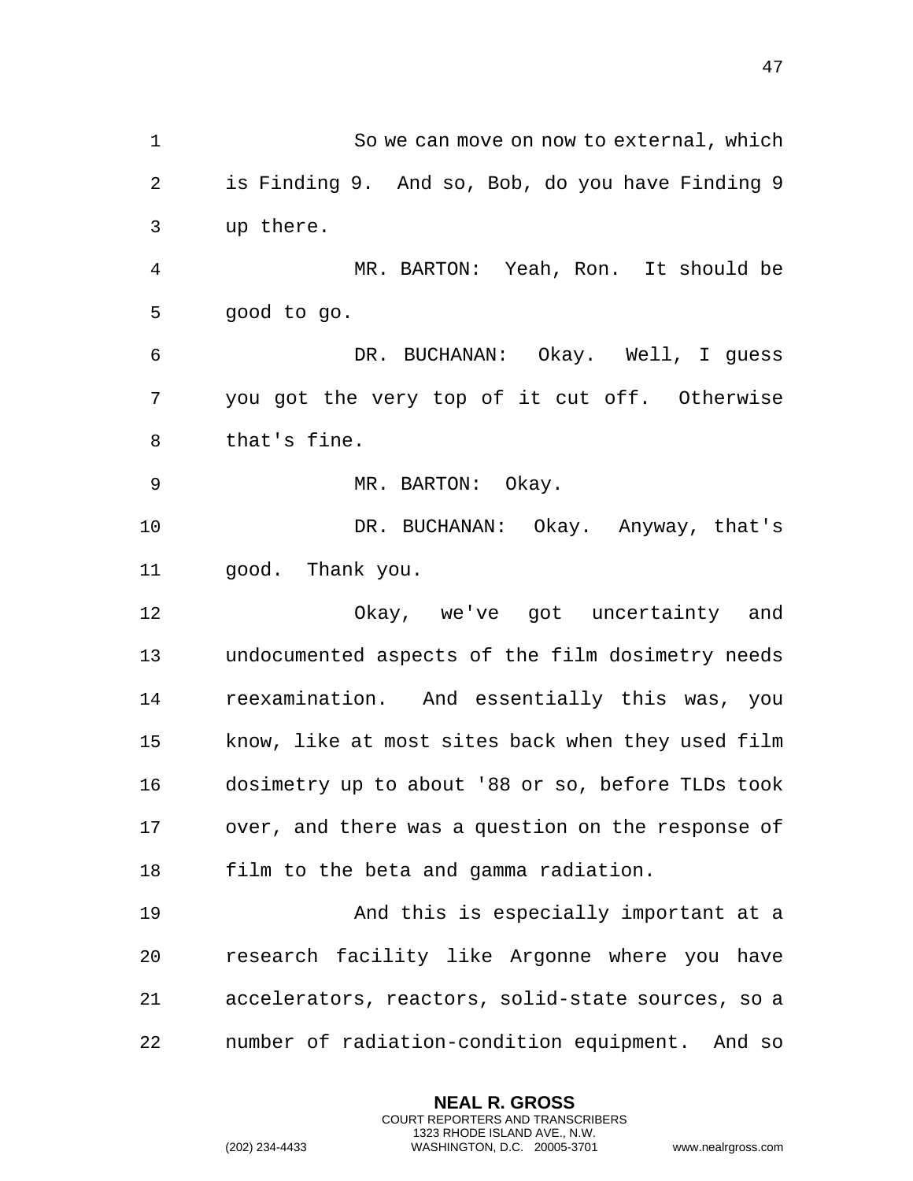So we can move on now to external, which is Finding 9. And so, Bob, do you have Finding 9 up there.

MR. BARTON: Yeah, Ron. It should be good to go.

DR. BUCHANAN: Okay. Well, I guess you got the very top of it cut off. Otherwise that's fine.

MR. BARTON: Okay.

DR. BUCHANAN: Okay. Anyway, that's good. Thank you.

Okay, we've got uncertainty and undocumented aspects of the film dosimetry needs reexamination. And essentially this was, you know, like at most sites back when they used film dosimetry up to about '88 or so, before TLDs took over, and there was a question on the response of film to the beta and gamma radiation.

And this is especially important at a research facility like Argonne where you have accelerators, reactors, solid-state sources, so a number of radiation-condition equipment. And so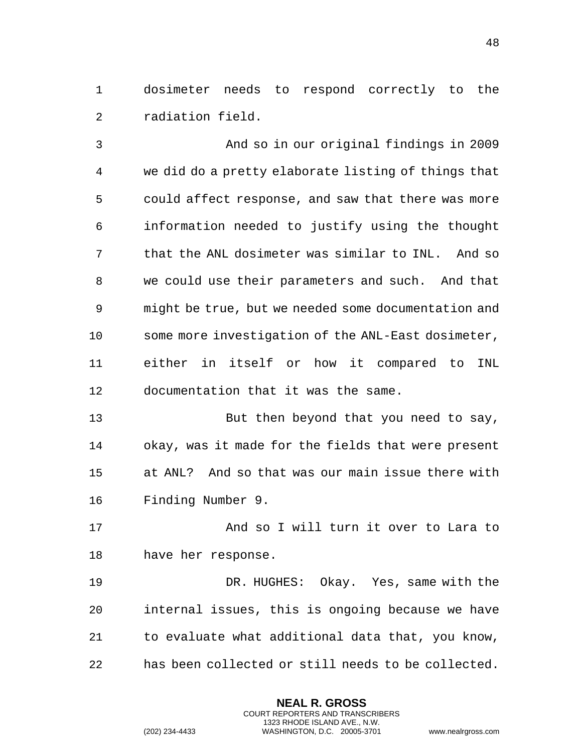dosimeter needs to respond correctly to the radiation field.

And so in our original findings in 2009 we did do a pretty elaborate listing of things that could affect response, and saw that there was more information needed to justify using the thought that the ANL dosimeter was similar to INL. And so we could use their parameters and such. And that might be true, but we needed some documentation and some more investigation of the ANL-East dosimeter, either in itself or how it compared to INL documentation that it was the same.

But then beyond that you need to say, okay, was it made for the fields that were present at ANL? And so that was our main issue there with Finding Number 9.

And so I will turn it over to Lara to have her response.

DR. HUGHES: Okay. Yes, same with the internal issues, this is ongoing because we have to evaluate what additional data that, you know, has been collected or still needs to be collected.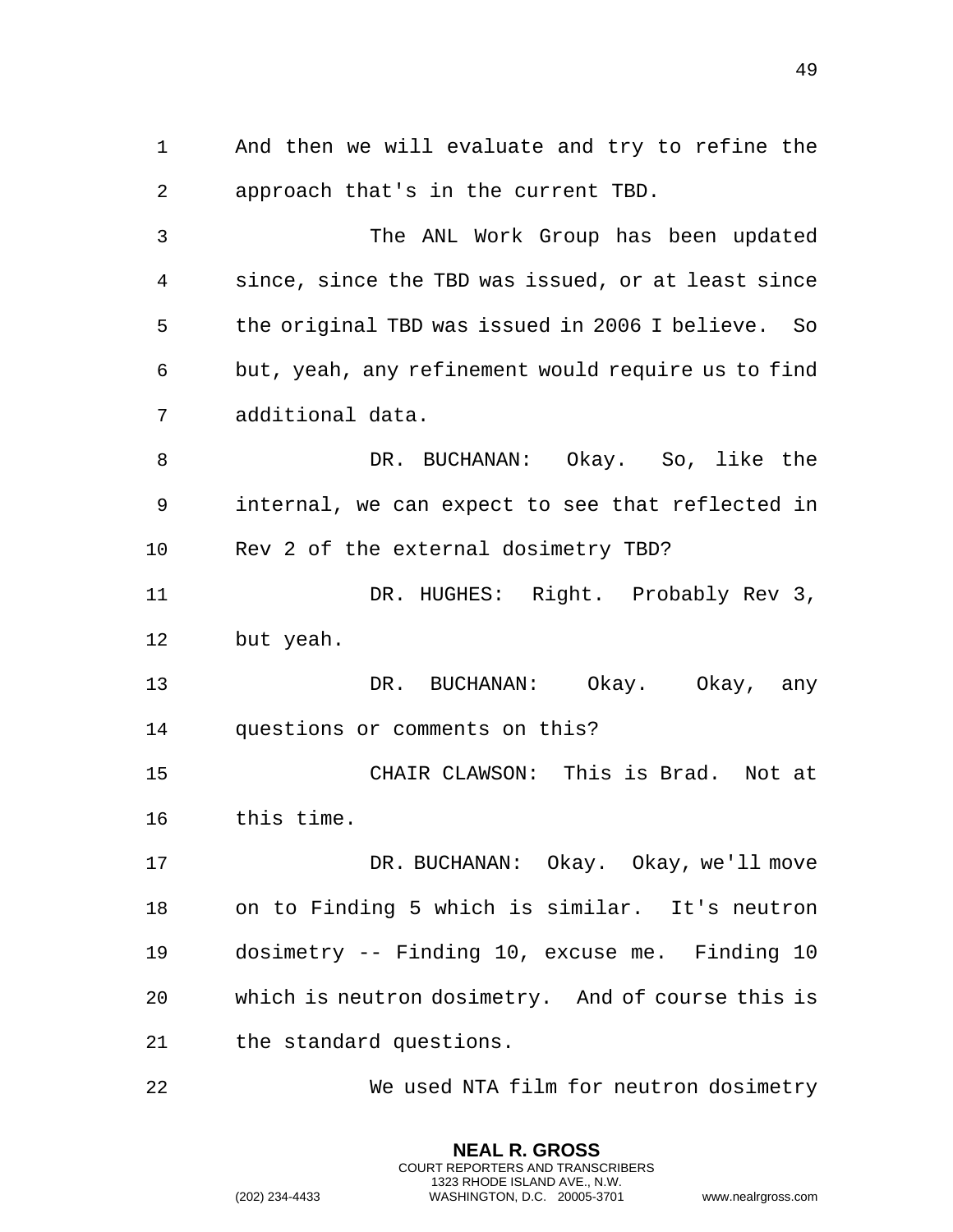And then we will evaluate and try to refine the approach that's in the current TBD.

The ANL Work Group has been updated since, since the TBD was issued, or at least since the original TBD was issued in 2006 I believe. So but, yeah, any refinement would require us to find additional data.

DR. BUCHANAN: Okay. So, like the internal, we can expect to see that reflected in Rev 2 of the external dosimetry TBD?

DR. HUGHES: Right. Probably Rev 3, but yeah.

DR. BUCHANAN: Okay. Okay, any questions or comments on this?

CHAIR CLAWSON: This is Brad. Not at this time.

DR. BUCHANAN: Okay. Okay, we'll move on to Finding 5 which is similar. It's neutron dosimetry -- Finding 10, excuse me. Finding 10 which is neutron dosimetry. And of course this is the standard questions.

We used NTA film for neutron dosimetry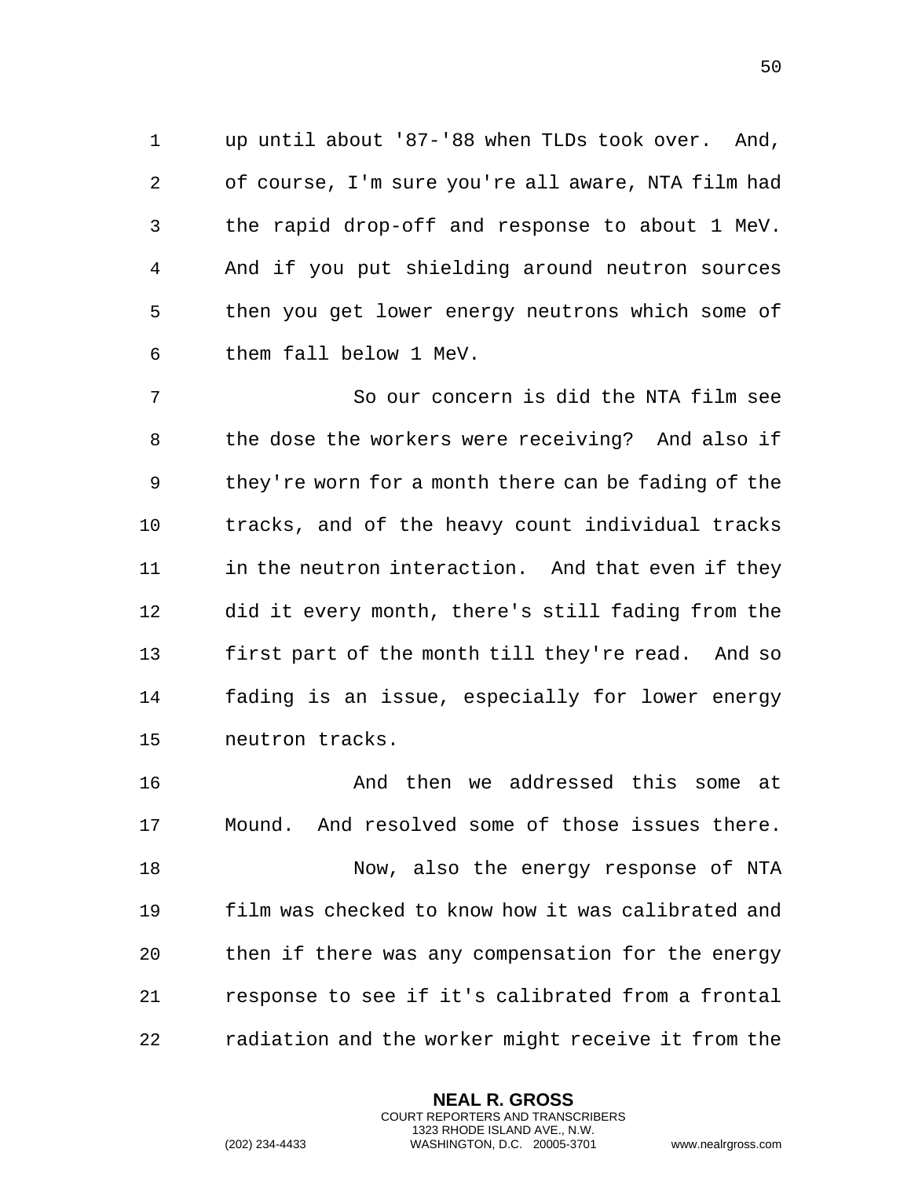up until about '87-'88 when TLDs took over. And, of course, I'm sure you're all aware, NTA film had the rapid drop-off and response to about 1 MeV. And if you put shielding around neutron sources then you get lower energy neutrons which some of them fall below 1 MeV.

So our concern is did the NTA film see the dose the workers were receiving? And also if they're worn for a month there can be fading of the tracks, and of the heavy count individual tracks in the neutron interaction. And that even if they did it every month, there's still fading from the first part of the month till they're read. And so fading is an issue, especially for lower energy neutron tracks.

And then we addressed this some at Mound. And resolved some of those issues there.

Now, also the energy response of NTA film was checked to know how it was calibrated and then if there was any compensation for the energy response to see if it's calibrated from a frontal radiation and the worker might receive it from the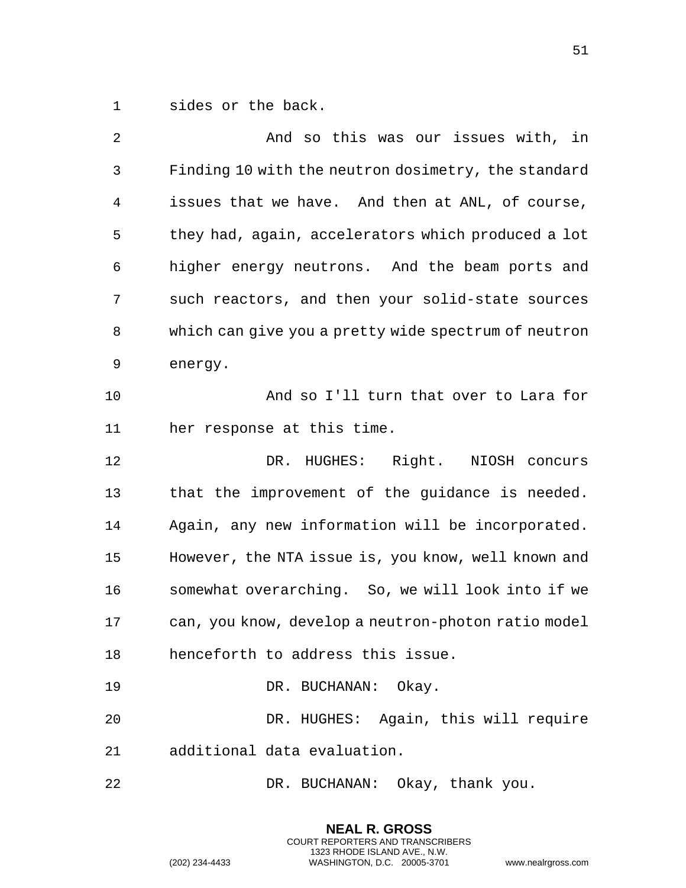sides or the back.

And so this was our issues with, in Finding 10 with the neutron dosimetry, the standard issues that we have. And then at ANL, of course, they had, again, accelerators which produced a lot higher energy neutrons. And the beam ports and such reactors, and then your solid-state sources which can give you a pretty wide spectrum of neutron energy.

And so I'll turn that over to Lara for her response at this time.

DR. HUGHES: Right. NIOSH concurs that the improvement of the guidance is needed. Again, any new information will be incorporated. However, the NTA issue is, you know, well known and somewhat overarching. So, we will look into if we can, you know, develop a neutron-photon ratio model henceforth to address this issue.

DR. BUCHANAN: Okay.

DR. HUGHES: Again, this will require additional data evaluation.

DR. BUCHANAN: Okay, thank you.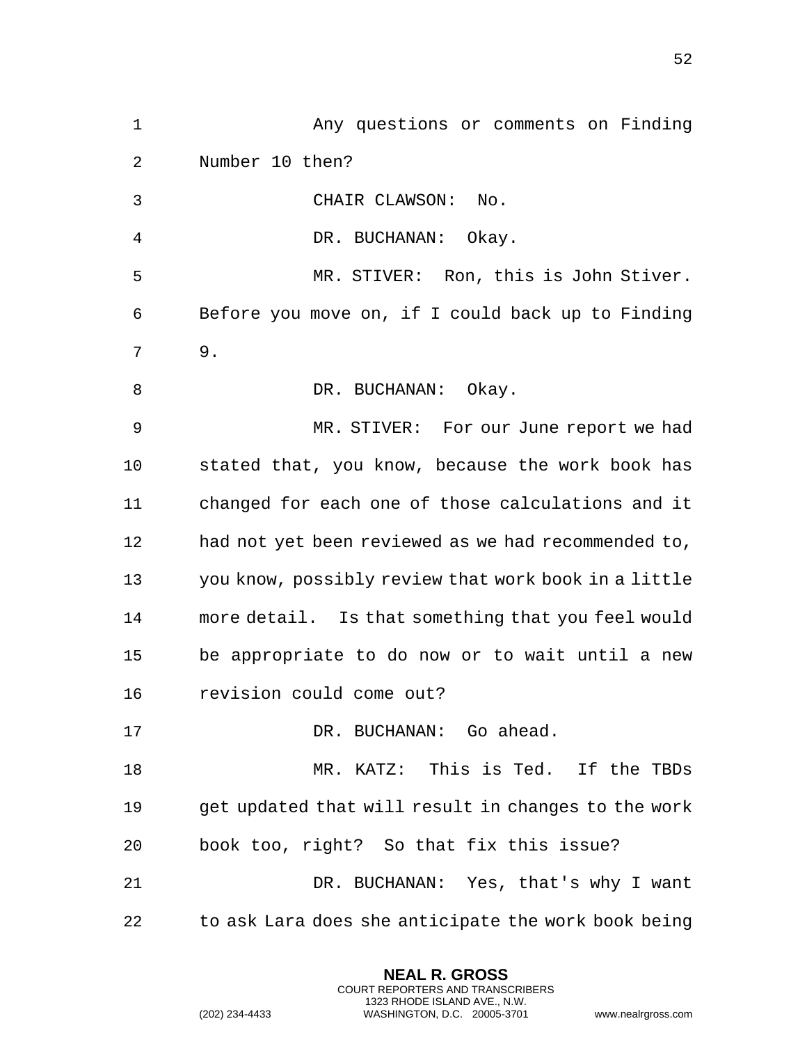Any questions or comments on Finding Number 10 then?

CHAIR CLAWSON: No.

DR. BUCHANAN: Okay.

MR. STIVER: Ron, this is John Stiver. Before you move on, if I could back up to Finding 9.

DR. BUCHANAN: Okay.

MR. STIVER: For our June report we had stated that, you know, because the work book has changed for each one of those calculations and it had not yet been reviewed as we had recommended to, you know, possibly review that work book in a little more detail. Is that something that you feel would be appropriate to do now or to wait until a new revision could come out?

DR. BUCHANAN: Go ahead.

MR. KATZ: This is Ted. If the TBDs get updated that will result in changes to the work book too, right? So that fix this issue?

DR. BUCHANAN: Yes, that's why I want to ask Lara does she anticipate the work book being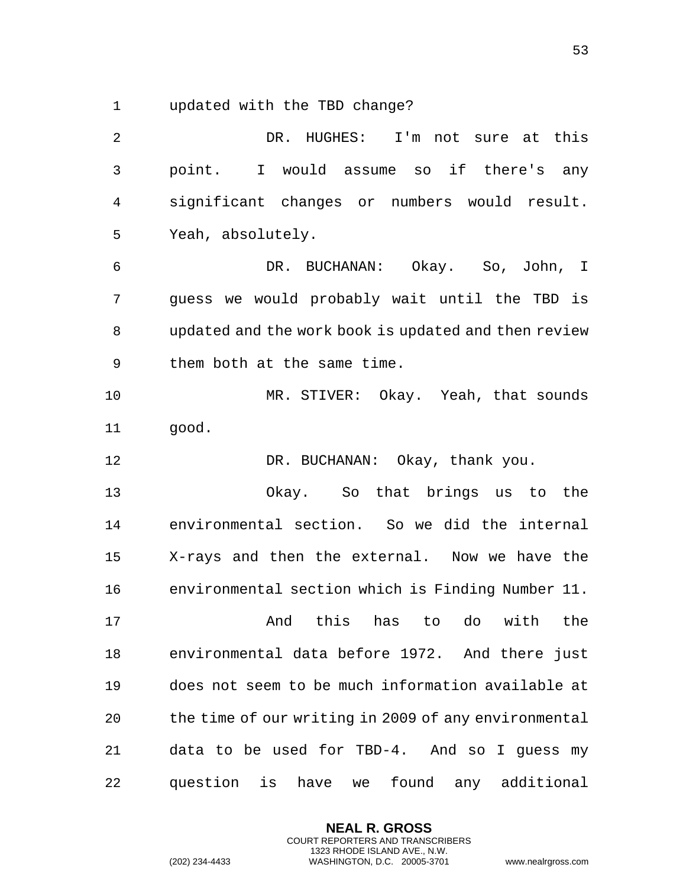updated with the TBD change?

DR. HUGHES: I'm not sure at this point. I would assume so if there's any significant changes or numbers would result. Yeah, absolutely.

DR. BUCHANAN: Okay. So, John, I guess we would probably wait until the TBD is updated and the work book is updated and then review them both at the same time.

MR. STIVER: Okay. Yeah, that sounds good.

DR. BUCHANAN: Okay, thank you.

Okay. So that brings us to the environmental section. So we did the internal X-rays and then the external. Now we have the environmental section which is Finding Number 11.

And this has to do with the environmental data before 1972. And there just does not seem to be much information available at the time of our writing in 2009 of any environmental data to be used for TBD-4. And so I guess my question is have we found any additional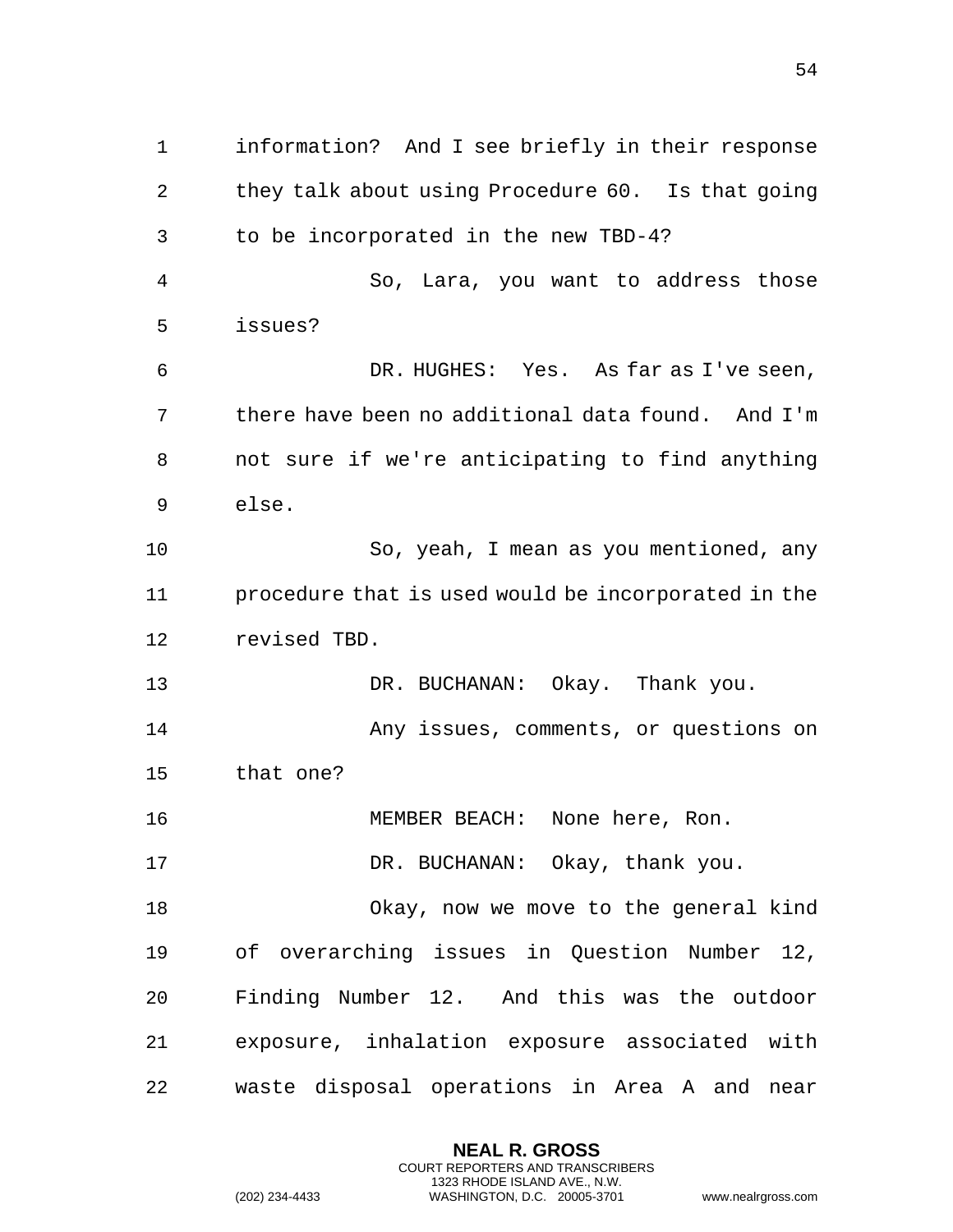information? And I see briefly in their response they talk about using Procedure 60. Is that going to be incorporated in the new TBD-4?

So, Lara, you want to address those issues?

DR. HUGHES: Yes. As far as I've seen, there have been no additional data found. And I'm not sure if we're anticipating to find anything else.

So, yeah, I mean as you mentioned, any procedure that is used would be incorporated in the revised TBD.

DR. BUCHANAN: Okay. Thank you.

Any issues, comments, or questions on that one?

MEMBER BEACH: None here, Ron.

DR. BUCHANAN: Okay, thank you.

Okay, now we move to the general kind of overarching issues in Question Number 12, Finding Number 12. And this was the outdoor exposure, inhalation exposure associated with waste disposal operations in Area A and near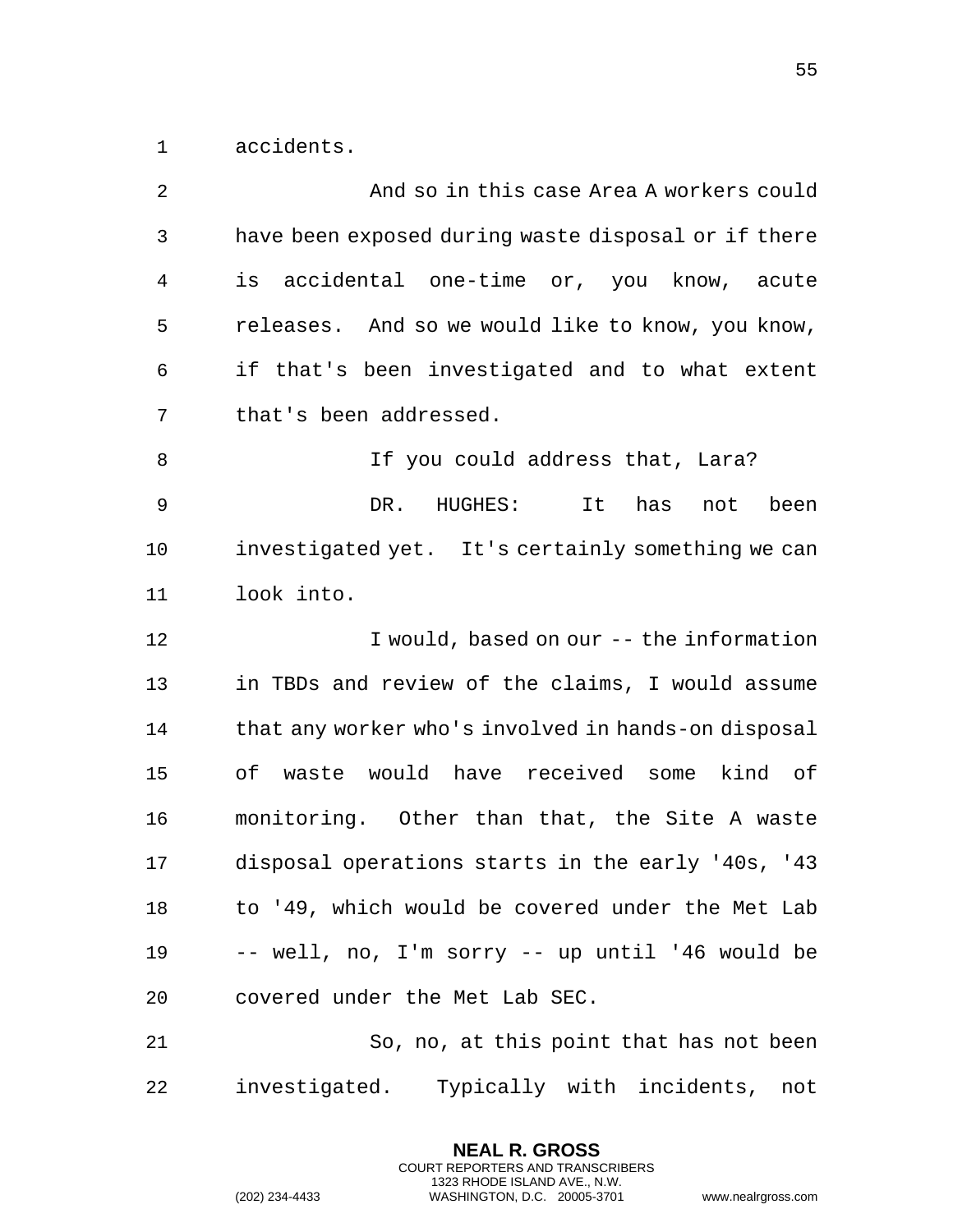accidents.

And so in this case Area A workers could have been exposed during waste disposal or if there is accidental one-time or, you know, acute releases. And so we would like to know, you know, if that's been investigated and to what extent that's been addressed.

If you could address that, Lara?

DR. HUGHES: It has not been investigated yet. It's certainly something we can look into.

I would, based on our -- the information in TBDs and review of the claims, I would assume that any worker who's involved in hands-on disposal of waste would have received some kind of monitoring. Other than that, the Site A waste disposal operations starts in the early '40s, '43 to '49, which would be covered under the Met Lab -- well, no, I'm sorry -- up until '46 would be covered under the Met Lab SEC.

So, no, at this point that has not been investigated. Typically with incidents, not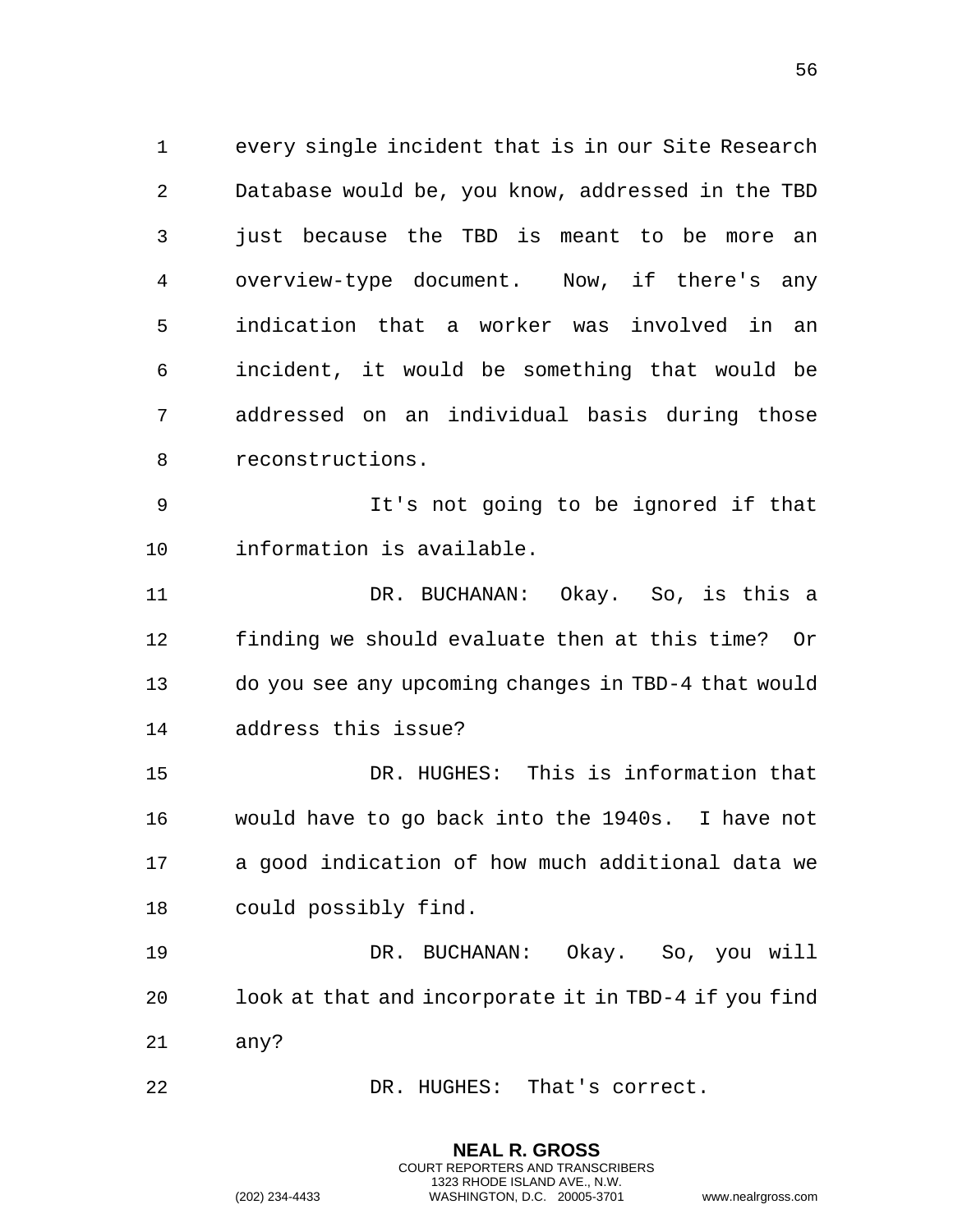every single incident that is in our Site Research Database would be, you know, addressed in the TBD just because the TBD is meant to be more an overview-type document. Now, if there's any indication that a worker was involved in an incident, it would be something that would be addressed on an individual basis during those reconstructions.

It's not going to be ignored if that information is available.

DR. BUCHANAN: Okay. So, is this a finding we should evaluate then at this time? Or do you see any upcoming changes in TBD-4 that would address this issue?

DR. HUGHES: This is information that would have to go back into the 1940s. I have not a good indication of how much additional data we could possibly find.

DR. BUCHANAN: Okay. So, you will look at that and incorporate it in TBD-4 if you find any?

DR. HUGHES: That's correct.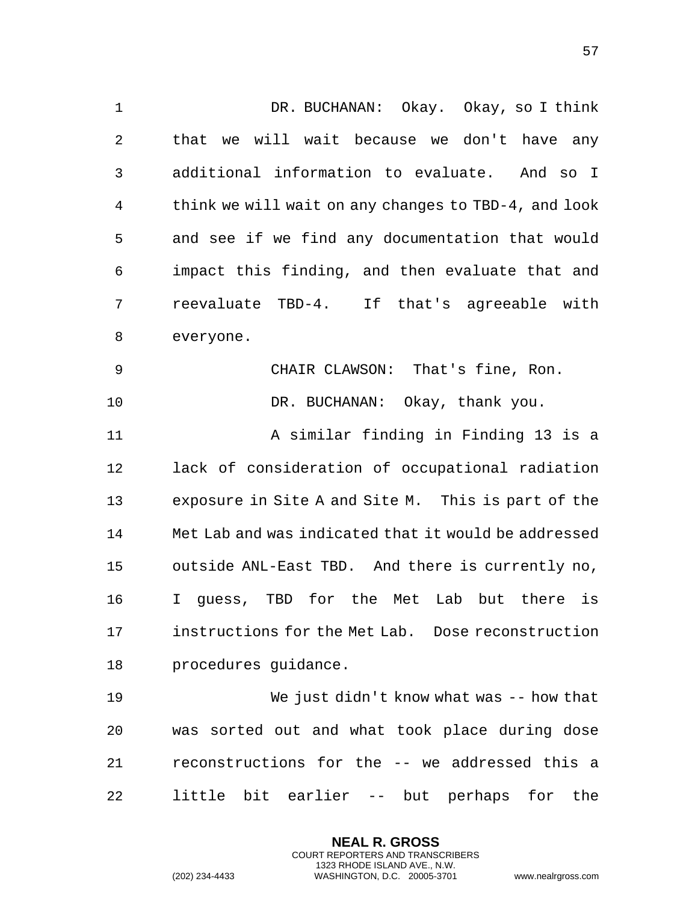DR. BUCHANAN: Okay. Okay, so I think that we will wait because we don't have any additional information to evaluate. And so I think we will wait on any changes to TBD-4, and look and see if we find any documentation that would impact this finding, and then evaluate that and reevaluate TBD-4. If that's agreeable with everyone.

CHAIR CLAWSON: That's fine, Ron.

DR. BUCHANAN: Okay, thank you.

A similar finding in Finding 13 is a lack of consideration of occupational radiation exposure in Site A and Site M. This is part of the Met Lab and was indicated that it would be addressed outside ANL-East TBD. And there is currently no, I guess, TBD for the Met Lab but there is instructions for the Met Lab. Dose reconstruction procedures guidance.

We just didn't know what was -- how that was sorted out and what took place during dose reconstructions for the -- we addressed this a little bit earlier -- but perhaps for the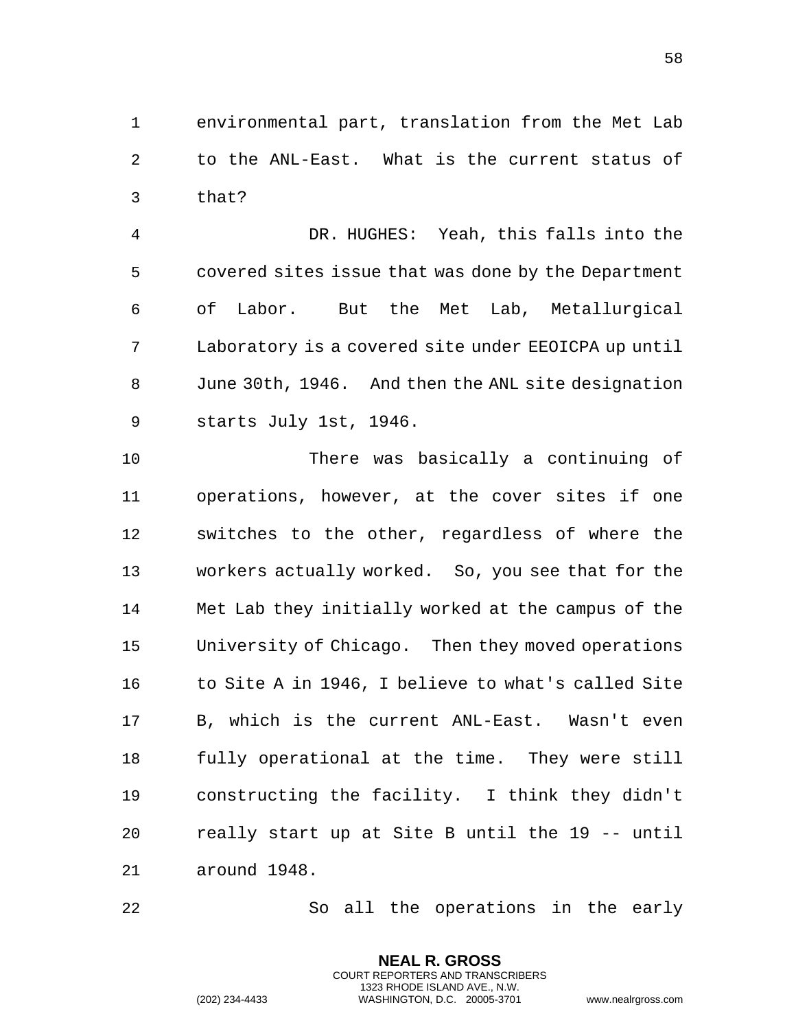environmental part, translation from the Met Lab to the ANL-East. What is the current status of that?

DR. HUGHES: Yeah, this falls into the covered sites issue that was done by the Department of Labor. But the Met Lab, Metallurgical Laboratory is a covered site under EEOICPA up until June 30th, 1946. And then the ANL site designation starts July 1st, 1946.

There was basically a continuing of operations, however, at the cover sites if one switches to the other, regardless of where the workers actually worked. So, you see that for the Met Lab they initially worked at the campus of the University of Chicago. Then they moved operations to Site A in 1946, I believe to what's called Site B, which is the current ANL-East. Wasn't even fully operational at the time. They were still constructing the facility. I think they didn't really start up at Site B until the 19 -- until around 1948.

So all the operations in the early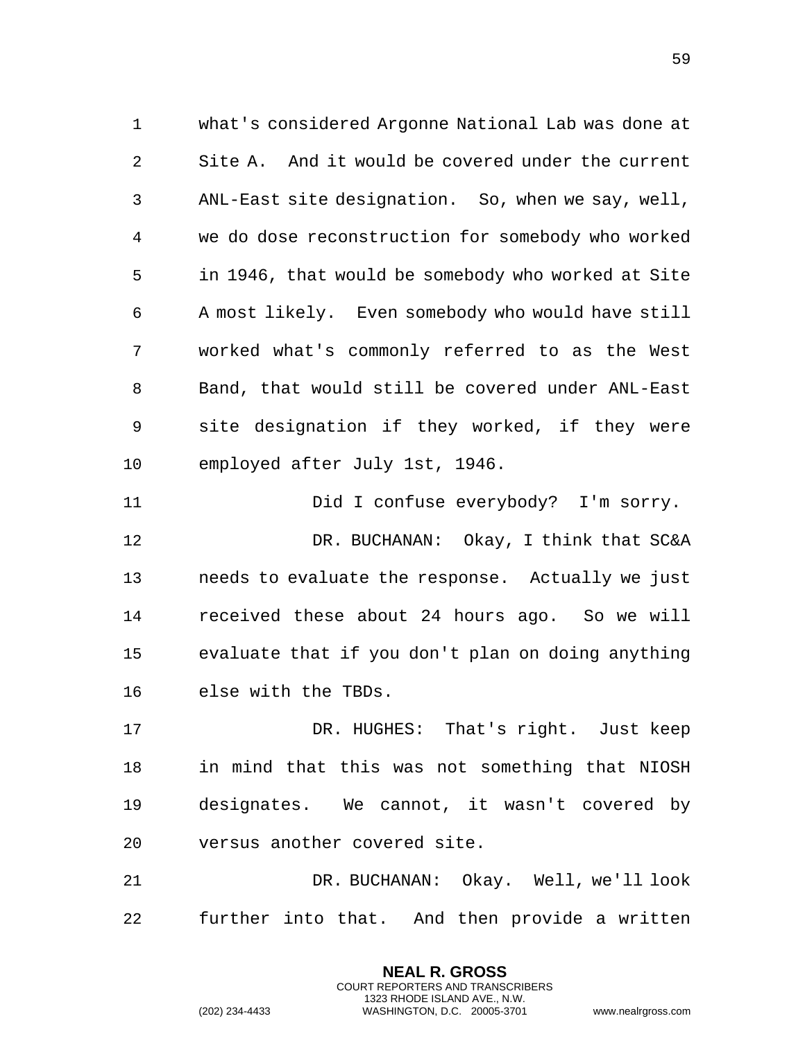what's considered Argonne National Lab was done at Site A. And it would be covered under the current ANL-East site designation. So, when we say, well, we do dose reconstruction for somebody who worked in 1946, that would be somebody who worked at Site A most likely. Even somebody who would have still worked what's commonly referred to as the West Band, that would still be covered under ANL-East site designation if they worked, if they were employed after July 1st, 1946.

Did I confuse everybody? I'm sorry.

DR. BUCHANAN: Okay, I think that SC&A needs to evaluate the response. Actually we just received these about 24 hours ago. So we will evaluate that if you don't plan on doing anything else with the TBDs.

DR. HUGHES: That's right. Just keep in mind that this was not something that NIOSH designates. We cannot, it wasn't covered by versus another covered site.

DR. BUCHANAN: Okay. Well, we'll look further into that. And then provide a written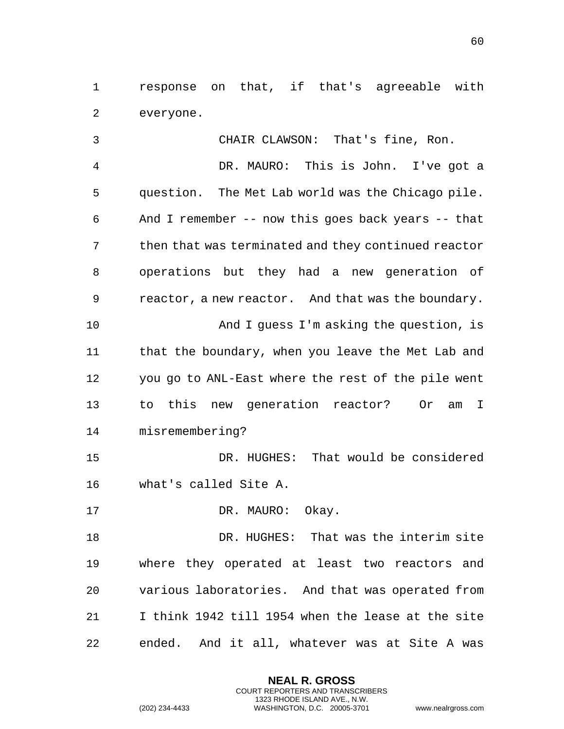response on that, if that's agreeable with everyone.

CHAIR CLAWSON: That's fine, Ron.

DR. MAURO: This is John. I've got a question. The Met Lab world was the Chicago pile. And I remember -- now this goes back years -- that then that was terminated and they continued reactor operations but they had a new generation of reactor, a new reactor. And that was the boundary.

And I guess I'm asking the question, is that the boundary, when you leave the Met Lab and you go to ANL-East where the rest of the pile went to this new generation reactor? Or am I misremembering?

DR. HUGHES: That would be considered what's called Site A.

DR. MAURO: Okay.

DR. HUGHES: That was the interim site where they operated at least two reactors and various laboratories. And that was operated from I think 1942 till 1954 when the lease at the site ended. And it all, whatever was at Site A was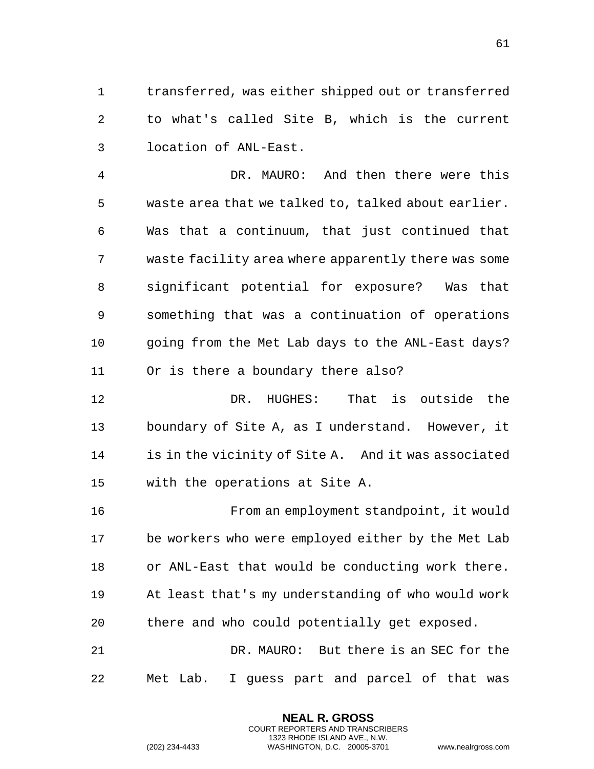transferred, was either shipped out or transferred to what's called Site B, which is the current location of ANL-East.

DR. MAURO: And then there were this waste area that we talked to, talked about earlier. Was that a continuum, that just continued that waste facility area where apparently there was some significant potential for exposure? Was that something that was a continuation of operations going from the Met Lab days to the ANL-East days? Or is there a boundary there also?

DR. HUGHES: That is outside the boundary of Site A, as I understand. However, it is in the vicinity of Site A. And it was associated with the operations at Site A.

From an employment standpoint, it would be workers who were employed either by the Met Lab or ANL-East that would be conducting work there. At least that's my understanding of who would work there and who could potentially get exposed.

DR. MAURO: But there is an SEC for the Met Lab. I guess part and parcel of that was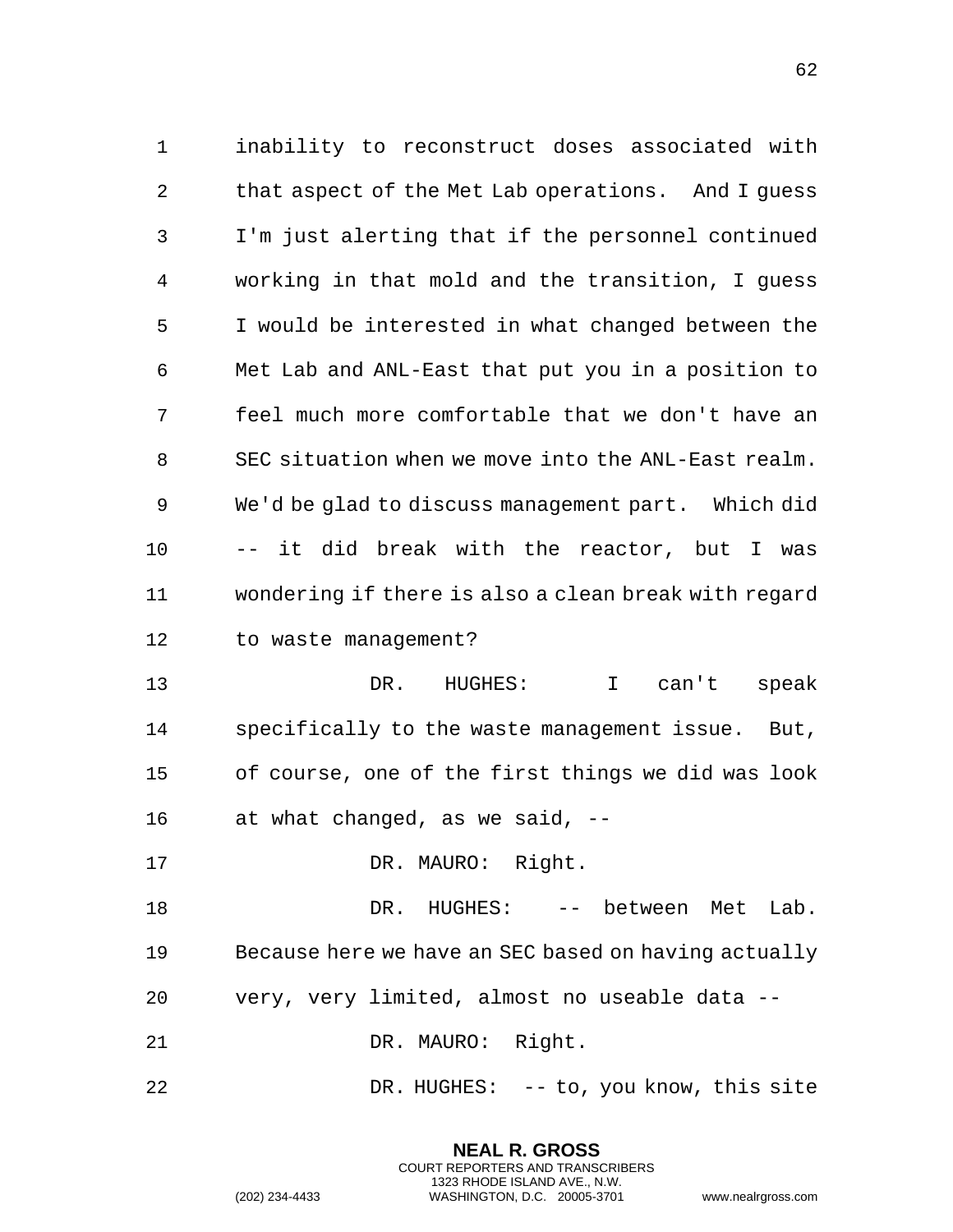inability to reconstruct doses associated with that aspect of the Met Lab operations. And I guess I'm just alerting that if the personnel continued working in that mold and the transition, I guess I would be interested in what changed between the Met Lab and ANL-East that put you in a position to feel much more comfortable that we don't have an SEC situation when we move into the ANL-East realm. We'd be glad to discuss management part. Which did -- it did break with the reactor, but I was wondering if there is also a clean break with regard to waste management?

DR. HUGHES: I can't speak specifically to the waste management issue. But, of course, one of the first things we did was look at what changed, as we said, --

DR. MAURO: Right.

DR. HUGHES: -- between Met Lab. Because here we have an SEC based on having actually very, very limited, almost no useable data --

DR. MAURO: Right.

DR. HUGHES: -- to, you know, this site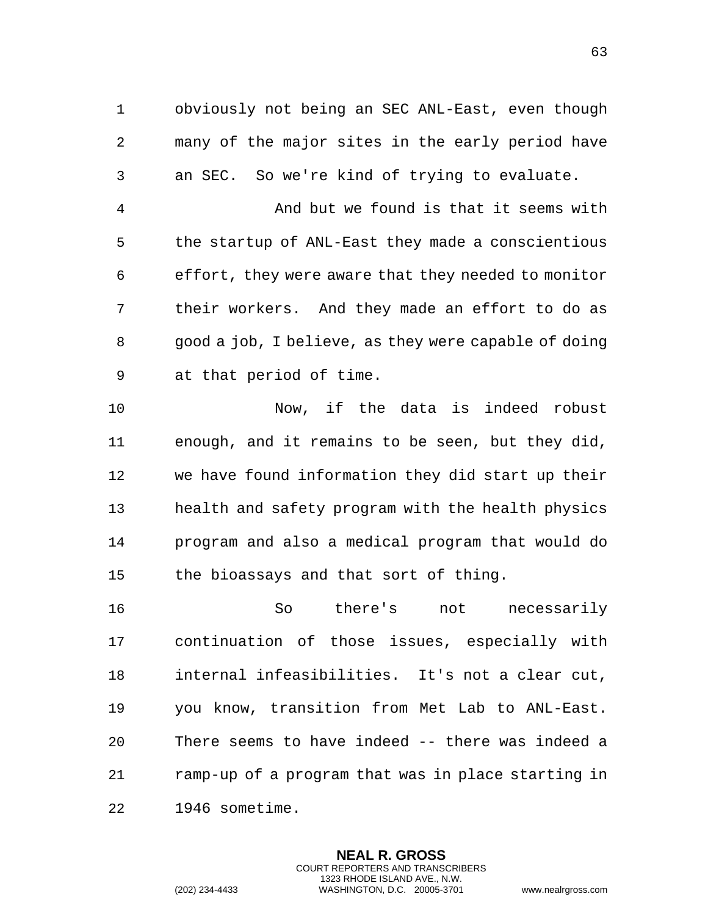obviously not being an SEC ANL-East, even though many of the major sites in the early period have an SEC. So we're kind of trying to evaluate.

And but we found is that it seems with the startup of ANL-East they made a conscientious effort, they were aware that they needed to monitor their workers. And they made an effort to do as good a job, I believe, as they were capable of doing at that period of time.

Now, if the data is indeed robust enough, and it remains to be seen, but they did, we have found information they did start up their health and safety program with the health physics program and also a medical program that would do the bioassays and that sort of thing.

So there's not necessarily continuation of those issues, especially with internal infeasibilities. It's not a clear cut, you know, transition from Met Lab to ANL-East. There seems to have indeed -- there was indeed a ramp-up of a program that was in place starting in 1946 sometime.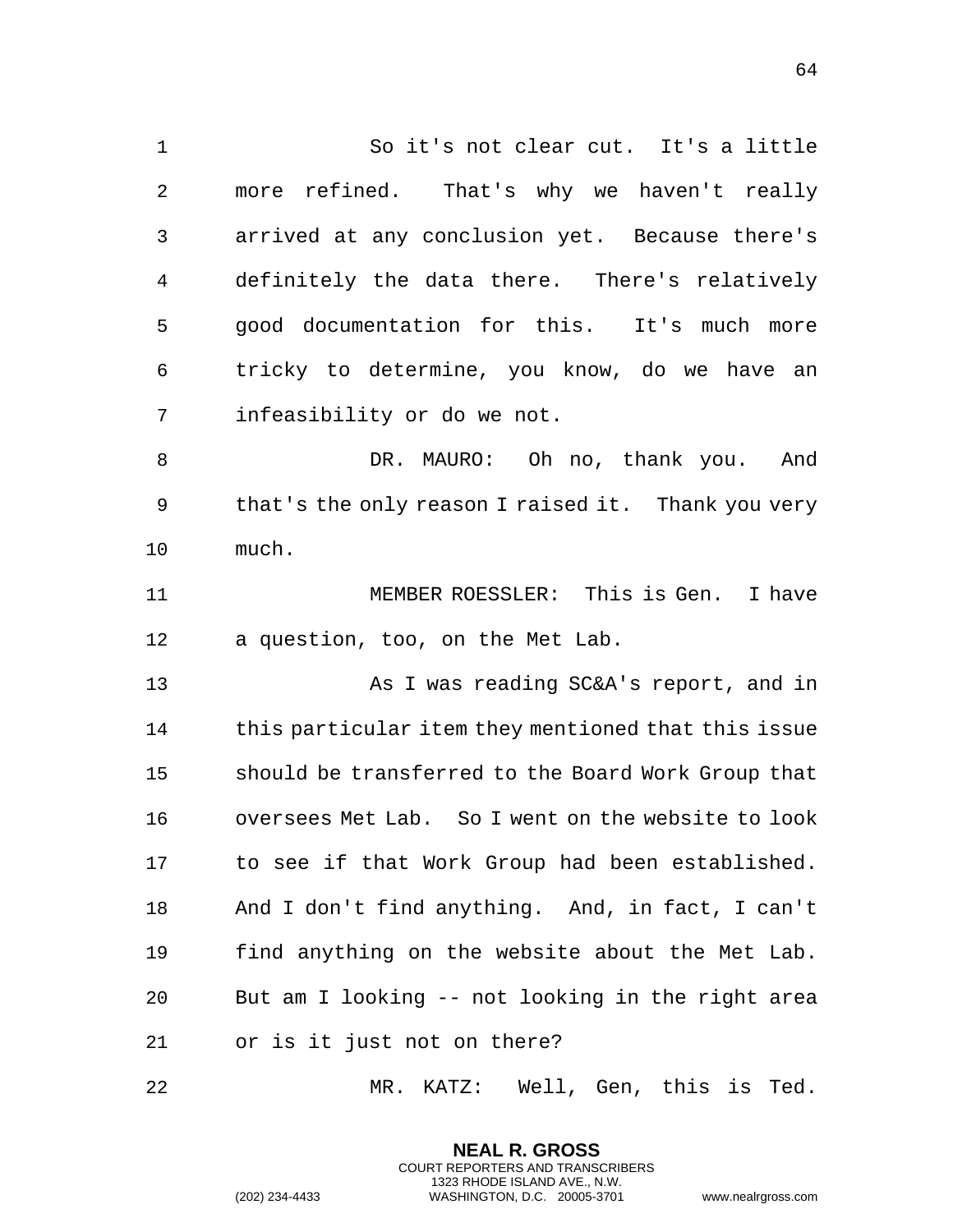So it's not clear cut. It's a little more refined. That's why we haven't really arrived at any conclusion yet. Because there's definitely the data there. There's relatively good documentation for this. It's much more tricky to determine, you know, do we have an infeasibility or do we not.

DR. MAURO: Oh no, thank you. And that's the only reason I raised it. Thank you very much.

MEMBER ROESSLER: This is Gen. I have a question, too, on the Met Lab.

As I was reading SC&A's report, and in this particular item they mentioned that this issue should be transferred to the Board Work Group that oversees Met Lab. So I went on the website to look to see if that Work Group had been established. And I don't find anything. And, in fact, I can't find anything on the website about the Met Lab. But am I looking -- not looking in the right area or is it just not on there?

MR. KATZ: Well, Gen, this is Ted.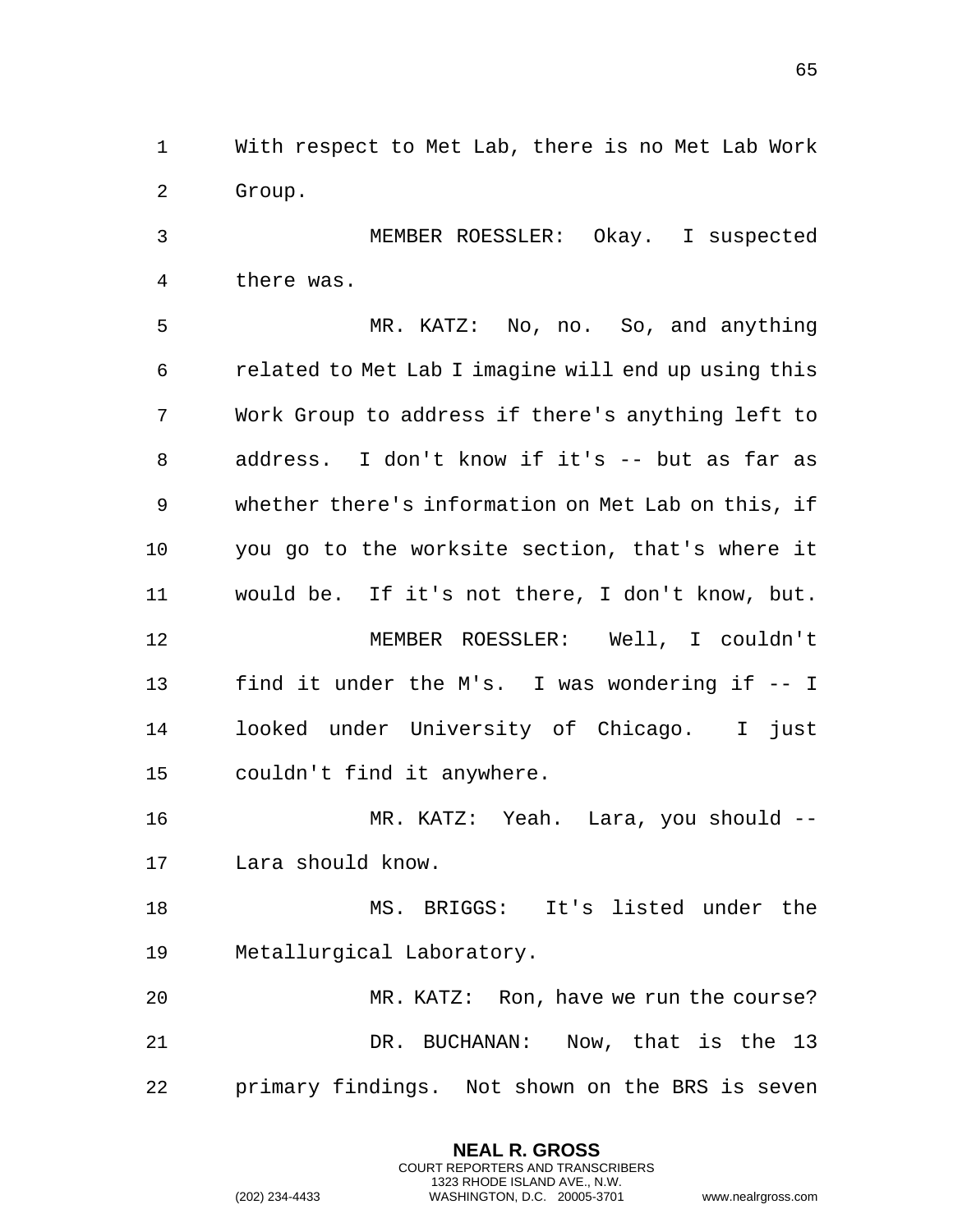With respect to Met Lab, there is no Met Lab Work Group.

MEMBER ROESSLER: Okay. I suspected there was.

MR. KATZ: No, no. So, and anything related to Met Lab I imagine will end up using this Work Group to address if there's anything left to address. I don't know if it's -- but as far as whether there's information on Met Lab on this, if you go to the worksite section, that's where it would be. If it's not there, I don't know, but.

MEMBER ROESSLER: Well, I couldn't find it under the M's. I was wondering if -- I looked under University of Chicago. I just couldn't find it anywhere.

MR. KATZ: Yeah. Lara, you should -- Lara should know.

MS. BRIGGS: It's listed under the Metallurgical Laboratory.

MR. KATZ: Ron, have we run the course?

DR. BUCHANAN: Now, that is the 13 primary findings. Not shown on the BRS is seven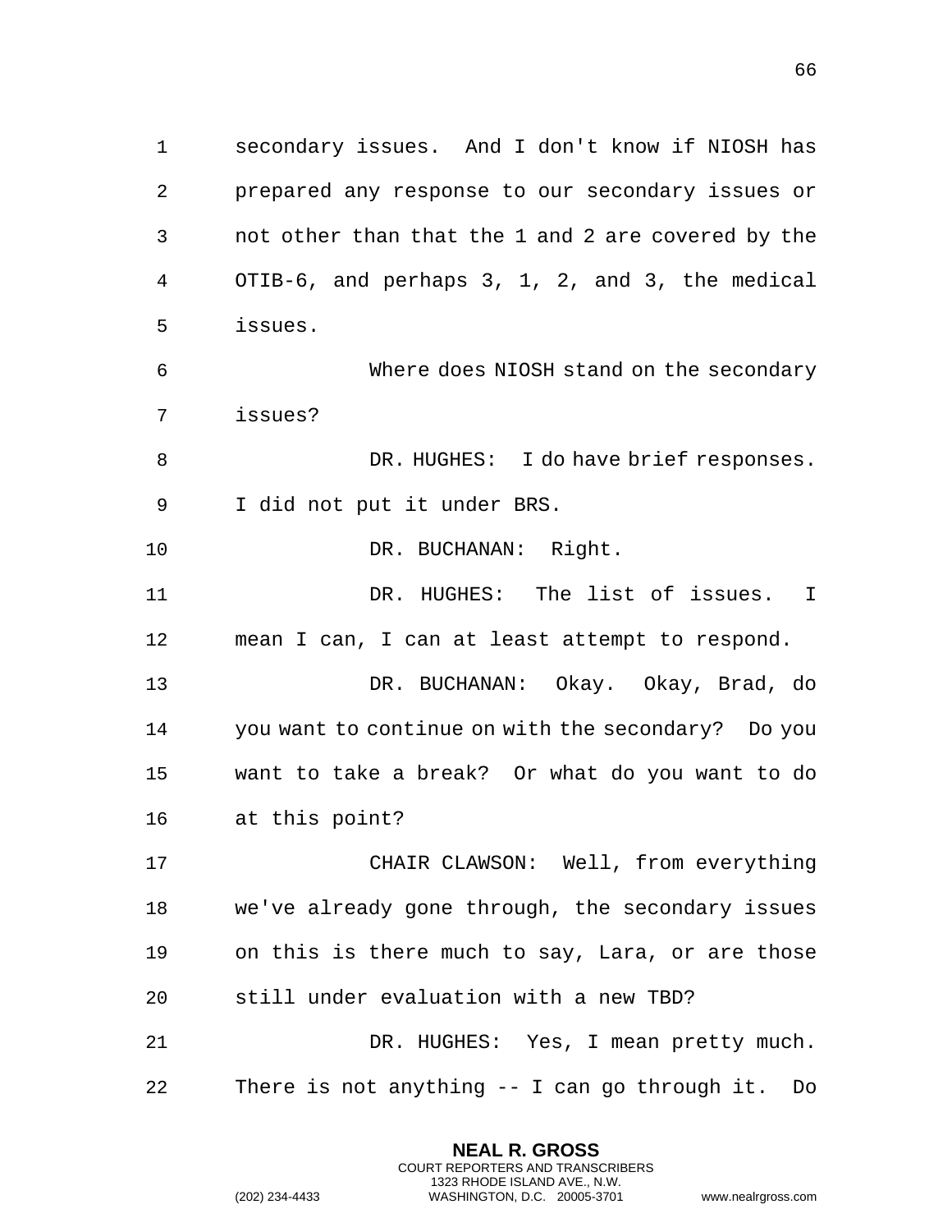secondary issues. And I don't know if NIOSH has prepared any response to our secondary issues or not other than that the 1 and 2 are covered by the OTIB-6, and perhaps 3, 1, 2, and 3, the medical issues.

Where does NIOSH stand on the secondary issues?

DR. HUGHES: I do have brief responses. I did not put it under BRS.

DR. BUCHANAN: Right.

DR. HUGHES: The list of issues. I mean I can, I can at least attempt to respond.

DR. BUCHANAN: Okay. Okay, Brad, do you want to continue on with the secondary? Do you want to take a break? Or what do you want to do at this point?

CHAIR CLAWSON: Well, from everything we've already gone through, the secondary issues on this is there much to say, Lara, or are those still under evaluation with a new TBD?

DR. HUGHES: Yes, I mean pretty much. There is not anything -- I can go through it. Do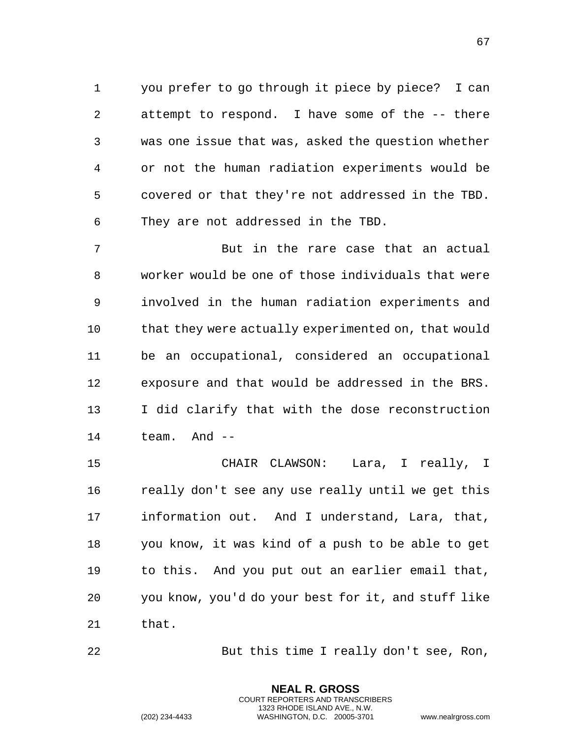you prefer to go through it piece by piece? I can attempt to respond. I have some of the -- there was one issue that was, asked the question whether or not the human radiation experiments would be covered or that they're not addressed in the TBD. They are not addressed in the TBD.

But in the rare case that an actual worker would be one of those individuals that were involved in the human radiation experiments and that they were actually experimented on, that would be an occupational, considered an occupational exposure and that would be addressed in the BRS. I did clarify that with the dose reconstruction team. And --

CHAIR CLAWSON: Lara, I really, I really don't see any use really until we get this information out. And I understand, Lara, that, you know, it was kind of a push to be able to get to this. And you put out an earlier email that, you know, you'd do your best for it, and stuff like that.

But this time I really don't see, Ron,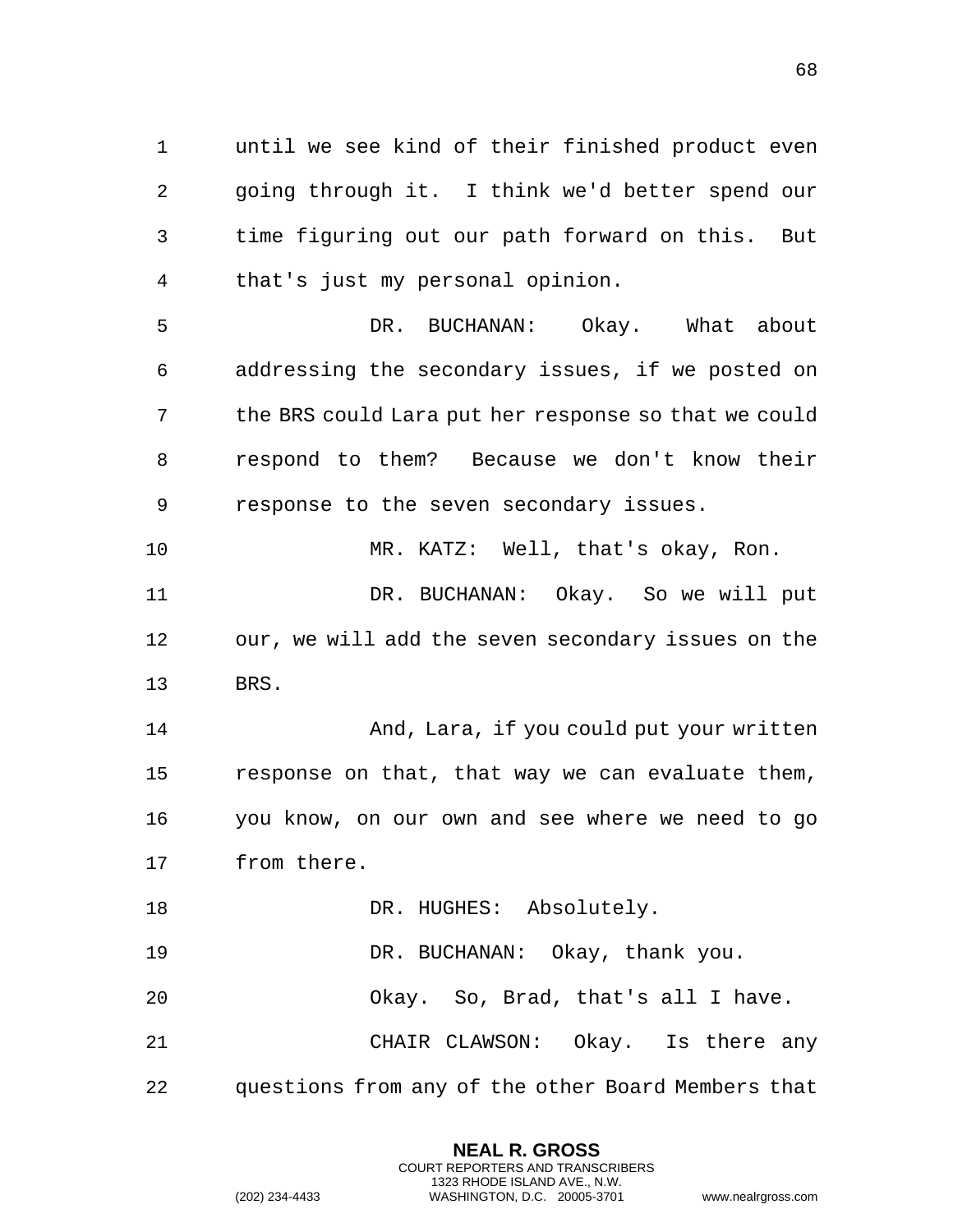until we see kind of their finished product even going through it. I think we'd better spend our time figuring out our path forward on this. But that's just my personal opinion.

DR. BUCHANAN: Okay. What about addressing the secondary issues, if we posted on the BRS could Lara put her response so that we could respond to them? Because we don't know their response to the seven secondary issues.

MR. KATZ: Well, that's okay, Ron.

DR. BUCHANAN: Okay. So we will put our, we will add the seven secondary issues on the BRS.

And, Lara, if you could put your written response on that, that way we can evaluate them, you know, on our own and see where we need to go from there.

DR. HUGHES: Absolutely.

DR. BUCHANAN: Okay, thank you.

Okay. So, Brad, that's all I have.

CHAIR CLAWSON: Okay. Is there any questions from any of the other Board Members that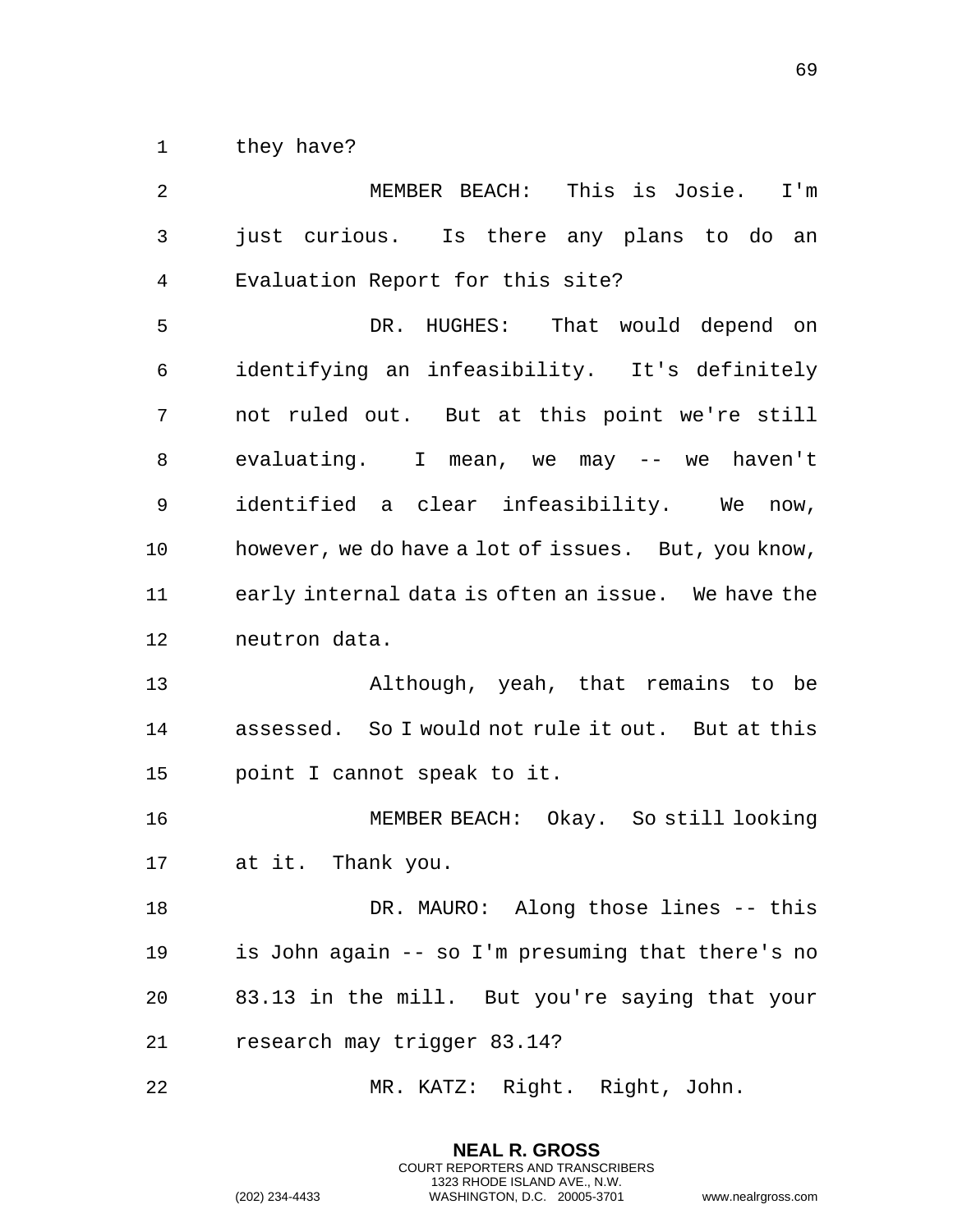they have?

MEMBER BEACH: This is Josie. I'm just curious. Is there any plans to do an Evaluation Report for this site?

DR. HUGHES: That would depend on identifying an infeasibility. It's definitely not ruled out. But at this point we're still evaluating. I mean, we may -- we haven't identified a clear infeasibility. We now, however, we do have a lot of issues. But, you know, early internal data is often an issue. We have the neutron data.

Although, yeah, that remains to be assessed. So I would not rule it out. But at this point I cannot speak to it.

MEMBER BEACH: Okay. So still looking at it. Thank you.

DR. MAURO: Along those lines -- this is John again -- so I'm presuming that there's no 83.13 in the mill. But you're saying that your research may trigger 83.14?

MR. KATZ: Right. Right, John.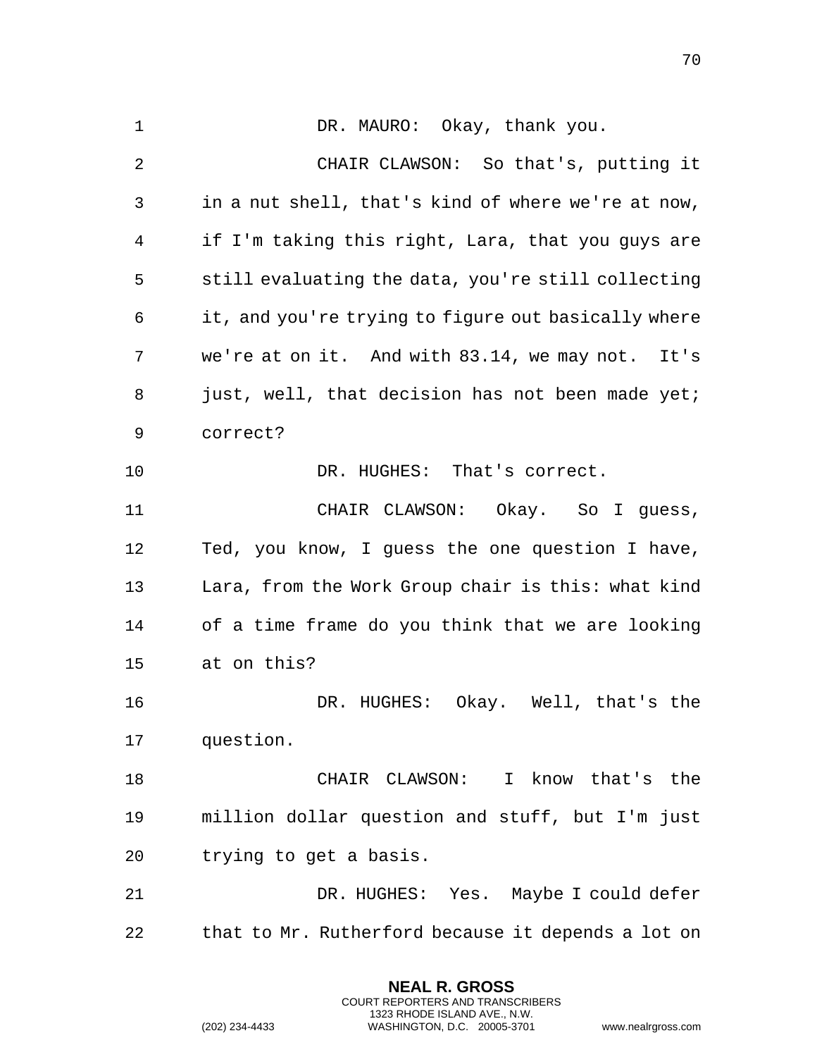DR. MAURO: Okay, thank you.

CHAIR CLAWSON: So that's, putting it in a nut shell, that's kind of where we're at now, if I'm taking this right, Lara, that you guys are still evaluating the data, you're still collecting it, and you're trying to figure out basically where we're at on it. And with 83.14, we may not. It's just, well, that decision has not been made yet; correct?

DR. HUGHES: That's correct.

CHAIR CLAWSON: Okay. So I guess, Ted, you know, I guess the one question I have, Lara, from the Work Group chair is this: what kind of a time frame do you think that we are looking at on this?

DR. HUGHES: Okay. Well, that's the question.

CHAIR CLAWSON: I know that's the million dollar question and stuff, but I'm just trying to get a basis.

DR. HUGHES: Yes. Maybe I could defer that to Mr. Rutherford because it depends a lot on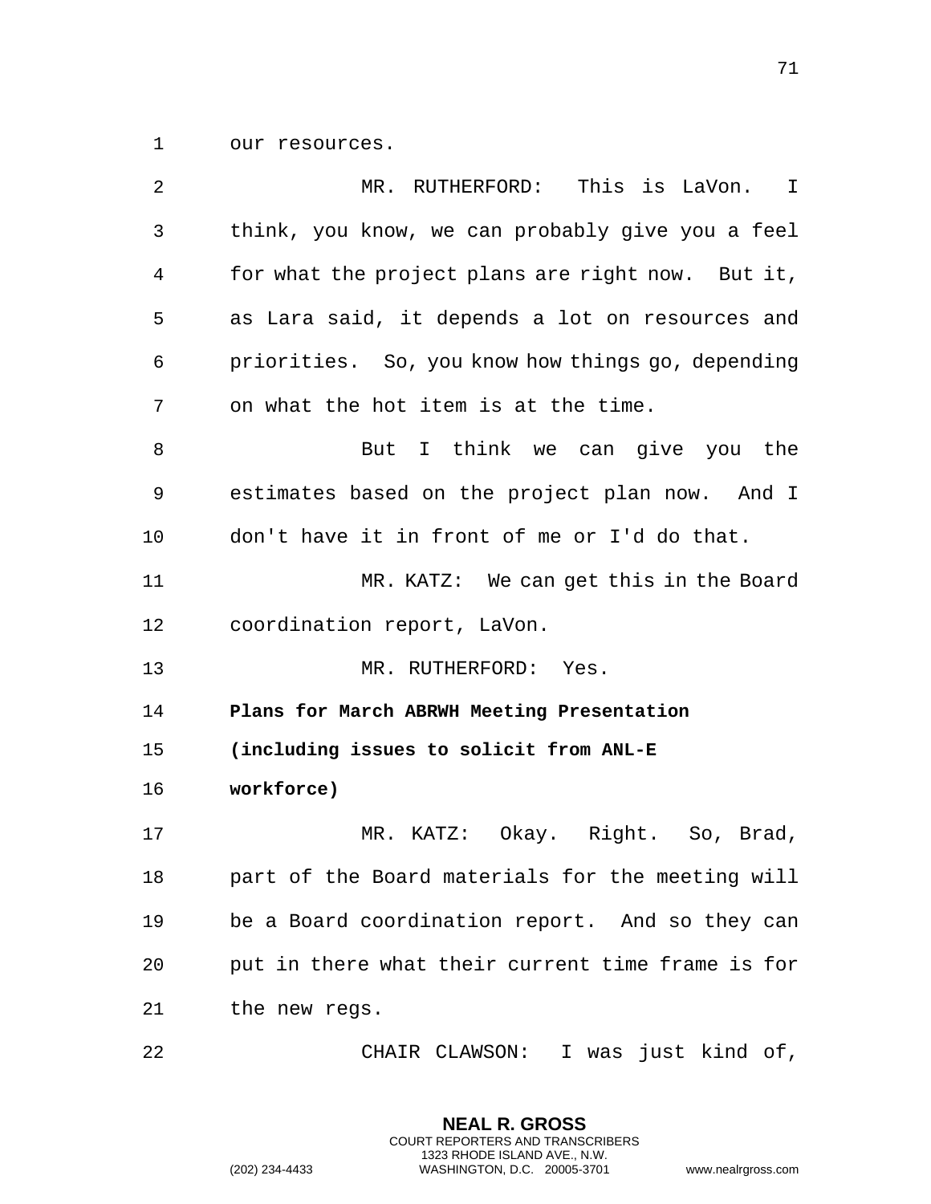our resources.

MR. RUTHERFORD: This is LaVon. I think, you know, we can probably give you a feel for what the project plans are right now. But it, as Lara said, it depends a lot on resources and priorities. So, you know how things go, depending on what the hot item is at the time.

But I think we can give you the estimates based on the project plan now. And I don't have it in front of me or I'd do that.

MR. KATZ: We can get this in the Board coordination report, LaVon.

MR. RUTHERFORD: Yes.

**Plans for March ABRWH Meeting Presentation (including issues to solicit from ANL-E workforce)**

MR. KATZ: Okay. Right. So, Brad, part of the Board materials for the meeting will be a Board coordination report. And so they can put in there what their current time frame is for the new regs.

CHAIR CLAWSON: I was just kind of,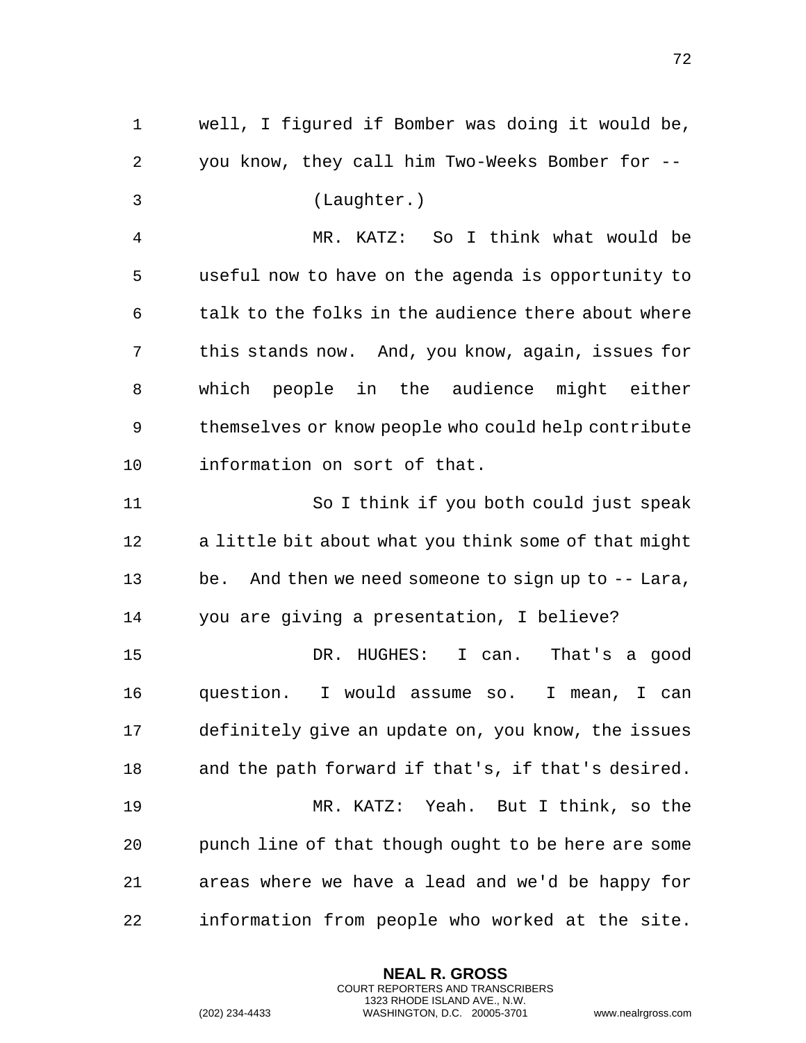well, I figured if Bomber was doing it would be, you know, they call him Two-Weeks Bomber for --

(Laughter.)

MR. KATZ: So I think what would be useful now to have on the agenda is opportunity to talk to the folks in the audience there about where this stands now. And, you know, again, issues for which people in the audience might either themselves or know people who could help contribute information on sort of that.

So I think if you both could just speak a little bit about what you think some of that might be. And then we need someone to sign up to -- Lara, you are giving a presentation, I believe?

DR. HUGHES: I can. That's a good question. I would assume so. I mean, I can definitely give an update on, you know, the issues and the path forward if that's, if that's desired.

MR. KATZ: Yeah. But I think, so the punch line of that though ought to be here are some areas where we have a lead and we'd be happy for information from people who worked at the site.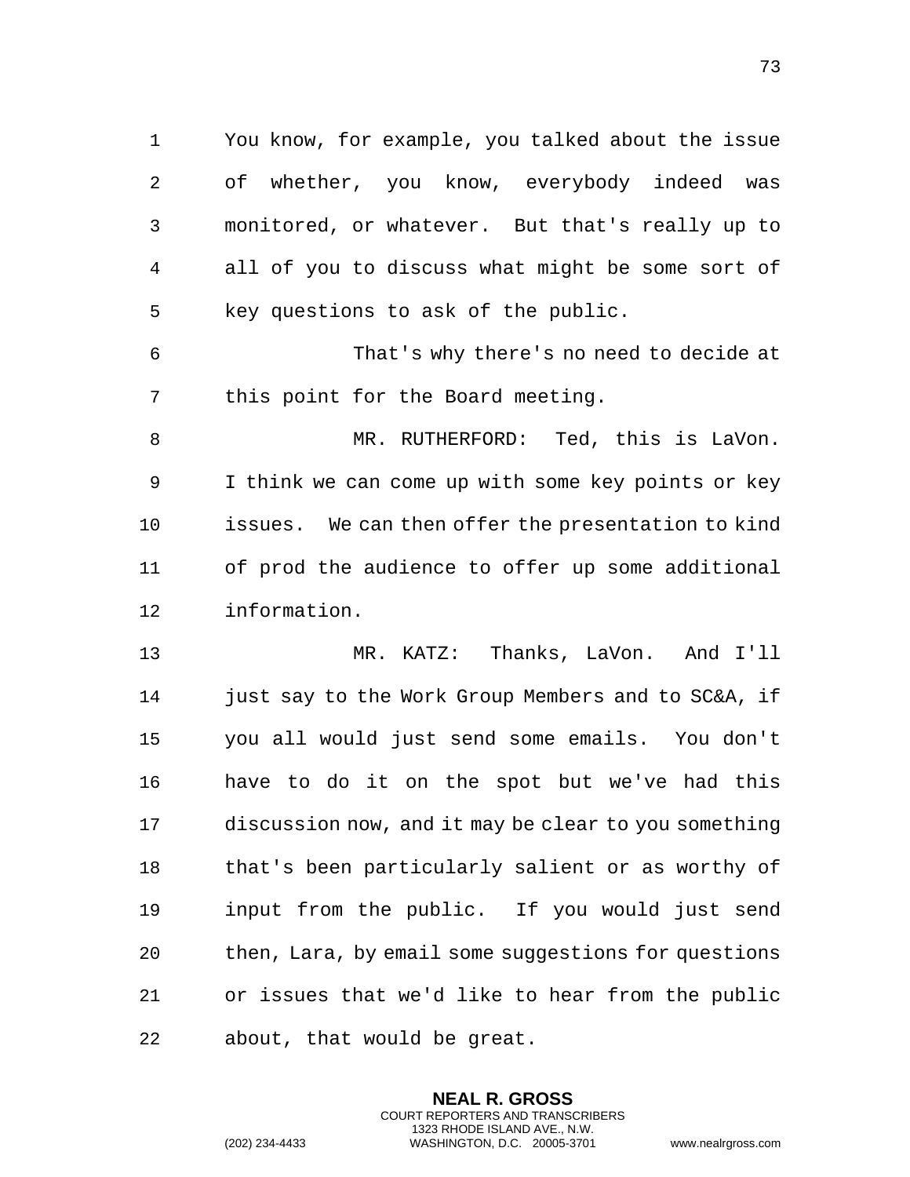You know, for example, you talked about the issue of whether, you know, everybody indeed was monitored, or whatever. But that's really up to all of you to discuss what might be some sort of key questions to ask of the public.

That's why there's no need to decide at this point for the Board meeting.

MR. RUTHERFORD: Ted, this is LaVon. I think we can come up with some key points or key issues. We can then offer the presentation to kind of prod the audience to offer up some additional information.

MR. KATZ: Thanks, LaVon. And I'll just say to the Work Group Members and to SC&A, if you all would just send some emails. You don't have to do it on the spot but we've had this discussion now, and it may be clear to you something that's been particularly salient or as worthy of input from the public. If you would just send then, Lara, by email some suggestions for questions or issues that we'd like to hear from the public about, that would be great.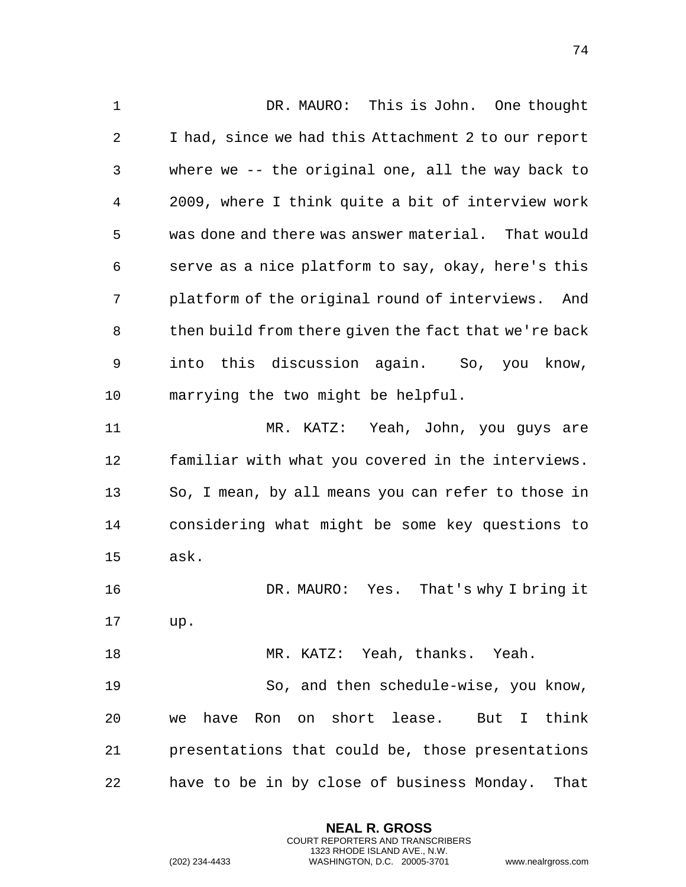DR. MAURO: This is John. One thought I had, since we had this Attachment 2 to our report where we -- the original one, all the way back to 2009, where I think quite a bit of interview work was done and there was answer material. That would serve as a nice platform to say, okay, here's this platform of the original round of interviews. And then build from there given the fact that we're back into this discussion again. So, you know, marrying the two might be helpful.

MR. KATZ: Yeah, John, you guys are familiar with what you covered in the interviews. So, I mean, by all means you can refer to those in considering what might be some key questions to ask.

DR. MAURO: Yes. That's why I bring it up.

MR. KATZ: Yeah, thanks. Yeah.

So, and then schedule-wise, you know, we have Ron on short lease. But I think presentations that could be, those presentations have to be in by close of business Monday. That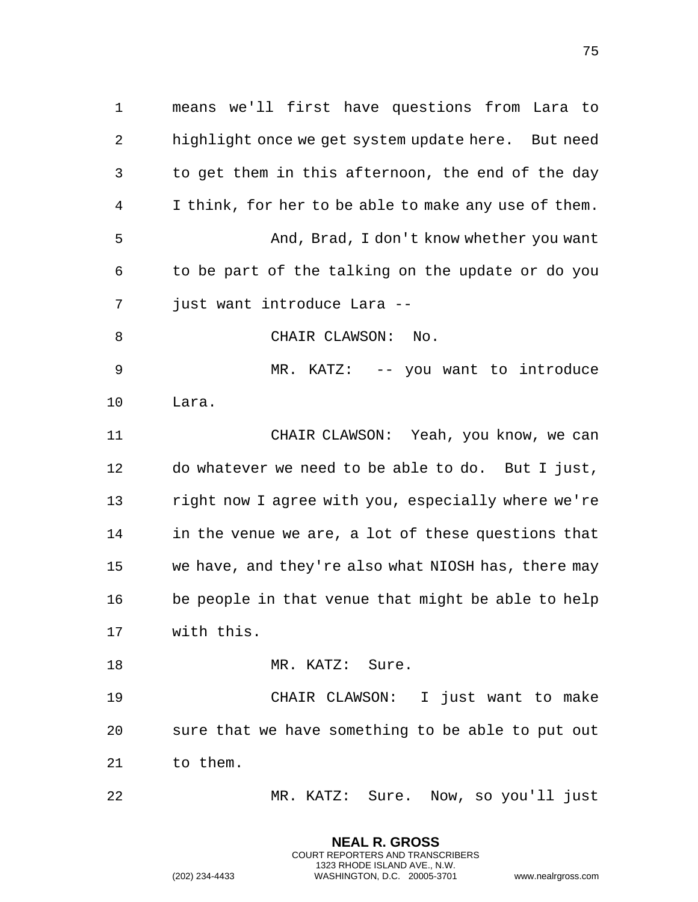means we'll first have questions from Lara to highlight once we get system update here. But need to get them in this afternoon, the end of the day I think, for her to be able to make any use of them.

And, Brad, I don't know whether you want to be part of the talking on the update or do you just want introduce Lara --

CHAIR CLAWSON: No.

MR. KATZ: -- you want to introduce Lara.

CHAIR CLAWSON: Yeah, you know, we can do whatever we need to be able to do. But I just, right now I agree with you, especially where we're in the venue we are, a lot of these questions that we have, and they're also what NIOSH has, there may be people in that venue that might be able to help with this.

MR. KATZ: Sure.

CHAIR CLAWSON: I just want to make sure that we have something to be able to put out to them.

MR. KATZ: Sure. Now, so you'll just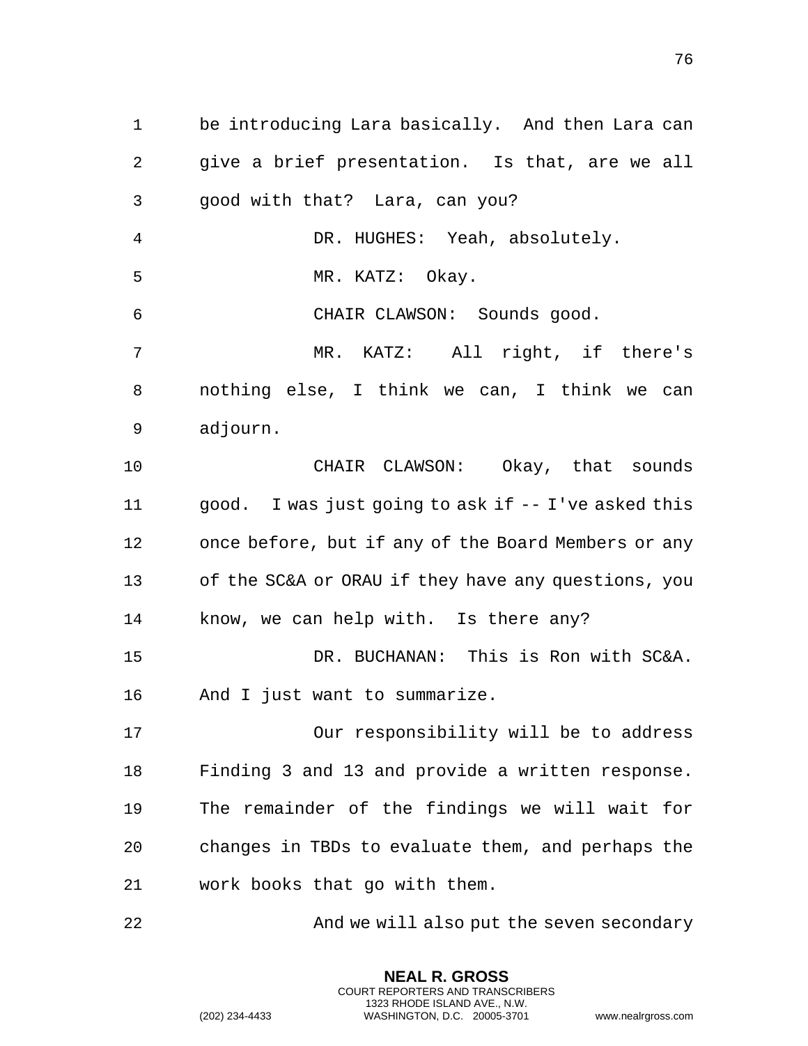be introducing Lara basically. And then Lara can give a brief presentation. Is that, are we all good with that? Lara, can you?

DR. HUGHES: Yeah, absolutely.

MR. KATZ: Okay.

CHAIR CLAWSON: Sounds good.

MR. KATZ: All right, if there's nothing else, I think we can, I think we can adjourn.

CHAIR CLAWSON: Okay, that sounds good. I was just going to ask if -- I've asked this once before, but if any of the Board Members or any of the SC&A or ORAU if they have any questions, you know, we can help with. Is there any?

DR. BUCHANAN: This is Ron with SC&A. And I just want to summarize.

Our responsibility will be to address Finding 3 and 13 and provide a written response. The remainder of the findings we will wait for changes in TBDs to evaluate them, and perhaps the work books that go with them.

And we will also put the seven secondary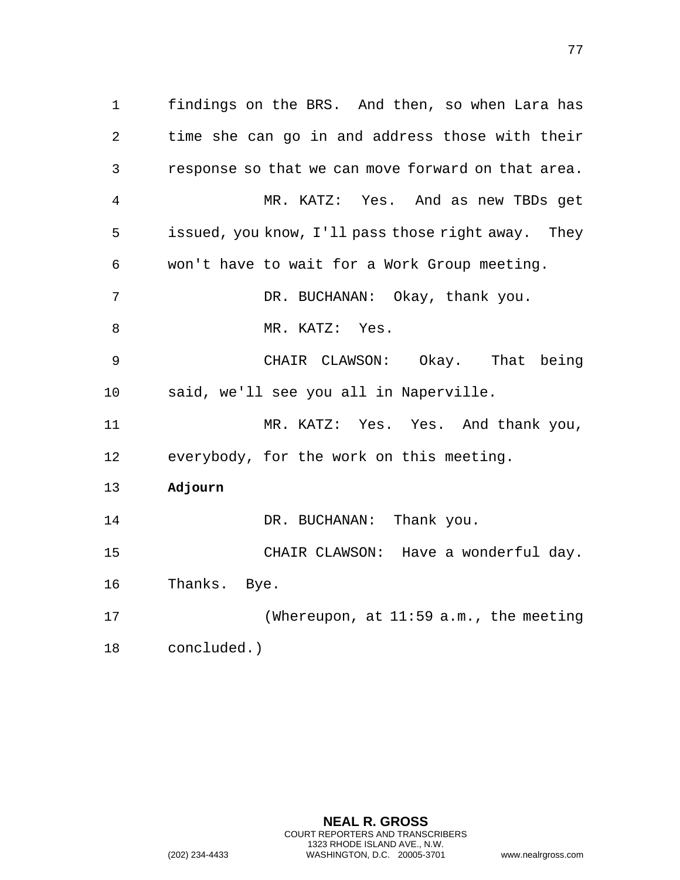findings on the BRS. And then, so when Lara has time she can go in and address those with their response so that we can move forward on that area.

MR. KATZ: Yes. And as new TBDs get issued, you know, I'll pass those right away. They won't have to wait for a Work Group meeting.

DR. BUCHANAN: Okay, thank you.

MR. KATZ: Yes.

CHAIR CLAWSON: Okay. That being said, we'll see you all in Naperville.

MR. KATZ: Yes. Yes. And thank you, everybody, for the work on this meeting.

**Adjourn**

DR. BUCHANAN: Thank you.

CHAIR CLAWSON: Have a wonderful day. Thanks. Bye.

(Whereupon, at 11:59 a.m., the meeting concluded.)